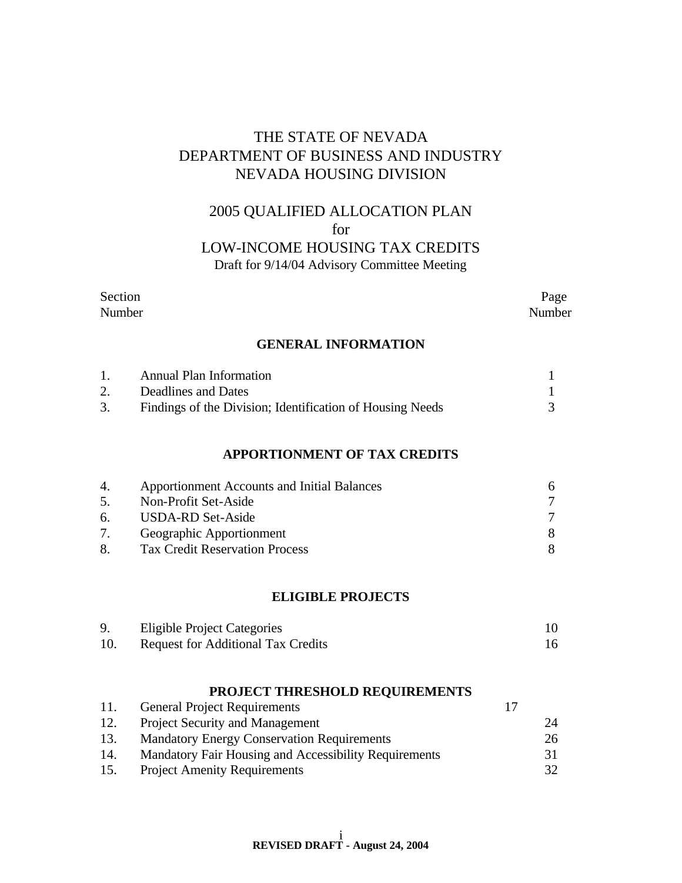# THE STATE OF NEVADA
# DEPARTMENT OF BUSINESS AND INDUSTRY
# NEVADA HOUSING DIVISION

## 2005 QUALIFIED ALLOCATION PLAN
## for
## LOW-INCOME HOUSING TAX CREDITS

Draft for 9/14/04 Advisory Committee Meeting

| Section Number | | Page Number |
|---|---|---|
| | **GENERAL INFORMATION** | |
| 1. | Annual Plan Information | 1 |
| 2. | Deadlines and Dates | 1 |
| 3. | Findings of the Division; Identification of Housing Needs | 3 |
| | **APPORTIONMENT OF TAX CREDITS** | |
| 4. | Apportionment Accounts and Initial Balances | 6 |
| 5. | Non-Profit Set-Aside | 7 |
| 6. | USDA-RD Set-Aside | 7 |
| 7. | Geographic Apportionment | 8 |
| 8. | Tax Credit Reservation Process | 8 |
| | **ELIGIBLE PROJECTS** | |
| 9. | Eligible Project Categories | 10 |
| 10. | Request for Additional Tax Credits | 16 |
| | **PROJECT THRESHOLD REQUIREMENTS** | |
| 11. | General Project Requirements | 17 |
| 12. | Project Security and Management | 24 |
| 13. | Mandatory Energy Conservation Requirements | 26 |
| 14. | Mandatory Fair Housing and Accessibility Requirements | 31 |
| 15. | Project Amenity Requirements | 32 |

**REVISED DRAFT - August 24, 2004**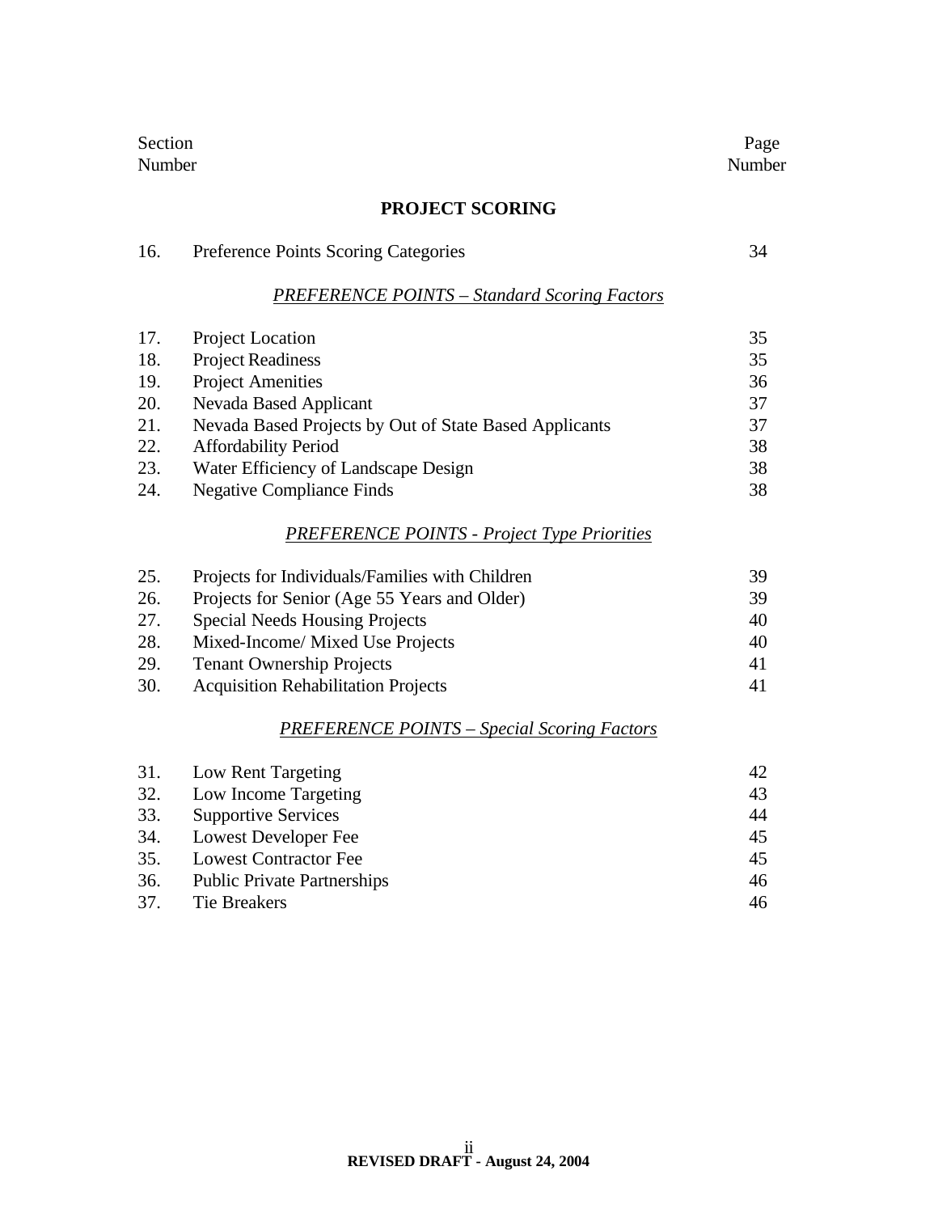| Section Number | | Page Number |
|---|---|---|

## PROJECT SCORING

| | | |
|---|---|---|
| 16. | Preference Points Scoring Categories | 34 |

*PREFERENCE POINTS – Standard Scoring Factors*

| | | |
|---|---|---|
| 17. | Project Location | 35 |
| 18. | Project Readiness | 35 |
| 19. | Project Amenities | 36 |
| 20. | Nevada Based Applicant | 37 |
| 21. | Nevada Based Projects by Out of State Based Applicants | 37 |
| 22. | Affordability Period | 38 |
| 23. | Water Efficiency of Landscape Design | 38 |
| 24. | Negative Compliance Finds | 38 |

*PREFERENCE POINTS - Project Type Priorities*

| | | |
|---|---|---|
| 25. | Projects for Individuals/Families with Children | 39 |
| 26. | Projects for Senior (Age 55 Years and Older) | 39 |
| 27. | Special Needs Housing Projects | 40 |
| 28. | Mixed-Income/ Mixed Use Projects | 40 |
| 29. | Tenant Ownership Projects | 41 |
| 30. | Acquisition Rehabilitation Projects | 41 |

*PREFERENCE POINTS – Special Scoring Factors*

| | | |
|---|---|---|
| 31. | Low Rent Targeting | 42 |
| 32. | Low Income Targeting | 43 |
| 33. | Supportive Services | 44 |
| 34. | Lowest Developer Fee | 45 |
| 35. | Lowest Contractor Fee | 45 |
| 36. | Public Private Partnerships | 46 |
| 37. | Tie Breakers | 46 |

**REVISED DRAFT - August 24, 2004**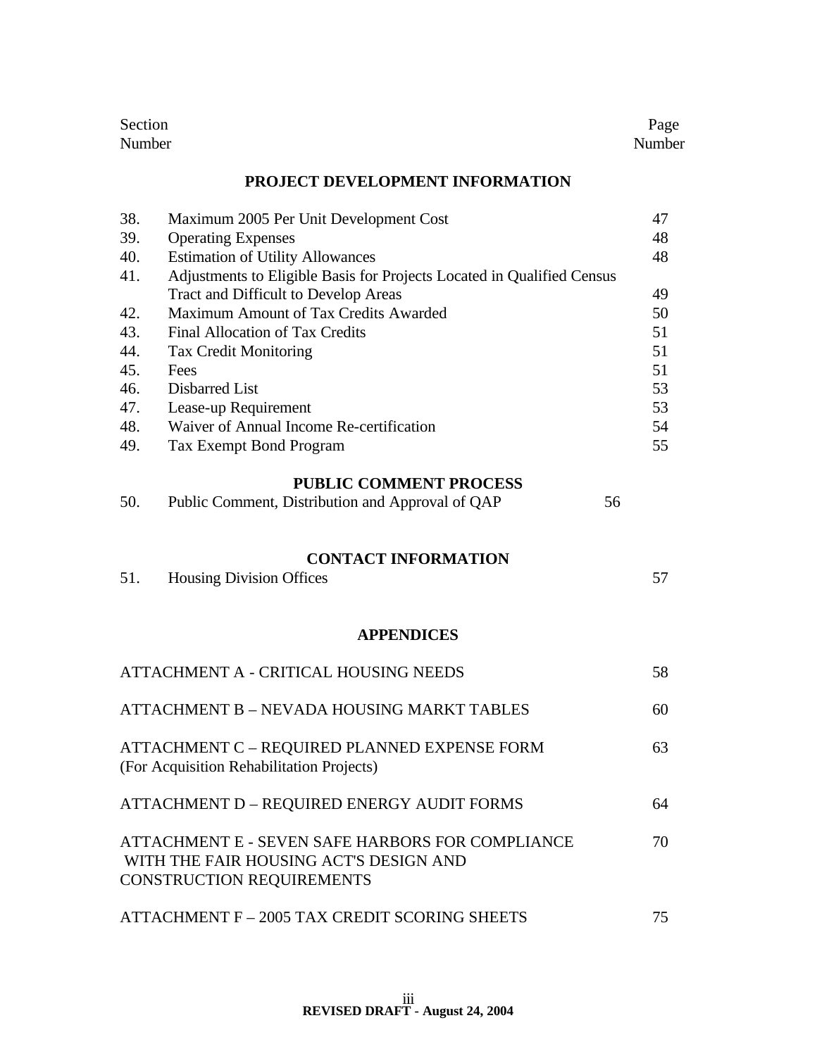| Section Number | | Page Number |
|---|---|---|

## PROJECT DEVELOPMENT INFORMATION

| | | |
|---|---|---|
| 38. | Maximum 2005 Per Unit Development Cost | 47 |
| 39. | Operating Expenses | 48 |
| 40. | Estimation of Utility Allowances | 48 |
| 41. | Adjustments to Eligible Basis for Projects Located in Qualified Census Tract and Difficult to Develop Areas | 49 |
| 42. | Maximum Amount of Tax Credits Awarded | 50 |
| 43. | Final Allocation of Tax Credits | 51 |
| 44. | Tax Credit Monitoring | 51 |
| 45. | Fees | 51 |
| 46. | Disbarred List | 53 |
| 47. | Lease-up Requirement | 53 |
| 48. | Waiver of Annual Income Re-certification | 54 |
| 49. | Tax Exempt Bond Program | 55 |

## PUBLIC COMMENT PROCESS

| | | |
|---|---|---|
| 50. | Public Comment, Distribution and Approval of QAP | 56 |

## CONTACT INFORMATION

| | | |
|---|---|---|
| 51. | Housing Division Offices | 57 |

## APPENDICES

| | |
|---|---|
| ATTACHMENT A - CRITICAL HOUSING NEEDS | 58 |
| ATTACHMENT B – NEVADA HOUSING MARKT TABLES | 60 |
| ATTACHMENT C – REQUIRED PLANNED EXPENSE FORM (For Acquisition Rehabilitation Projects) | 63 |
| ATTACHMENT D – REQUIRED ENERGY AUDIT FORMS | 64 |
| ATTACHMENT E - SEVEN SAFE HARBORS FOR COMPLIANCE WITH THE FAIR HOUSING ACT'S DESIGN AND CONSTRUCTION REQUIREMENTS | 70 |
| ATTACHMENT F – 2005 TAX CREDIT SCORING SHEETS | 75 |

**REVISED DRAFT - August 24, 2004**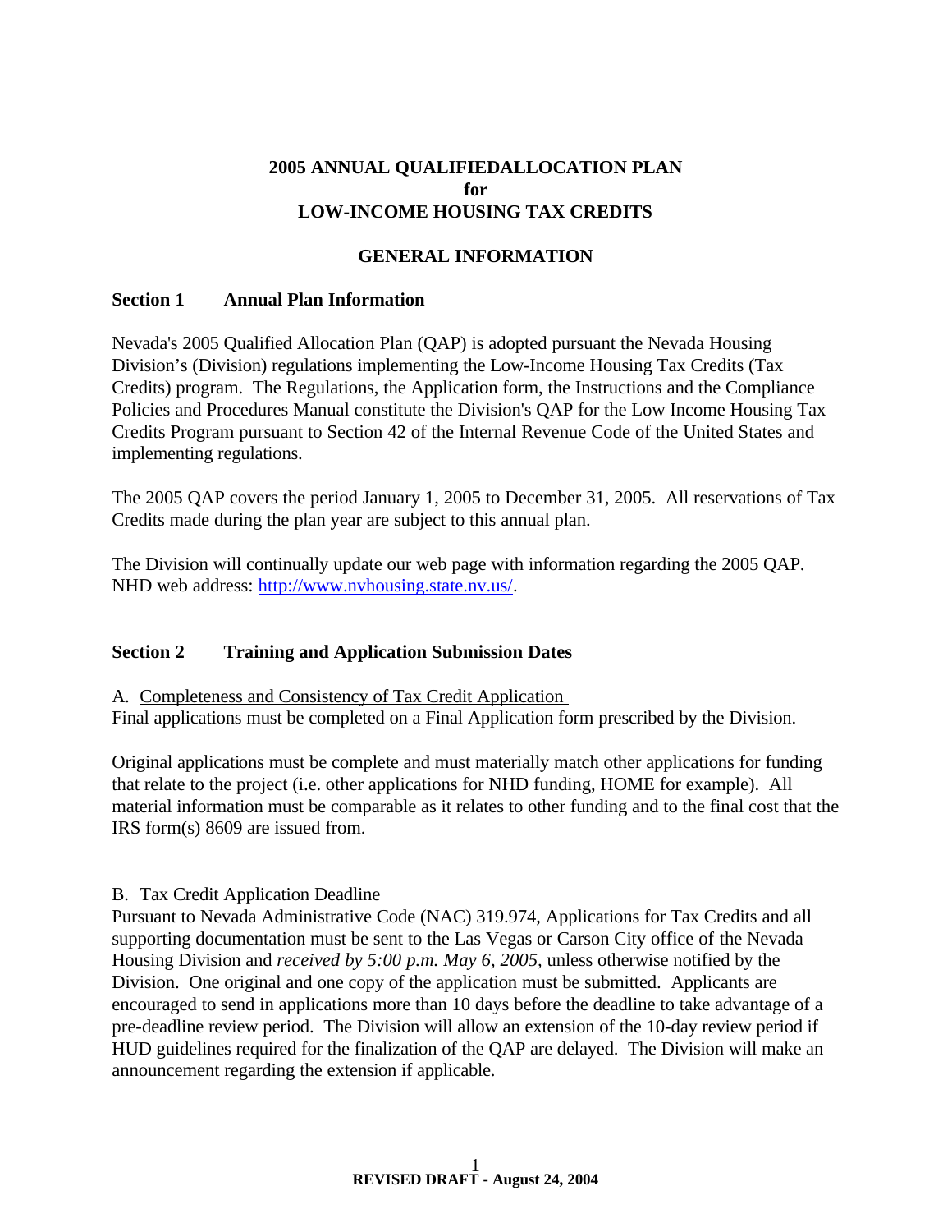# 2005 ANNUAL QUALIFIEDALLOCATION PLAN
# for
# LOW-INCOME HOUSING TAX CREDITS

## GENERAL INFORMATION

### Section 1 Annual Plan Information

Nevada's 2005 Qualified Allocation Plan (QAP) is adopted pursuant the Nevada Housing Division's (Division) regulations implementing the Low-Income Housing Tax Credits (Tax Credits) program. The Regulations, the Application form, the Instructions and the Compliance Policies and Procedures Manual constitute the Division's QAP for the Low Income Housing Tax Credits Program pursuant to Section 42 of the Internal Revenue Code of the United States and implementing regulations.

The 2005 QAP covers the period January 1, 2005 to December 31, 2005. All reservations of Tax Credits made during the plan year are subject to this annual plan.

The Division will continually update our web page with information regarding the 2005 QAP. NHD web address: http://www.nvhousing.state.nv.us/.

### Section 2 Training and Application Submission Dates

A. Completeness and Consistency of Tax Credit Application

Final applications must be completed on a Final Application form prescribed by the Division.

Original applications must be complete and must materially match other applications for funding that relate to the project (i.e. other applications for NHD funding, HOME for example). All material information must be comparable as it relates to other funding and to the final cost that the IRS form(s) 8609 are issued from.

B. Tax Credit Application Deadline

Pursuant to Nevada Administrative Code (NAC) 319.974, Applications for Tax Credits and all supporting documentation must be sent to the Las Vegas or Carson City office of the Nevada Housing Division and *received by 5:00 p.m. May 6, 2005,* unless otherwise notified by the Division. One original and one copy of the application must be submitted. Applicants are encouraged to send in applications more than 10 days before the deadline to take advantage of a pre-deadline review period. The Division will allow an extension of the 10-day review period if HUD guidelines required for the finalization of the QAP are delayed. The Division will make an announcement regarding the extension if applicable.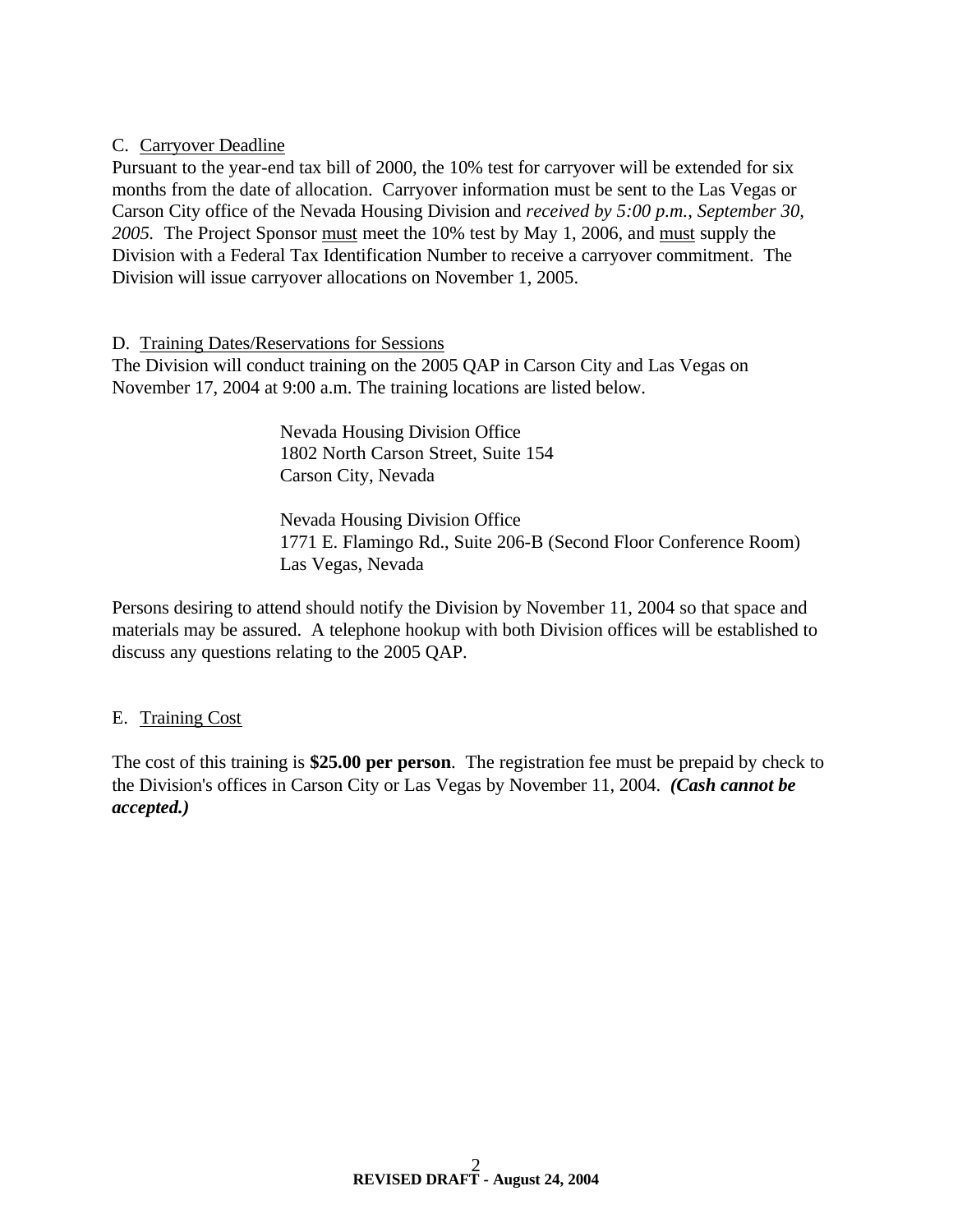C. <u>Carryover Deadline</u>

Pursuant to the year-end tax bill of 2000, the 10% test for carryover will be extended for six months from the date of allocation. Carryover information must be sent to the Las Vegas or Carson City office of the Nevada Housing Division and *received by 5:00 p.m., September 30, 2005.* The Project Sponsor <u>must</u> meet the 10% test by May 1, 2006, and <u>must</u> supply the Division with a Federal Tax Identification Number to receive a carryover commitment. The Division will issue carryover allocations on November 1, 2005.

D. <u>Training Dates/Reservations for Sessions</u>

The Division will conduct training on the 2005 QAP in Carson City and Las Vegas on November 17, 2004 at 9:00 a.m. The training locations are listed below.

> Nevada Housing Division Office
> 1802 North Carson Street, Suite 154
> Carson City, Nevada
>
> Nevada Housing Division Office
> 1771 E. Flamingo Rd., Suite 206-B (Second Floor Conference Room)
> Las Vegas, Nevada

Persons desiring to attend should notify the Division by November 11, 2004 so that space and materials may be assured. A telephone hookup with both Division offices will be established to discuss any questions relating to the 2005 QAP.

E. <u>Training Cost</u>

The cost of this training is **$25.00 per person**. The registration fee must be prepaid by check to the Division's offices in Carson City or Las Vegas by November 11, 2004. ***(Cash cannot be accepted.)***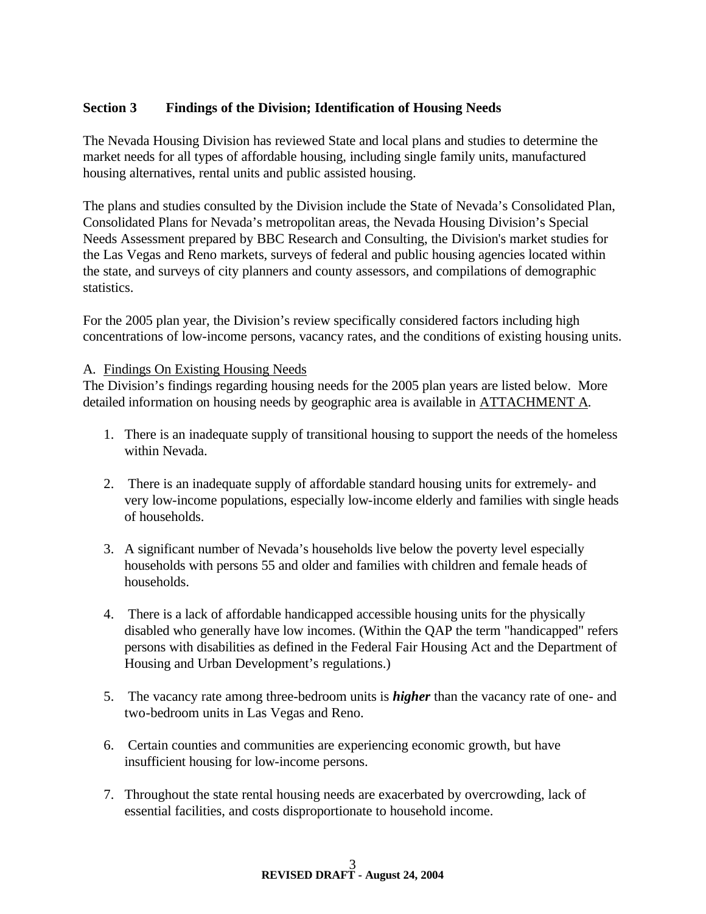## Section 3 Findings of the Division; Identification of Housing Needs

The Nevada Housing Division has reviewed State and local plans and studies to determine the market needs for all types of affordable housing, including single family units, manufactured housing alternatives, rental units and public assisted housing.

The plans and studies consulted by the Division include the State of Nevada's Consolidated Plan, Consolidated Plans for Nevada's metropolitan areas, the Nevada Housing Division's Special Needs Assessment prepared by BBC Research and Consulting, the Division's market studies for the Las Vegas and Reno markets, surveys of federal and public housing agencies located within the state, and surveys of city planners and county assessors, and compilations of demographic statistics.

For the 2005 plan year, the Division's review specifically considered factors including high concentrations of low-income persons, vacancy rates, and the conditions of existing housing units.

A. Findings On Existing Housing Needs

The Division's findings regarding housing needs for the 2005 plan years are listed below. More detailed information on housing needs by geographic area is available in ATTACHMENT A.

1. There is an inadequate supply of transitional housing to support the needs of the homeless within Nevada.

2. There is an inadequate supply of affordable standard housing units for extremely- and very low-income populations, especially low-income elderly and families with single heads of households.

3. A significant number of Nevada's households live below the poverty level especially households with persons 55 and older and families with children and female heads of households.

4. There is a lack of affordable handicapped accessible housing units for the physically disabled who generally have low incomes. (Within the QAP the term "handicapped" refers persons with disabilities as defined in the Federal Fair Housing Act and the Department of Housing and Urban Development's regulations.)

5. The vacancy rate among three-bedroom units is ***higher*** than the vacancy rate of one- and two-bedroom units in Las Vegas and Reno.

6. Certain counties and communities are experiencing economic growth, but have insufficient housing for low-income persons.

7. Throughout the state rental housing needs are exacerbated by overcrowding, lack of essential facilities, and costs disproportionate to household income.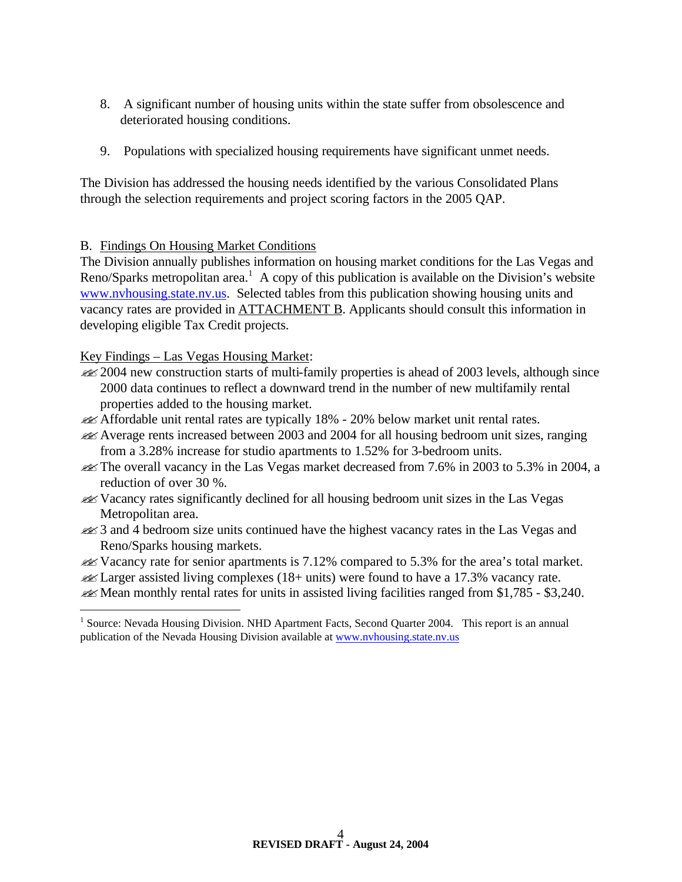8. A significant number of housing units within the state suffer from obsolescence and deteriorated housing conditions.

9. Populations with specialized housing requirements have significant unmet needs.

The Division has addressed the housing needs identified by the various Consolidated Plans through the selection requirements and project scoring factors in the 2005 QAP.

B. Findings On Housing Market Conditions

The Division annually publishes information on housing market conditions for the Las Vegas and Reno/Sparks metropolitan area.[1] A copy of this publication is available on the Division's website www.nvhousing.state.nv.us. Selected tables from this publication showing housing units and vacancy rates are provided in ATTACHMENT B. Applicants should consult this information in developing eligible Tax Credit projects.

Key Findings – Las Vegas Housing Market:

- 2004 new construction starts of multi-family properties is ahead of 2003 levels, although since 2000 data continues to reflect a downward trend in the number of new multifamily rental properties added to the housing market.
- Affordable unit rental rates are typically 18% - 20% below market unit rental rates.
- Average rents increased between 2003 and 2004 for all housing bedroom unit sizes, ranging from a 3.28% increase for studio apartments to 1.52% for 3-bedroom units.
- The overall vacancy in the Las Vegas market decreased from 7.6% in 2003 to 5.3% in 2004, a reduction of over 30 %.
- Vacancy rates significantly declined for all housing bedroom unit sizes in the Las Vegas Metropolitan area.
- 3 and 4 bedroom size units continued have the highest vacancy rates in the Las Vegas and Reno/Sparks housing markets.
- Vacancy rate for senior apartments is 7.12% compared to 5.3% for the area's total market.
- Larger assisted living complexes (18+ units) were found to have a 17.3% vacancy rate.
- Mean monthly rental rates for units in assisted living facilities ranged from $1,785 - $3,240.

[1] Source: Nevada Housing Division. NHD Apartment Facts, Second Quarter 2004. This report is an annual publication of the Nevada Housing Division available at www.nvhousing.state.nv.us

REVISED DRAFT - August 24, 2004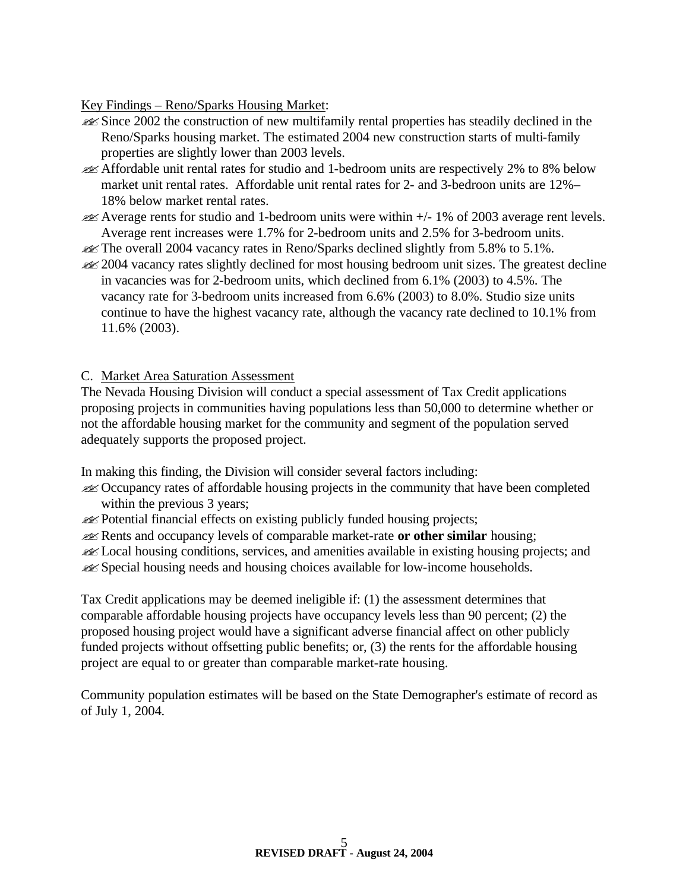Key Findings – Reno/Sparks Housing Market:

- Since 2002 the construction of new multifamily rental properties has steadily declined in the Reno/Sparks housing market. The estimated 2004 new construction starts of multi-family properties are slightly lower than 2003 levels.
- Affordable unit rental rates for studio and 1-bedroom units are respectively 2% to 8% below market unit rental rates. Affordable unit rental rates for 2- and 3-bedroon units are 12%–18% below market rental rates.
- Average rents for studio and 1-bedroom units were within +/- 1% of 2003 average rent levels. Average rent increases were 1.7% for 2-bedroom units and 2.5% for 3-bedroom units.
- The overall 2004 vacancy rates in Reno/Sparks declined slightly from 5.8% to 5.1%.
- 2004 vacancy rates slightly declined for most housing bedroom unit sizes. The greatest decline in vacancies was for 2-bedroom units, which declined from 6.1% (2003) to 4.5%. The vacancy rate for 3-bedroom units increased from 6.6% (2003) to 8.0%. Studio size units continue to have the highest vacancy rate, although the vacancy rate declined to 10.1% from 11.6% (2003).

## C. Market Area Saturation Assessment

The Nevada Housing Division will conduct a special assessment of Tax Credit applications proposing projects in communities having populations less than 50,000 to determine whether or not the affordable housing market for the community and segment of the population served adequately supports the proposed project.

In making this finding, the Division will consider several factors including:

- Occupancy rates of affordable housing projects in the community that have been completed within the previous 3 years;
- Potential financial effects on existing publicly funded housing projects;
- Rents and occupancy levels of comparable market-rate **or other similar** housing;
- Local housing conditions, services, and amenities available in existing housing projects; and
- Special housing needs and housing choices available for low-income households.

Tax Credit applications may be deemed ineligible if: (1) the assessment determines that comparable affordable housing projects have occupancy levels less than 90 percent; (2) the proposed housing project would have a significant adverse financial affect on other publicly funded projects without offsetting public benefits; or, (3) the rents for the affordable housing project are equal to or greater than comparable market-rate housing.

Community population estimates will be based on the State Demographer's estimate of record as of July 1, 2004.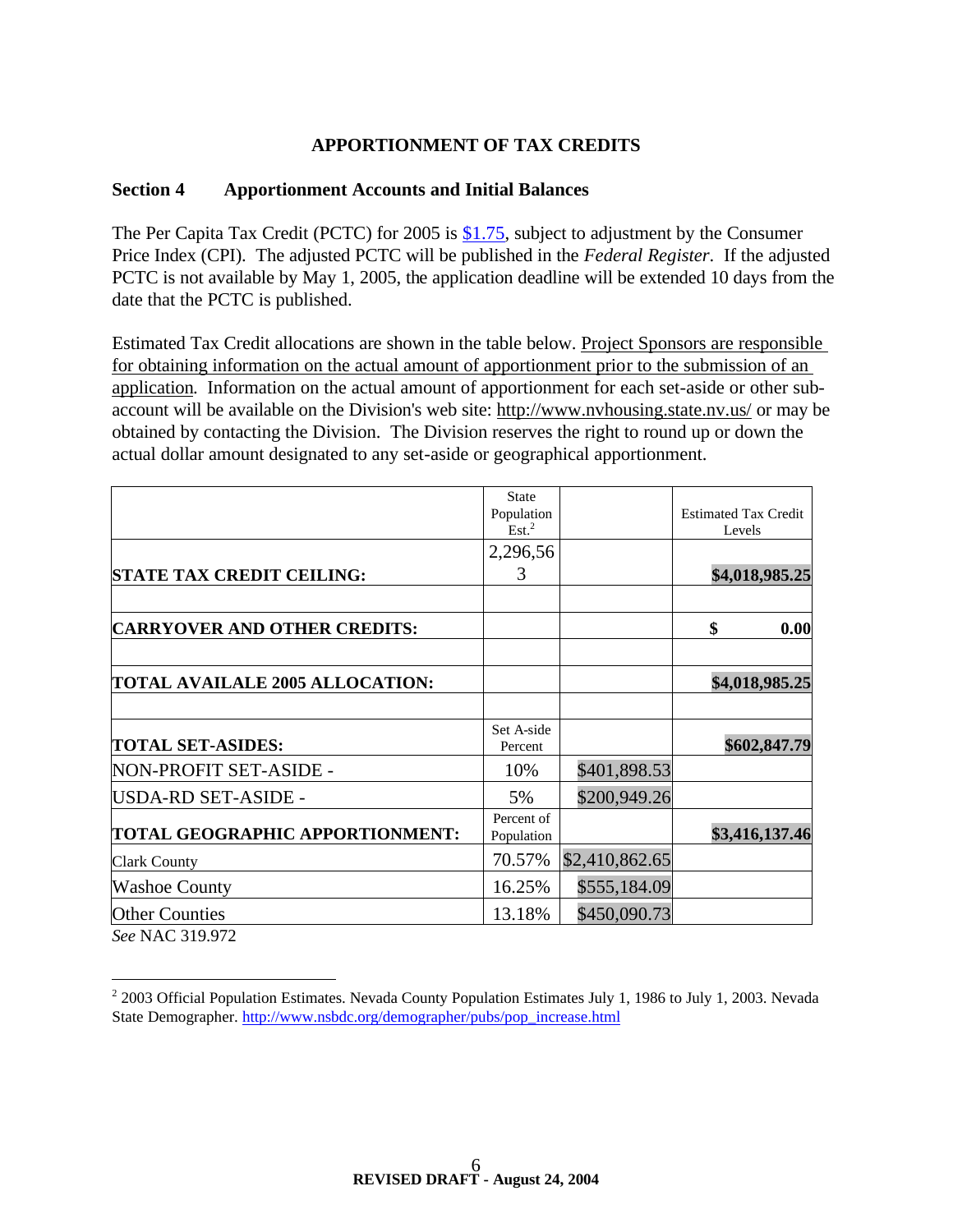## APPORTIONMENT OF TAX CREDITS

### Section 4 Apportionment Accounts and Initial Balances

The Per Capita Tax Credit (PCTC) for 2005 is $1.75, subject to adjustment by the Consumer Price Index (CPI). The adjusted PCTC will be published in the *Federal Register*. If the adjusted PCTC is not available by May 1, 2005, the application deadline will be extended 10 days from the date that the PCTC is published.

Estimated Tax Credit allocations are shown in the table below. Project Sponsors are responsible for obtaining information on the actual amount of apportionment prior to the submission of an application. Information on the actual amount of apportionment for each set-aside or other sub-account will be available on the Division's web site: http://www.nvhousing.state.nv.us/ or may be obtained by contacting the Division. The Division reserves the right to round up or down the actual dollar amount designated to any set-aside or geographical apportionment.

| | State Population Est.[2] | | Estimated Tax Credit Levels |
|---|---|---|---|
| **STATE TAX CREDIT CEILING:** | 2,296,563 | | **$4,018,985.25** |
| | | | |
| **CARRYOVER AND OTHER CREDITS:** | | | **$ 0.00** |
| | | | |
| **TOTAL AVAILALE 2005 ALLOCATION:** | | | **$4,018,985.25** |
| | | | |
| **TOTAL SET-ASIDES:** | Set A-side Percent | | **$602,847.79** |
| NON-PROFIT SET-ASIDE - | 10% | $401,898.53 | |
| USDA-RD SET-ASIDE - | 5% | $200,949.26 | |
| **TOTAL GEOGRAPHIC APPORTIONMENT:** | Percent of Population | | **$3,416,137.46** |
| Clark County | 70.57% | $2,410,862.65 | |
| Washoe County | 16.25% | $555,184.09 | |
| Other Counties | 13.18% | $450,090.73 | |

*See* NAC 319.972

[2] 2003 Official Population Estimates. Nevada County Population Estimates July 1, 1986 to July 1, 2003. Nevada State Demographer. http://www.nsbdc.org/demographer/pubs/pop_increase.html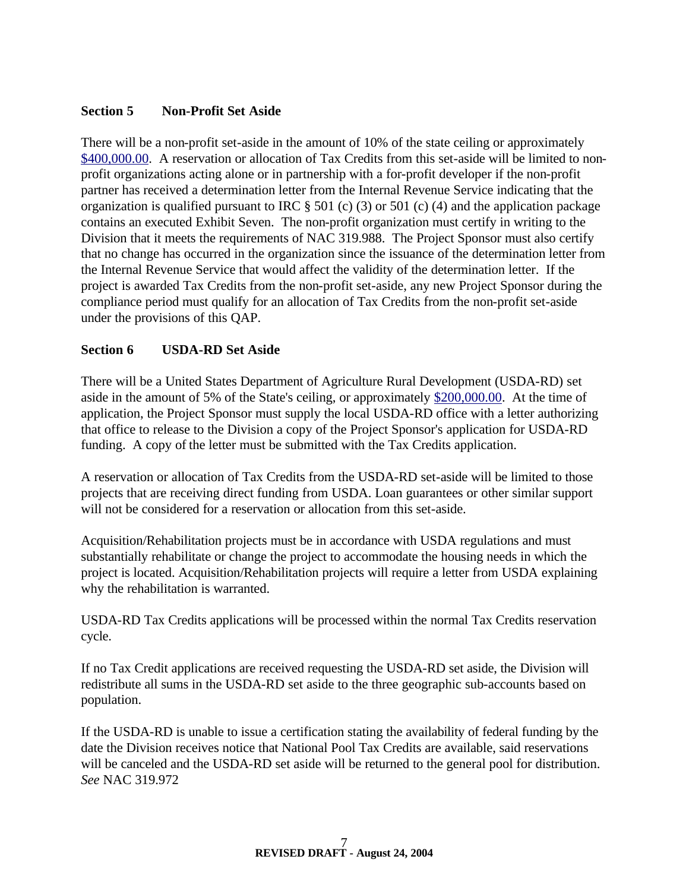### Section 5 Non-Profit Set Aside

There will be a non-profit set-aside in the amount of 10% of the state ceiling or approximately $400,000.00. A reservation or allocation of Tax Credits from this set-aside will be limited to non-profit organizations acting alone or in partnership with a for-profit developer if the non-profit partner has received a determination letter from the Internal Revenue Service indicating that the organization is qualified pursuant to IRC § 501 (c) (3) or 501 (c) (4) and the application package contains an executed Exhibit Seven. The non-profit organization must certify in writing to the Division that it meets the requirements of NAC 319.988. The Project Sponsor must also certify that no change has occurred in the organization since the issuance of the determination letter from the Internal Revenue Service that would affect the validity of the determination letter. If the project is awarded Tax Credits from the non-profit set-aside, any new Project Sponsor during the compliance period must qualify for an allocation of Tax Credits from the non-profit set-aside under the provisions of this QAP.

### Section 6 USDA-RD Set Aside

There will be a United States Department of Agriculture Rural Development (USDA-RD) set aside in the amount of 5% of the State's ceiling, or approximately $200,000.00. At the time of application, the Project Sponsor must supply the local USDA-RD office with a letter authorizing that office to release to the Division a copy of the Project Sponsor's application for USDA-RD funding. A copy of the letter must be submitted with the Tax Credits application.

A reservation or allocation of Tax Credits from the USDA-RD set-aside will be limited to those projects that are receiving direct funding from USDA. Loan guarantees or other similar support will not be considered for a reservation or allocation from this set-aside.

Acquisition/Rehabilitation projects must be in accordance with USDA regulations and must substantially rehabilitate or change the project to accommodate the housing needs in which the project is located. Acquisition/Rehabilitation projects will require a letter from USDA explaining why the rehabilitation is warranted.

USDA-RD Tax Credits applications will be processed within the normal Tax Credits reservation cycle.

If no Tax Credit applications are received requesting the USDA-RD set aside, the Division will redistribute all sums in the USDA-RD set aside to the three geographic sub-accounts based on population.

If the USDA-RD is unable to issue a certification stating the availability of federal funding by the date the Division receives notice that National Pool Tax Credits are available, said reservations will be canceled and the USDA-RD set aside will be returned to the general pool for distribution. *See* NAC 319.972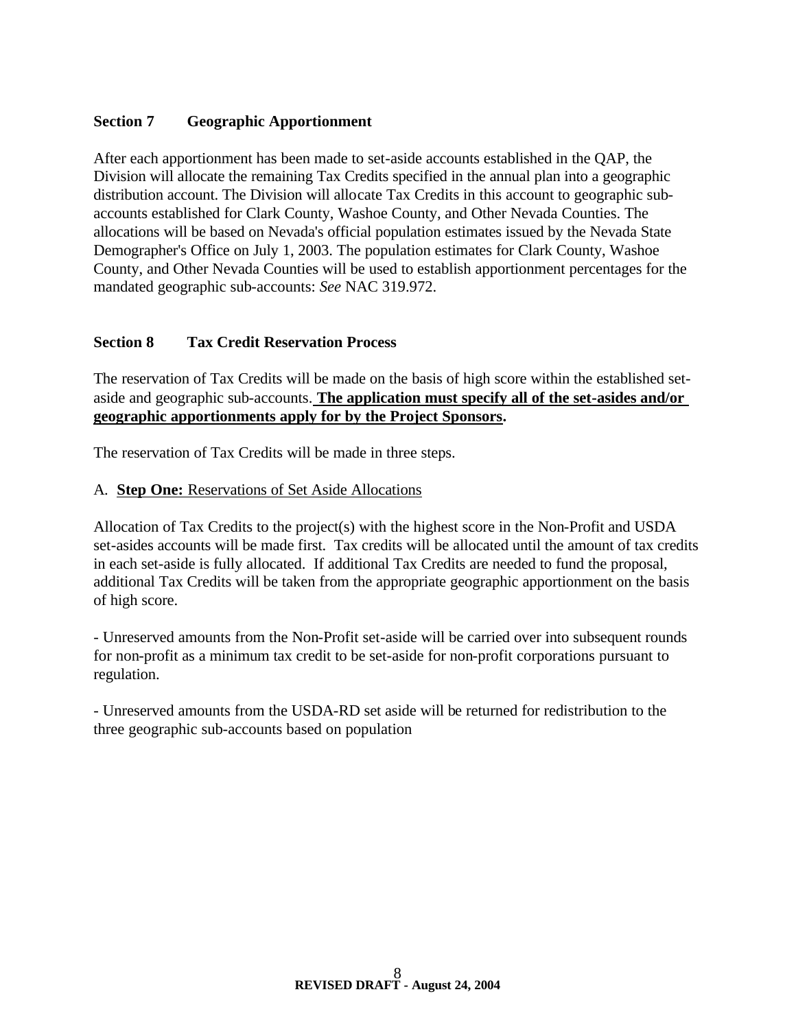## Section 7 Geographic Apportionment

After each apportionment has been made to set-aside accounts established in the QAP, the Division will allocate the remaining Tax Credits specified in the annual plan into a geographic distribution account. The Division will allocate Tax Credits in this account to geographic sub-accounts established for Clark County, Washoe County, and Other Nevada Counties. The allocations will be based on Nevada's official population estimates issued by the Nevada State Demographer's Office on July 1, 2003. The population estimates for Clark County, Washoe County, and Other Nevada Counties will be used to establish apportionment percentages for the mandated geographic sub-accounts: *See* NAC 319.972.

## Section 8 Tax Credit Reservation Process

The reservation of Tax Credits will be made on the basis of high score within the established set-aside and geographic sub-accounts. **The application must specify all of the set-asides and/or geographic apportionments apply for by the Project Sponsors.**

The reservation of Tax Credits will be made in three steps.

A. **Step One:** Reservations of Set Aside Allocations

Allocation of Tax Credits to the project(s) with the highest score in the Non-Profit and USDA set-asides accounts will be made first. Tax credits will be allocated until the amount of tax credits in each set-aside is fully allocated. If additional Tax Credits are needed to fund the proposal, additional Tax Credits will be taken from the appropriate geographic apportionment on the basis of high score.

- Unreserved amounts from the Non-Profit set-aside will be carried over into subsequent rounds for non-profit as a minimum tax credit to be set-aside for non-profit corporations pursuant to regulation.

- Unreserved amounts from the USDA-RD set aside will be returned for redistribution to the three geographic sub-accounts based on population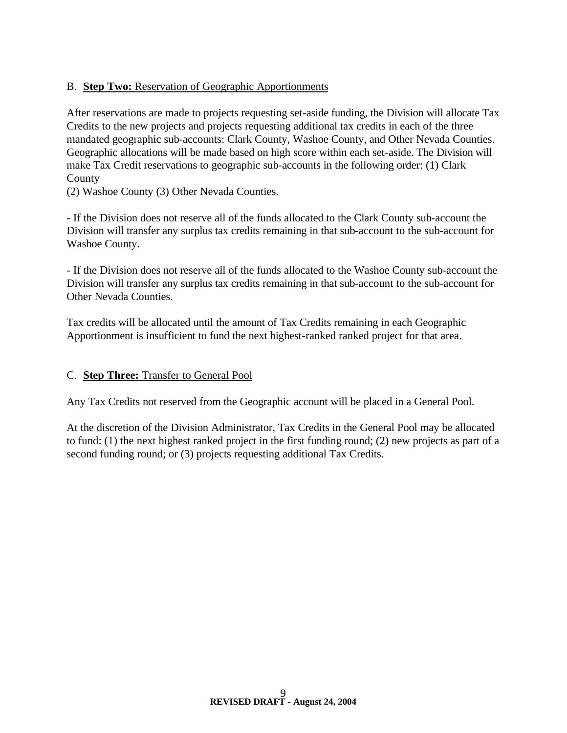B. **Step Two:** Reservation of Geographic Apportionments

After reservations are made to projects requesting set-aside funding, the Division will allocate Tax Credits to the new projects and projects requesting additional tax credits in each of the three mandated geographic sub-accounts: Clark County, Washoe County, and Other Nevada Counties. Geographic allocations will be made based on high score within each set-aside. The Division will make Tax Credit reservations to geographic sub-accounts in the following order: (1) Clark County
(2) Washoe County (3) Other Nevada Counties.

- If the Division does not reserve all of the funds allocated to the Clark County sub-account the Division will transfer any surplus tax credits remaining in that sub-account to the sub-account for Washoe County.

- If the Division does not reserve all of the funds allocated to the Washoe County sub-account the Division will transfer any surplus tax credits remaining in that sub-account to the sub-account for Other Nevada Counties.

Tax credits will be allocated until the amount of Tax Credits remaining in each Geographic Apportionment is insufficient to fund the next highest-ranked ranked project for that area.

C. **Step Three:** Transfer to General Pool

Any Tax Credits not reserved from the Geographic account will be placed in a General Pool.

At the discretion of the Division Administrator, Tax Credits in the General Pool may be allocated to fund: (1) the next highest ranked project in the first funding round; (2) new projects as part of a second funding round; or (3) projects requesting additional Tax Credits.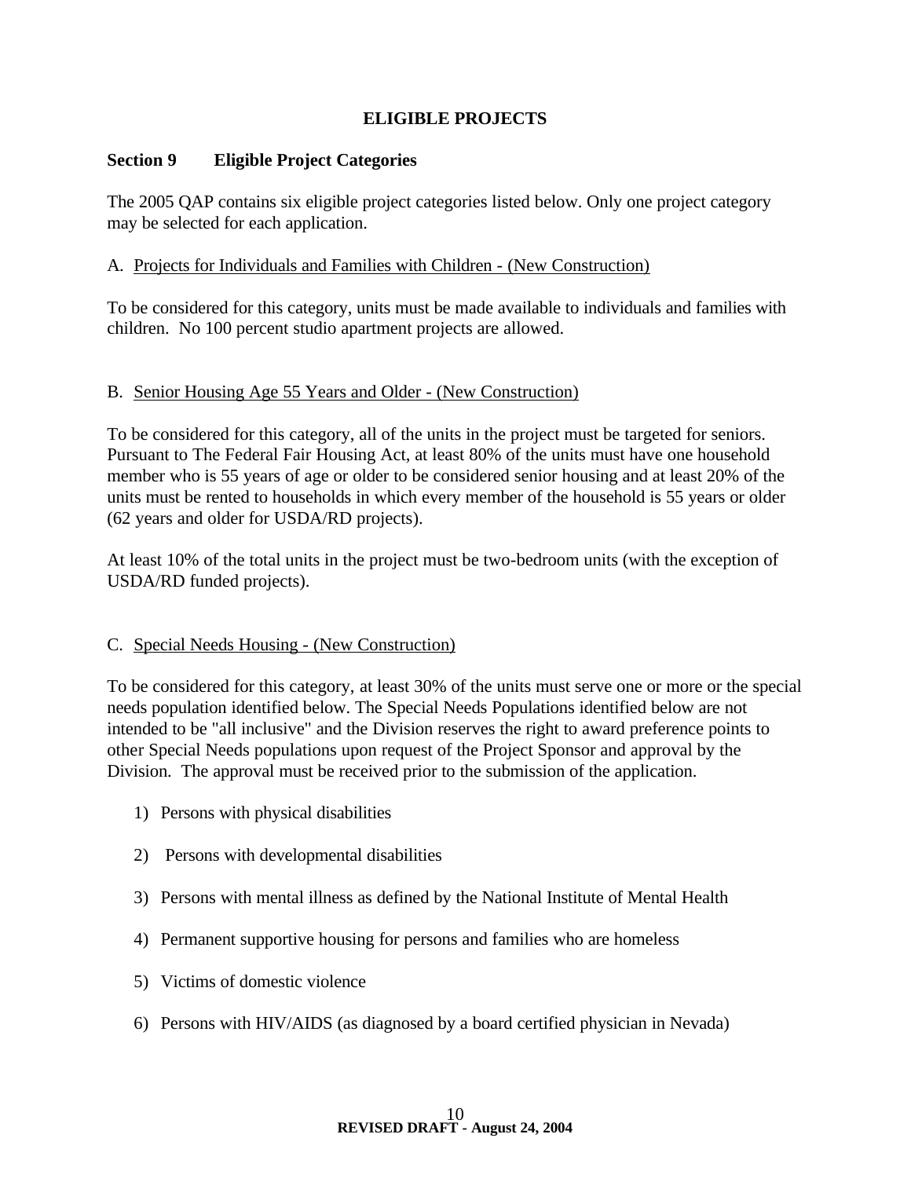## ELIGIBLE PROJECTS

### Section 9 Eligible Project Categories

The 2005 QAP contains six eligible project categories listed below. Only one project category may be selected for each application.

A. Projects for Individuals and Families with Children - (New Construction)

To be considered for this category, units must be made available to individuals and families with children. No 100 percent studio apartment projects are allowed.

B. Senior Housing Age 55 Years and Older - (New Construction)

To be considered for this category, all of the units in the project must be targeted for seniors. Pursuant to The Federal Fair Housing Act, at least 80% of the units must have one household member who is 55 years of age or older to be considered senior housing and at least 20% of the units must be rented to households in which every member of the household is 55 years or older (62 years and older for USDA/RD projects).

At least 10% of the total units in the project must be two-bedroom units (with the exception of USDA/RD funded projects).

C. Special Needs Housing - (New Construction)

To be considered for this category, at least 30% of the units must serve one or more or the special needs population identified below. The Special Needs Populations identified below are not intended to be "all inclusive" and the Division reserves the right to award preference points to other Special Needs populations upon request of the Project Sponsor and approval by the Division. The approval must be received prior to the submission of the application.

1) Persons with physical disabilities
2) Persons with developmental disabilities
3) Persons with mental illness as defined by the National Institute of Mental Health
4) Permanent supportive housing for persons and families who are homeless
5) Victims of domestic violence
6) Persons with HIV/AIDS (as diagnosed by a board certified physician in Nevada)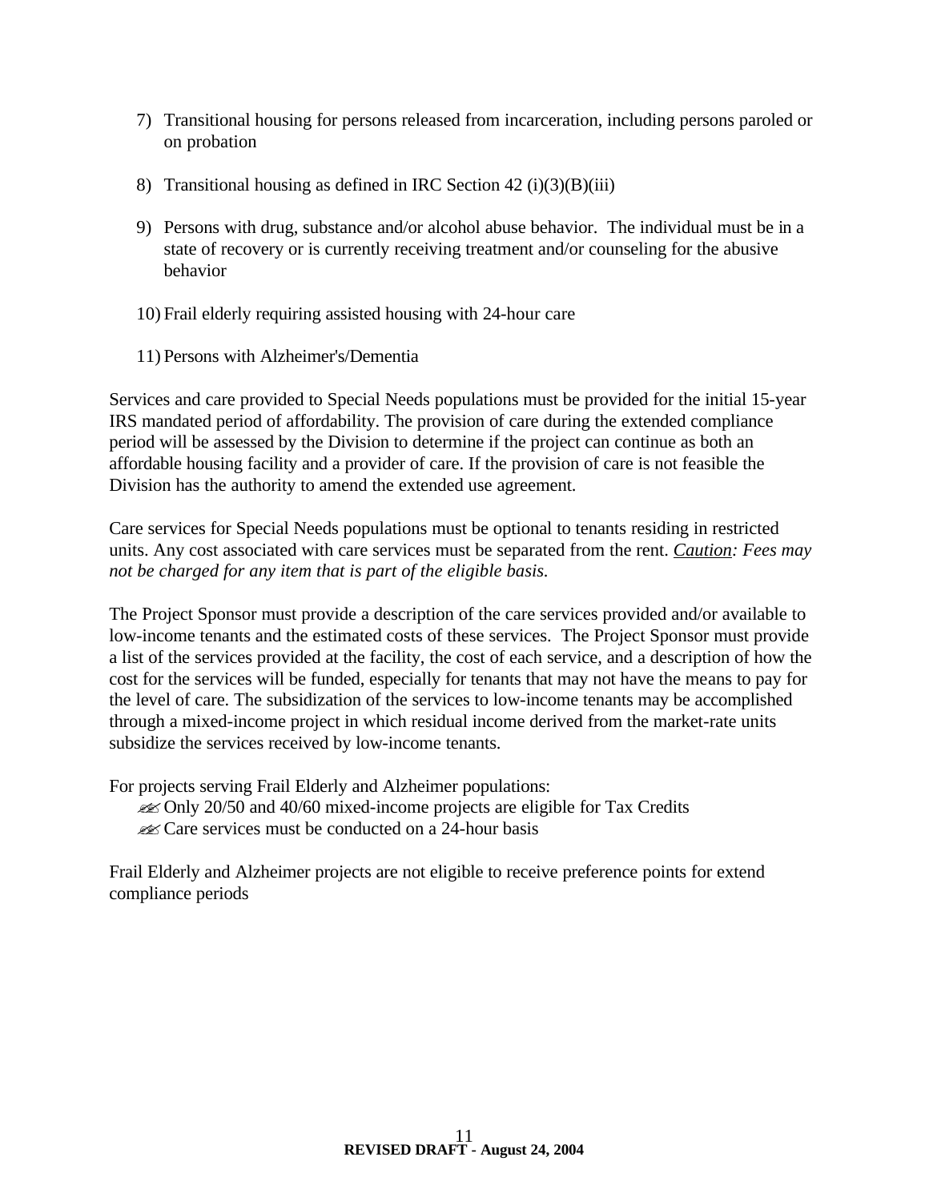7) Transitional housing for persons released from incarceration, including persons paroled or on probation

8) Transitional housing as defined in IRC Section 42 (i)(3)(B)(iii)

9) Persons with drug, substance and/or alcohol abuse behavior. The individual must be in a state of recovery or is currently receiving treatment and/or counseling for the abusive behavior

10) Frail elderly requiring assisted housing with 24-hour care

11) Persons with Alzheimer's/Dementia

Services and care provided to Special Needs populations must be provided for the initial 15-year IRS mandated period of affordability. The provision of care during the extended compliance period will be assessed by the Division to determine if the project can continue as both an affordable housing facility and a provider of care. If the provision of care is not feasible the Division has the authority to amend the extended use agreement.

Care services for Special Needs populations must be optional to tenants residing in restricted units. Any cost associated with care services must be separated from the rent. *Caution: Fees may not be charged for any item that is part of the eligible basis.*

The Project Sponsor must provide a description of the care services provided and/or available to low-income tenants and the estimated costs of these services. The Project Sponsor must provide a list of the services provided at the facility, the cost of each service, and a description of how the cost for the services will be funded, especially for tenants that may not have the means to pay for the level of care. The subsidization of the services to low-income tenants may be accomplished through a mixed-income project in which residual income derived from the market-rate units subsidize the services received by low-income tenants.

For projects serving Frail Elderly and Alzheimer populations:

- Only 20/50 and 40/60 mixed-income projects are eligible for Tax Credits
- Care services must be conducted on a 24-hour basis

Frail Elderly and Alzheimer projects are not eligible to receive preference points for extend compliance periods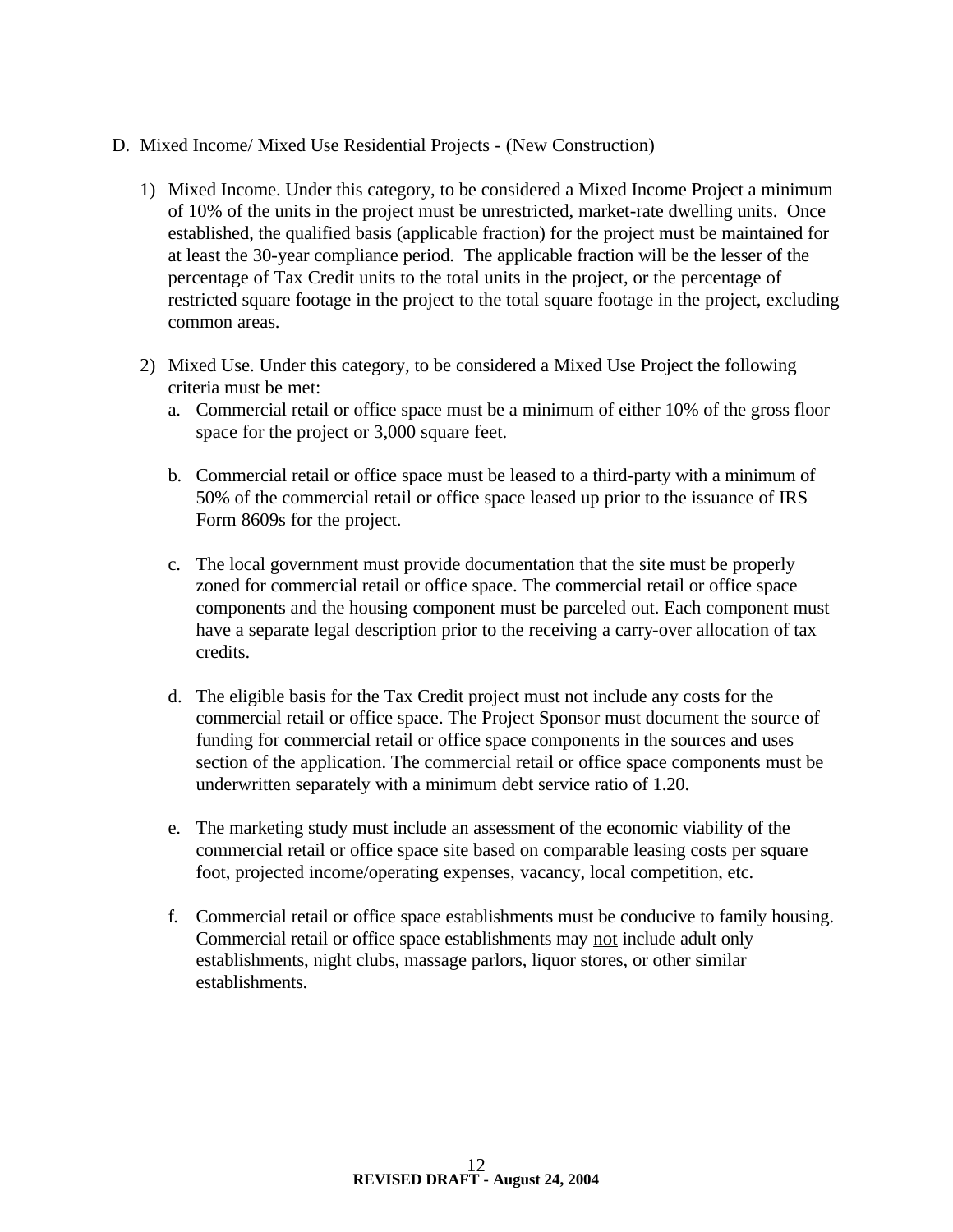D. <u>Mixed Income/ Mixed Use Residential Projects - (New Construction)</u>

1) Mixed Income. Under this category, to be considered a Mixed Income Project a minimum of 10% of the units in the project must be unrestricted, market-rate dwelling units. Once established, the qualified basis (applicable fraction) for the project must be maintained for at least the 30-year compliance period. The applicable fraction will be the lesser of the percentage of Tax Credit units to the total units in the project, or the percentage of restricted square footage in the project to the total square footage in the project, excluding common areas.

2) Mixed Use. Under this category, to be considered a Mixed Use Project the following criteria must be met:

   a. Commercial retail or office space must be a minimum of either 10% of the gross floor space for the project or 3,000 square feet.

   b. Commercial retail or office space must be leased to a third-party with a minimum of 50% of the commercial retail or office space leased up prior to the issuance of IRS Form 8609s for the project.

   c. The local government must provide documentation that the site must be properly zoned for commercial retail or office space. The commercial retail or office space components and the housing component must be parceled out. Each component must have a separate legal description prior to the receiving a carry-over allocation of tax credits.

   d. The eligible basis for the Tax Credit project must not include any costs for the commercial retail or office space. The Project Sponsor must document the source of funding for commercial retail or office space components in the sources and uses section of the application. The commercial retail or office space components must be underwritten separately with a minimum debt service ratio of 1.20.

   e. The marketing study must include an assessment of the economic viability of the commercial retail or office space site based on comparable leasing costs per square foot, projected income/operating expenses, vacancy, local competition, etc.

   f. Commercial retail or office space establishments must be conducive to family housing. Commercial retail or office space establishments may <u>not</u> include adult only establishments, night clubs, massage parlors, liquor stores, or other similar establishments.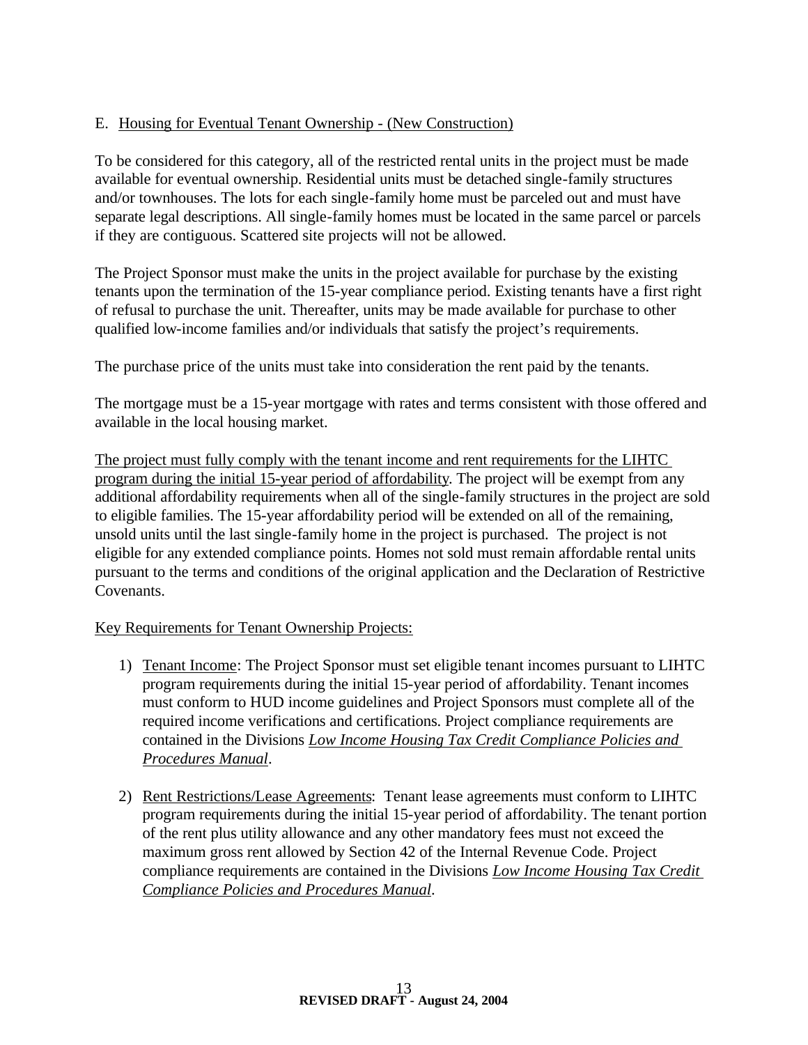E. Housing for Eventual Tenant Ownership - (New Construction)

To be considered for this category, all of the restricted rental units in the project must be made available for eventual ownership. Residential units must be detached single-family structures and/or townhouses. The lots for each single-family home must be parceled out and must have separate legal descriptions. All single-family homes must be located in the same parcel or parcels if they are contiguous. Scattered site projects will not be allowed.

The Project Sponsor must make the units in the project available for purchase by the existing tenants upon the termination of the 15-year compliance period. Existing tenants have a first right of refusal to purchase the unit. Thereafter, units may be made available for purchase to other qualified low-income families and/or individuals that satisfy the project's requirements.

The purchase price of the units must take into consideration the rent paid by the tenants.

The mortgage must be a 15-year mortgage with rates and terms consistent with those offered and available in the local housing market.

The project must fully comply with the tenant income and rent requirements for the LIHTC program during the initial 15-year period of affordability. The project will be exempt from any additional affordability requirements when all of the single-family structures in the project are sold to eligible families. The 15-year affordability period will be extended on all of the remaining, unsold units until the last single-family home in the project is purchased. The project is not eligible for any extended compliance points. Homes not sold must remain affordable rental units pursuant to the terms and conditions of the original application and the Declaration of Restrictive Covenants.

Key Requirements for Tenant Ownership Projects:

1) Tenant Income: The Project Sponsor must set eligible tenant incomes pursuant to LIHTC program requirements during the initial 15-year period of affordability. Tenant incomes must conform to HUD income guidelines and Project Sponsors must complete all of the required income verifications and certifications. Project compliance requirements are contained in the Divisions *Low Income Housing Tax Credit Compliance Policies and Procedures Manual*.

2) Rent Restrictions/Lease Agreements: Tenant lease agreements must conform to LIHTC program requirements during the initial 15-year period of affordability. The tenant portion of the rent plus utility allowance and any other mandatory fees must not exceed the maximum gross rent allowed by Section 42 of the Internal Revenue Code. Project compliance requirements are contained in the Divisions *Low Income Housing Tax Credit Compliance Policies and Procedures Manual*.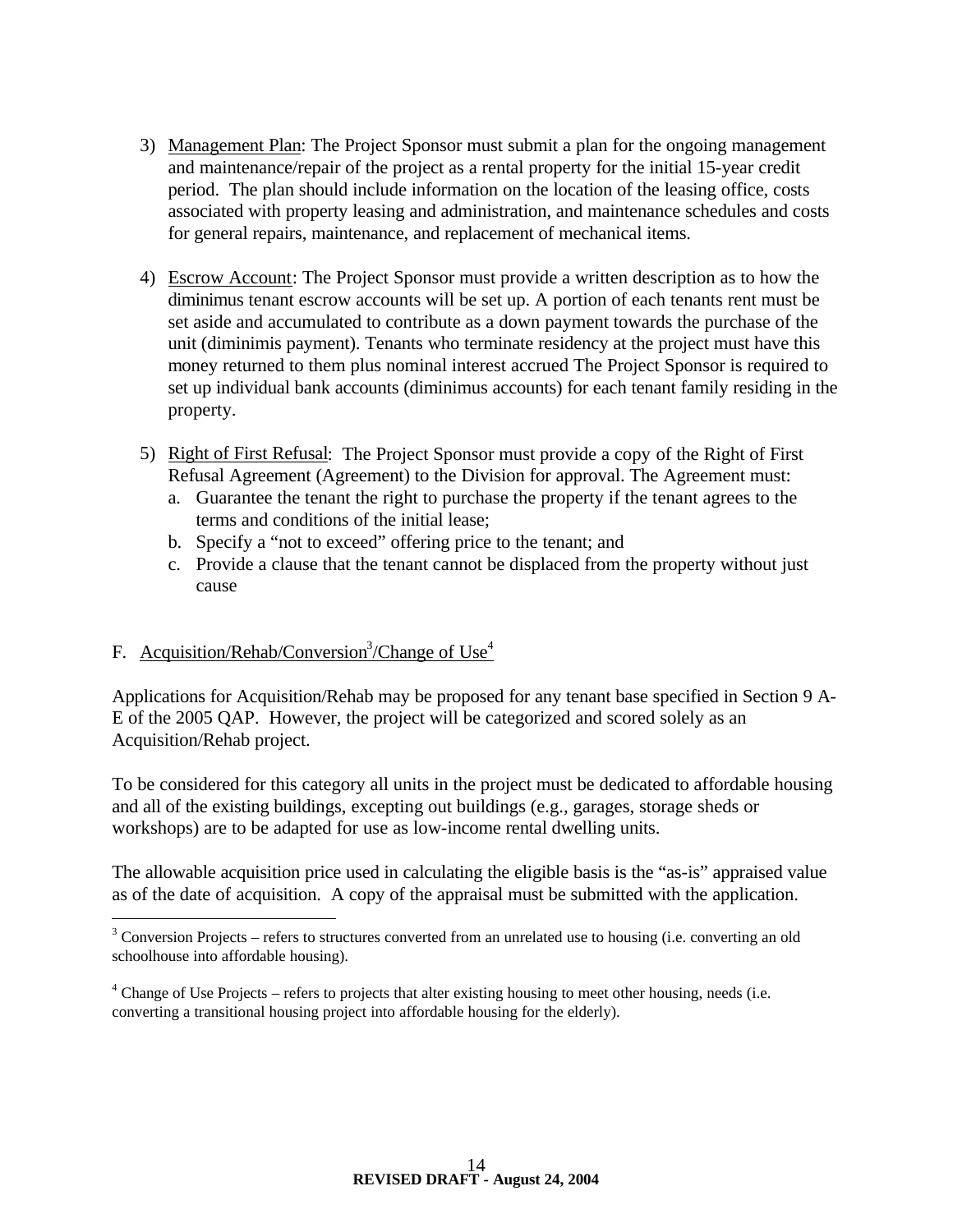3) Management Plan: The Project Sponsor must submit a plan for the ongoing management and maintenance/repair of the project as a rental property for the initial 15-year credit period. The plan should include information on the location of the leasing office, costs associated with property leasing and administration, and maintenance schedules and costs for general repairs, maintenance, and replacement of mechanical items.

4) Escrow Account: The Project Sponsor must provide a written description as to how the diminimus tenant escrow accounts will be set up. A portion of each tenants rent must be set aside and accumulated to contribute as a down payment towards the purchase of the unit (diminimis payment). Tenants who terminate residency at the project must have this money returned to them plus nominal interest accrued The Project Sponsor is required to set up individual bank accounts (diminimus accounts) for each tenant family residing in the property.

5) Right of First Refusal: The Project Sponsor must provide a copy of the Right of First Refusal Agreement (Agreement) to the Division for approval. The Agreement must:
   a. Guarantee the tenant the right to purchase the property if the tenant agrees to the terms and conditions of the initial lease;
   b. Specify a "not to exceed" offering price to the tenant; and
   c. Provide a clause that the tenant cannot be displaced from the property without just cause

F. Acquisition/Rehab/Conversion[3]/Change of Use[4]

Applications for Acquisition/Rehab may be proposed for any tenant base specified in Section 9 A-E of the 2005 QAP. However, the project will be categorized and scored solely as an Acquisition/Rehab project.

To be considered for this category all units in the project must be dedicated to affordable housing and all of the existing buildings, excepting out buildings (e.g., garages, storage sheds or workshops) are to be adapted for use as low-income rental dwelling units.

The allowable acquisition price used in calculating the eligible basis is the "as-is" appraised value as of the date of acquisition. A copy of the appraisal must be submitted with the application.

---

[3] Conversion Projects – refers to structures converted from an unrelated use to housing (i.e. converting an old schoolhouse into affordable housing).

[4] Change of Use Projects – refers to projects that alter existing housing to meet other housing, needs (i.e. converting a transitional housing project into affordable housing for the elderly).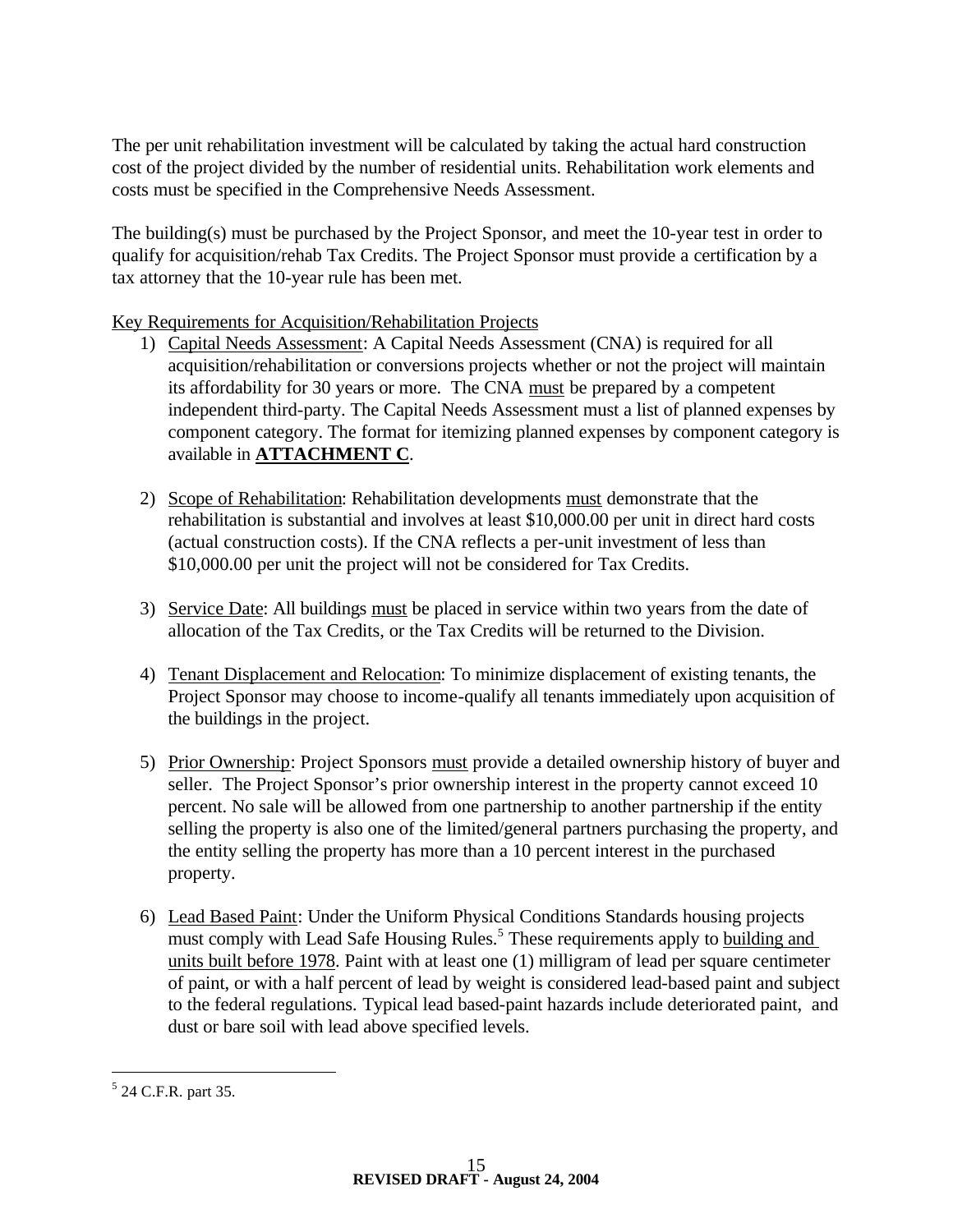The per unit rehabilitation investment will be calculated by taking the actual hard construction cost of the project divided by the number of residential units. Rehabilitation work elements and costs must be specified in the Comprehensive Needs Assessment.

The building(s) must be purchased by the Project Sponsor, and meet the 10-year test in order to qualify for acquisition/rehab Tax Credits. The Project Sponsor must provide a certification by a tax attorney that the 10-year rule has been met.

Key Requirements for Acquisition/Rehabilitation Projects

1) Capital Needs Assessment: A Capital Needs Assessment (CNA) is required for all acquisition/rehabilitation or conversions projects whether or not the project will maintain its affordability for 30 years or more. The CNA must be prepared by a competent independent third-party. The Capital Needs Assessment must a list of planned expenses by component category. The format for itemizing planned expenses by component category is available in **ATTACHMENT C**.

2) Scope of Rehabilitation: Rehabilitation developments must demonstrate that the rehabilitation is substantial and involves at least $10,000.00 per unit in direct hard costs (actual construction costs). If the CNA reflects a per-unit investment of less than $10,000.00 per unit the project will not be considered for Tax Credits.

3) Service Date: All buildings must be placed in service within two years from the date of allocation of the Tax Credits, or the Tax Credits will be returned to the Division.

4) Tenant Displacement and Relocation: To minimize displacement of existing tenants, the Project Sponsor may choose to income-qualify all tenants immediately upon acquisition of the buildings in the project.

5) Prior Ownership: Project Sponsors must provide a detailed ownership history of buyer and seller. The Project Sponsor's prior ownership interest in the property cannot exceed 10 percent. No sale will be allowed from one partnership to another partnership if the entity selling the property is also one of the limited/general partners purchasing the property, and the entity selling the property has more than a 10 percent interest in the purchased property.

6) Lead Based Paint: Under the Uniform Physical Conditions Standards housing projects must comply with Lead Safe Housing Rules.[5] These requirements apply to building and units built before 1978. Paint with at least one (1) milligram of lead per square centimeter of paint, or with a half percent of lead by weight is considered lead-based paint and subject to the federal regulations. Typical lead based-paint hazards include deteriorated paint, and dust or bare soil with lead above specified levels.

[5] 24 C.F.R. part 35.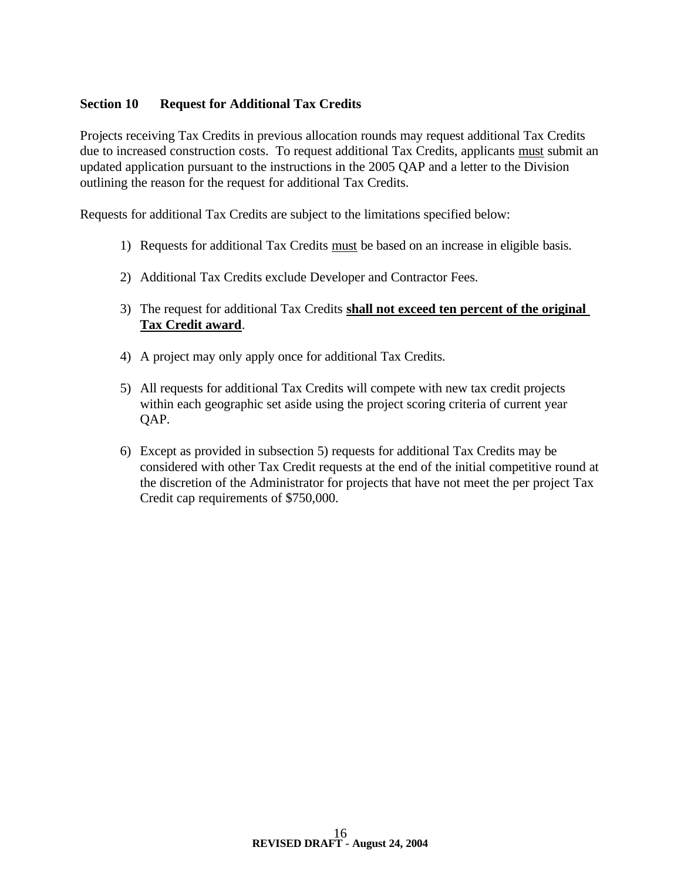## Section 10 Request for Additional Tax Credits

Projects receiving Tax Credits in previous allocation rounds may request additional Tax Credits due to increased construction costs. To request additional Tax Credits, applicants must submit an updated application pursuant to the instructions in the 2005 QAP and a letter to the Division outlining the reason for the request for additional Tax Credits.

Requests for additional Tax Credits are subject to the limitations specified below:

1) Requests for additional Tax Credits must be based on an increase in eligible basis.

2) Additional Tax Credits exclude Developer and Contractor Fees.

3) The request for additional Tax Credits **shall not exceed ten percent of the original Tax Credit award**.

4) A project may only apply once for additional Tax Credits.

5) All requests for additional Tax Credits will compete with new tax credit projects within each geographic set aside using the project scoring criteria of current year QAP.

6) Except as provided in subsection 5) requests for additional Tax Credits may be considered with other Tax Credit requests at the end of the initial competitive round at the discretion of the Administrator for projects that have not meet the per project Tax Credit cap requirements of $750,000.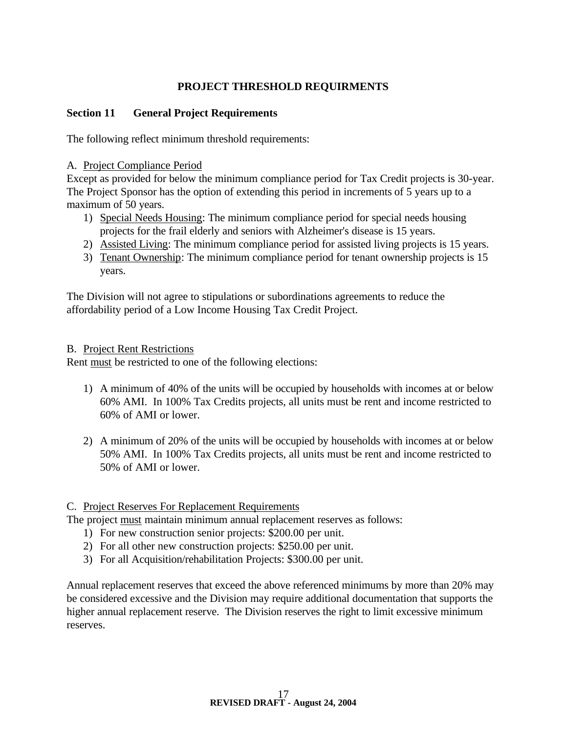## PROJECT THRESHOLD REQUIRMENTS

### Section 11 General Project Requirements

The following reflect minimum threshold requirements:

A. Project Compliance Period

Except as provided for below the minimum compliance period for Tax Credit projects is 30-year. The Project Sponsor has the option of extending this period in increments of 5 years up to a maximum of 50 years.

1) Special Needs Housing: The minimum compliance period for special needs housing projects for the frail elderly and seniors with Alzheimer's disease is 15 years.
2) Assisted Living: The minimum compliance period for assisted living projects is 15 years.
3) Tenant Ownership: The minimum compliance period for tenant ownership projects is 15 years.

The Division will not agree to stipulations or subordinations agreements to reduce the affordability period of a Low Income Housing Tax Credit Project.

B. Project Rent Restrictions

Rent must be restricted to one of the following elections:

1) A minimum of 40% of the units will be occupied by households with incomes at or below 60% AMI. In 100% Tax Credits projects, all units must be rent and income restricted to 60% of AMI or lower.

2) A minimum of 20% of the units will be occupied by households with incomes at or below 50% AMI. In 100% Tax Credits projects, all units must be rent and income restricted to 50% of AMI or lower.

C. Project Reserves For Replacement Requirements

The project must maintain minimum annual replacement reserves as follows:

1) For new construction senior projects: $200.00 per unit.
2) For all other new construction projects: $250.00 per unit.
3) For all Acquisition/rehabilitation Projects: $300.00 per unit.

Annual replacement reserves that exceed the above referenced minimums by more than 20% may be considered excessive and the Division may require additional documentation that supports the higher annual replacement reserve. The Division reserves the right to limit excessive minimum reserves.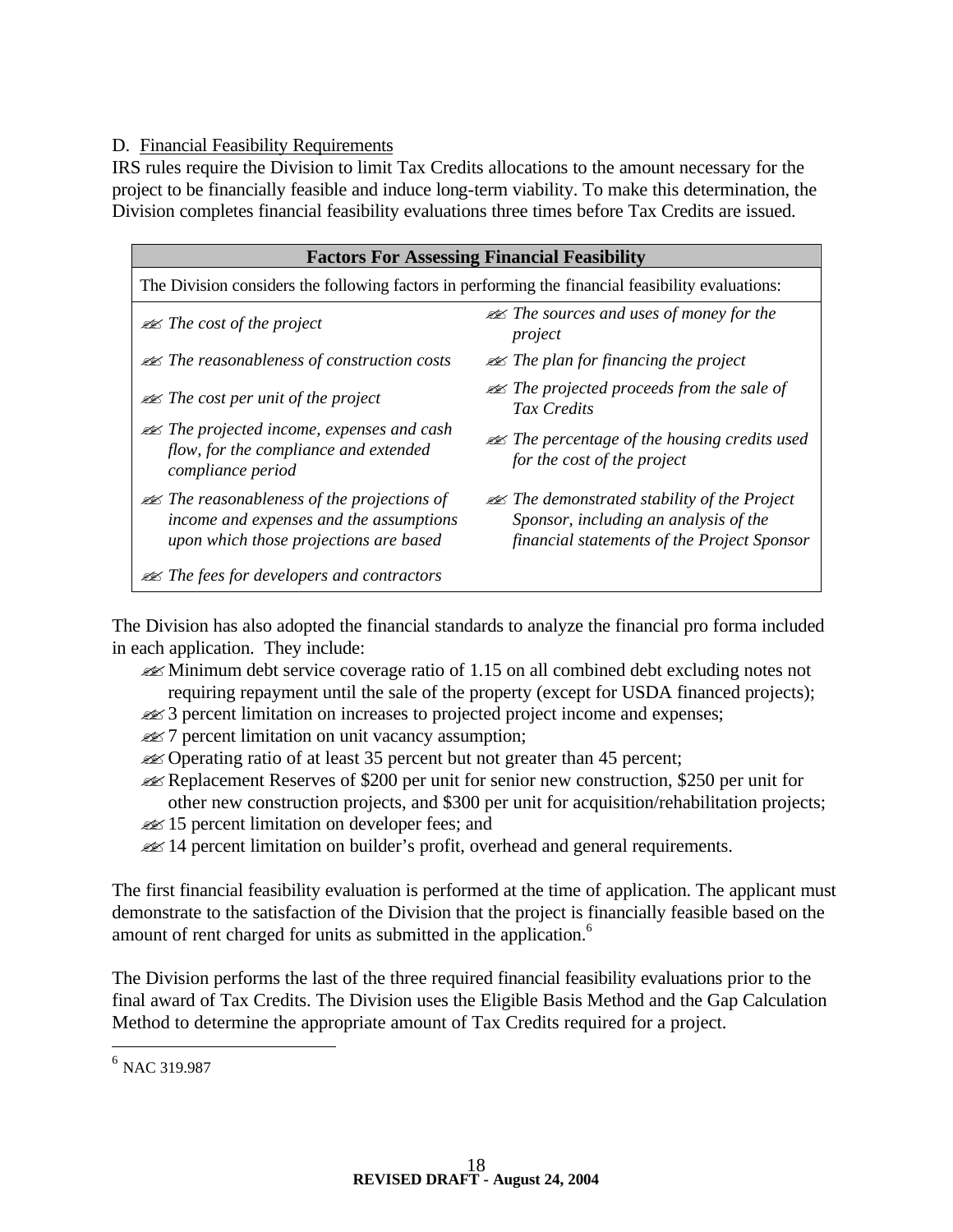D. Financial Feasibility Requirements

IRS rules require the Division to limit Tax Credits allocations to the amount necessary for the project to be financially feasible and induce long-term viability. To make this determination, the Division completes financial feasibility evaluations three times before Tax Credits are issued.

| Factors For Assessing Financial Feasibility | |
|---|---|
| The Division considers the following factors in performing the financial feasibility evaluations: | |
| ✍ *The cost of the project* | ✍ *The sources and uses of money for the project* |
| ✍ *The reasonableness of construction costs* | ✍ *The plan for financing the project* |
| ✍ *The cost per unit of the project* | ✍ *The projected proceeds from the sale of Tax Credits* |
| ✍ *The projected income, expenses and cash flow, for the compliance and extended compliance period* | ✍ *The percentage of the housing credits used for the cost of the project* |
| ✍ *The reasonableness of the projections of income and expenses and the assumptions upon which those projections are based* | ✍ *The demonstrated stability of the Project Sponsor, including an analysis of the financial statements of the Project Sponsor* |
| ✍ *The fees for developers and contractors* | |

The Division has also adopted the financial standards to analyze the financial pro forma included in each application. They include:

- Minimum debt service coverage ratio of 1.15 on all combined debt excluding notes not requiring repayment until the sale of the property (except for USDA financed projects);
- 3 percent limitation on increases to projected project income and expenses;
- 7 percent limitation on unit vacancy assumption;
- Operating ratio of at least 35 percent but not greater than 45 percent;
- Replacement Reserves of $200 per unit for senior new construction, $250 per unit for other new construction projects, and $300 per unit for acquisition/rehabilitation projects;
- 15 percent limitation on developer fees; and
- 14 percent limitation on builder's profit, overhead and general requirements.

The first financial feasibility evaluation is performed at the time of application. The applicant must demonstrate to the satisfaction of the Division that the project is financially feasible based on the amount of rent charged for units as submitted in the application.[6]

The Division performs the last of the three required financial feasibility evaluations prior to the final award of Tax Credits. The Division uses the Eligible Basis Method and the Gap Calculation Method to determine the appropriate amount of Tax Credits required for a project.

[6] NAC 319.987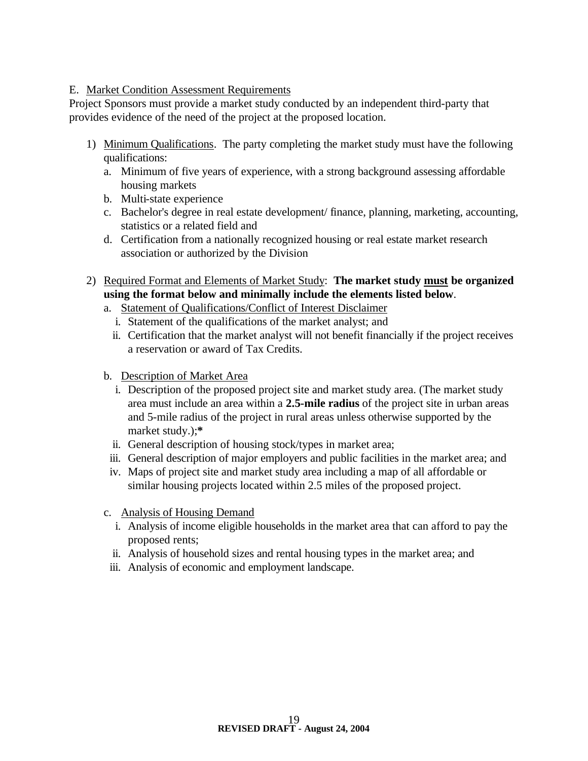E. Market Condition Assessment Requirements

Project Sponsors must provide a market study conducted by an independent third-party that provides evidence of the need of the project at the proposed location.

1) Minimum Qualifications. The party completing the market study must have the following qualifications:
   a. Minimum of five years of experience, with a strong background assessing affordable housing markets
   b. Multi-state experience
   c. Bachelor's degree in real estate development/ finance, planning, marketing, accounting, statistics or a related field and
   d. Certification from a nationally recognized housing or real estate market research association or authorized by the Division

2) Required Format and Elements of Market Study: **The market study must be organized using the format below and minimally include the elements listed below**.
   a. Statement of Qualifications/Conflict of Interest Disclaimer
      i. Statement of the qualifications of the market analyst; and
      ii. Certification that the market analyst will not benefit financially if the project receives a reservation or award of Tax Credits.

   b. Description of Market Area
      i. Description of the proposed project site and market study area. (The market study area must include an area within a **2.5-mile radius** of the project site in urban areas and 5-mile radius of the project in rural areas unless otherwise supported by the market study.);**\***
      ii. General description of housing stock/types in market area;
      iii. General description of major employers and public facilities in the market area; and
      iv. Maps of project site and market study area including a map of all affordable or similar housing projects located within 2.5 miles of the proposed project.

   c. Analysis of Housing Demand
      i. Analysis of income eligible households in the market area that can afford to pay the proposed rents;
      ii. Analysis of household sizes and rental housing types in the market area; and
      iii. Analysis of economic and employment landscape.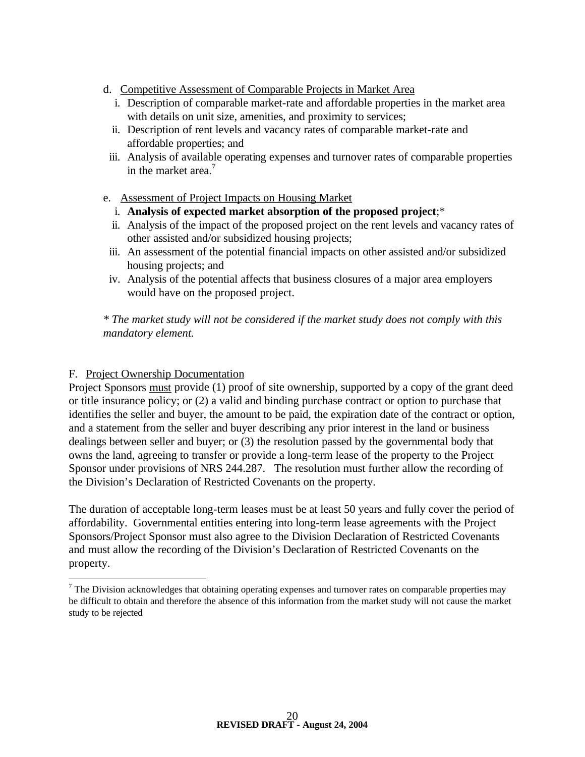d. Competitive Assessment of Comparable Projects in Market Area

   i. Description of comparable market-rate and affordable properties in the market area with details on unit size, amenities, and proximity to services;
   ii. Description of rent levels and vacancy rates of comparable market-rate and affordable properties; and
   iii. Analysis of available operating expenses and turnover rates of comparable properties in the market area.[7]

e. Assessment of Project Impacts on Housing Market

   i. **Analysis of expected market absorption of the proposed project**;*
   ii. Analysis of the impact of the proposed project on the rent levels and vacancy rates of other assisted and/or subsidized housing projects;
   iii. An assessment of the potential financial impacts on other assisted and/or subsidized housing projects; and
   iv. Analysis of the potential affects that business closures of a major area employers would have on the proposed project.

*\* The market study will not be considered if the market study does not comply with this mandatory element.*

F. Project Ownership Documentation

Project Sponsors must provide (1) proof of site ownership, supported by a copy of the grant deed or title insurance policy; or (2) a valid and binding purchase contract or option to purchase that identifies the seller and buyer, the amount to be paid, the expiration date of the contract or option, and a statement from the seller and buyer describing any prior interest in the land or business dealings between seller and buyer; or (3) the resolution passed by the governmental body that owns the land, agreeing to transfer or provide a long-term lease of the property to the Project Sponsor under provisions of NRS 244.287. The resolution must further allow the recording of the Division's Declaration of Restricted Covenants on the property.

The duration of acceptable long-term leases must be at least 50 years and fully cover the period of affordability. Governmental entities entering into long-term lease agreements with the Project Sponsors/Project Sponsor must also agree to the Division Declaration of Restricted Covenants and must allow the recording of the Division's Declaration of Restricted Covenants on the property.

---

[7] The Division acknowledges that obtaining operating expenses and turnover rates on comparable properties may be difficult to obtain and therefore the absence of this information from the market study will not cause the market study to be rejected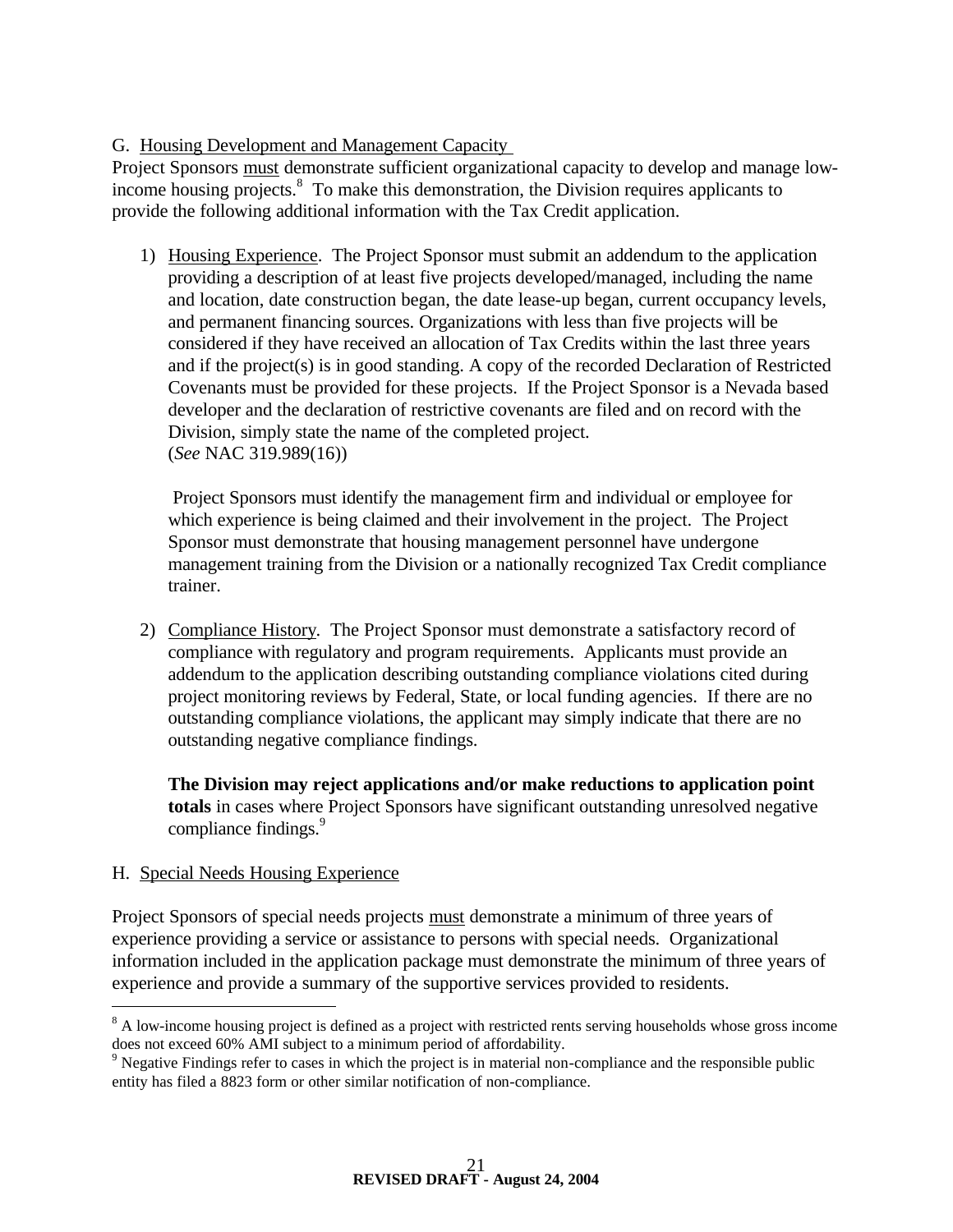G. Housing Development and Management Capacity

Project Sponsors must demonstrate sufficient organizational capacity to develop and manage low-income housing projects.[8] To make this demonstration, the Division requires applicants to provide the following additional information with the Tax Credit application.

1) Housing Experience. The Project Sponsor must submit an addendum to the application providing a description of at least five projects developed/managed, including the name and location, date construction began, the date lease-up began, current occupancy levels, and permanent financing sources. Organizations with less than five projects will be considered if they have received an allocation of Tax Credits within the last three years and if the project(s) is in good standing. A copy of the recorded Declaration of Restricted Covenants must be provided for these projects. If the Project Sponsor is a Nevada based developer and the declaration of restrictive covenants are filed and on record with the Division, simply state the name of the completed project. (*See* NAC 319.989(16))

   Project Sponsors must identify the management firm and individual or employee for which experience is being claimed and their involvement in the project. The Project Sponsor must demonstrate that housing management personnel have undergone management training from the Division or a nationally recognized Tax Credit compliance trainer.

2) Compliance History. The Project Sponsor must demonstrate a satisfactory record of compliance with regulatory and program requirements. Applicants must provide an addendum to the application describing outstanding compliance violations cited during project monitoring reviews by Federal, State, or local funding agencies. If there are no outstanding compliance violations, the applicant may simply indicate that there are no outstanding negative compliance findings.

   **The Division may reject applications and/or make reductions to application point totals** in cases where Project Sponsors have significant outstanding unresolved negative compliance findings.[9]

H. Special Needs Housing Experience

Project Sponsors of special needs projects must demonstrate a minimum of three years of experience providing a service or assistance to persons with special needs. Organizational information included in the application package must demonstrate the minimum of three years of experience and provide a summary of the supportive services provided to residents.

---

[8] A low-income housing project is defined as a project with restricted rents serving households whose gross income does not exceed 60% AMI subject to a minimum period of affordability.

[9] Negative Findings refer to cases in which the project is in material non-compliance and the responsible public entity has filed a 8823 form or other similar notification of non-compliance.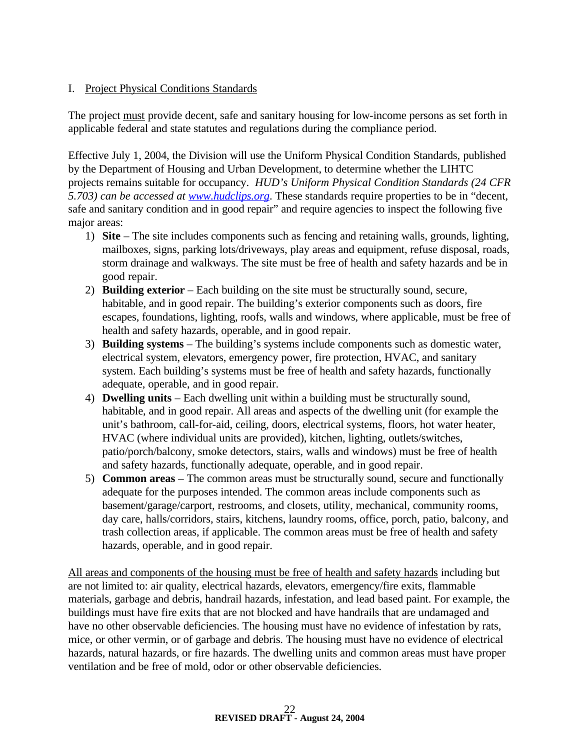## I. Project Physical Conditions Standards

The project must provide decent, safe and sanitary housing for low-income persons as set forth in applicable federal and state statutes and regulations during the compliance period.

Effective July 1, 2004, the Division will use the Uniform Physical Condition Standards, published by the Department of Housing and Urban Development, to determine whether the LIHTC projects remains suitable for occupancy. *HUD's Uniform Physical Condition Standards (24 CFR 5.703) can be accessed at [www.hudclips.org](http://www.hudclips.org).* These standards require properties to be in "decent, safe and sanitary condition and in good repair" and require agencies to inspect the following five major areas:

1) **Site** – The site includes components such as fencing and retaining walls, grounds, lighting, mailboxes, signs, parking lots/driveways, play areas and equipment, refuse disposal, roads, storm drainage and walkways. The site must be free of health and safety hazards and be in good repair.
2) **Building exterior** – Each building on the site must be structurally sound, secure, habitable, and in good repair. The building's exterior components such as doors, fire escapes, foundations, lighting, roofs, walls and windows, where applicable, must be free of health and safety hazards, operable, and in good repair.
3) **Building systems** – The building's systems include components such as domestic water, electrical system, elevators, emergency power, fire protection, HVAC, and sanitary system. Each building's systems must be free of health and safety hazards, functionally adequate, operable, and in good repair.
4) **Dwelling units** – Each dwelling unit within a building must be structurally sound, habitable, and in good repair. All areas and aspects of the dwelling unit (for example the unit's bathroom, call-for-aid, ceiling, doors, electrical systems, floors, hot water heater, HVAC (where individual units are provided), kitchen, lighting, outlets/switches, patio/porch/balcony, smoke detectors, stairs, walls and windows) must be free of health and safety hazards, functionally adequate, operable, and in good repair.
5) **Common areas** – The common areas must be structurally sound, secure and functionally adequate for the purposes intended. The common areas include components such as basement/garage/carport, restrooms, and closets, utility, mechanical, community rooms, day care, halls/corridors, stairs, kitchens, laundry rooms, office, porch, patio, balcony, and trash collection areas, if applicable. The common areas must be free of health and safety hazards, operable, and in good repair.

All areas and components of the housing must be free of health and safety hazards including but are not limited to: air quality, electrical hazards, elevators, emergency/fire exits, flammable materials, garbage and debris, handrail hazards, infestation, and lead based paint. For example, the buildings must have fire exits that are not blocked and have handrails that are undamaged and have no other observable deficiencies. The housing must have no evidence of infestation by rats, mice, or other vermin, or of garbage and debris. The housing must have no evidence of electrical hazards, natural hazards, or fire hazards. The dwelling units and common areas must have proper ventilation and be free of mold, odor or other observable deficiencies.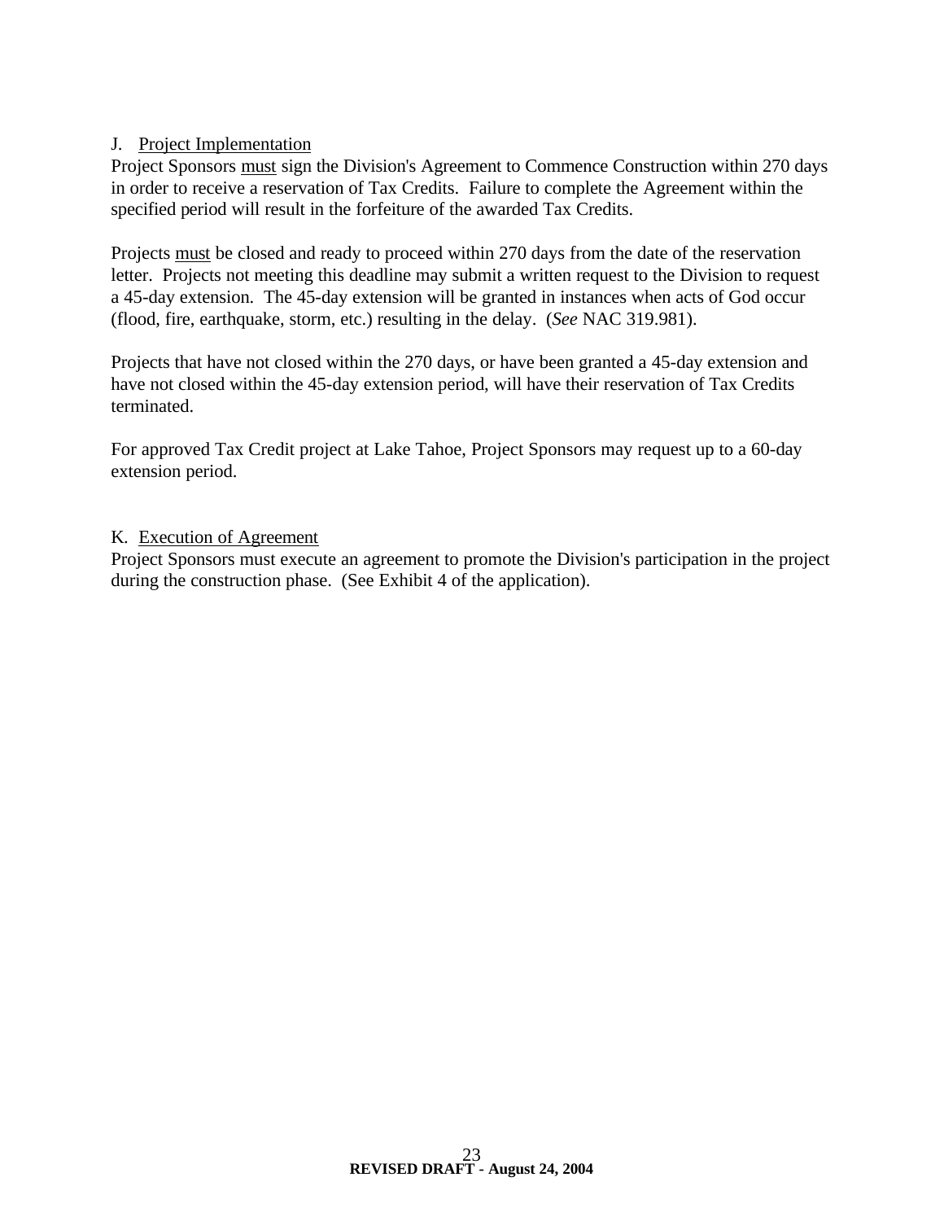J. Project Implementation

Project Sponsors must sign the Division's Agreement to Commence Construction within 270 days in order to receive a reservation of Tax Credits. Failure to complete the Agreement within the specified period will result in the forfeiture of the awarded Tax Credits.

Projects must be closed and ready to proceed within 270 days from the date of the reservation letter. Projects not meeting this deadline may submit a written request to the Division to request a 45-day extension. The 45-day extension will be granted in instances when acts of God occur (flood, fire, earthquake, storm, etc.) resulting in the delay. (*See* NAC 319.981).

Projects that have not closed within the 270 days, or have been granted a 45-day extension and have not closed within the 45-day extension period, will have their reservation of Tax Credits terminated.

For approved Tax Credit project at Lake Tahoe, Project Sponsors may request up to a 60-day extension period.

K. Execution of Agreement

Project Sponsors must execute an agreement to promote the Division's participation in the project during the construction phase. (See Exhibit 4 of the application).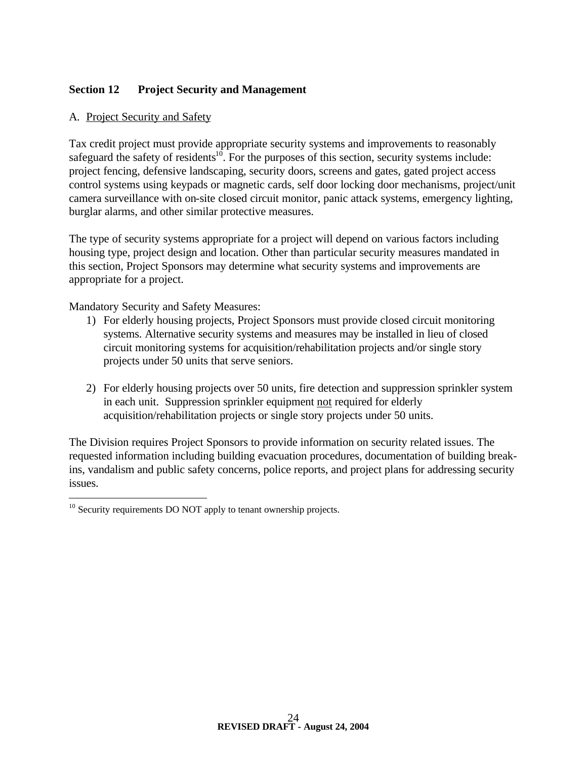## Section 12 Project Security and Management

A. <u>Project Security and Safety</u>

Tax credit project must provide appropriate security systems and improvements to reasonably safeguard the safety of residents[10]. For the purposes of this section, security systems include: project fencing, defensive landscaping, security doors, screens and gates, gated project access control systems using keypads or magnetic cards, self door locking door mechanisms, project/unit camera surveillance with on-site closed circuit monitor, panic attack systems, emergency lighting, burglar alarms, and other similar protective measures.

The type of security systems appropriate for a project will depend on various factors including housing type, project design and location. Other than particular security measures mandated in this section, Project Sponsors may determine what security systems and improvements are appropriate for a project.

Mandatory Security and Safety Measures:

1) For elderly housing projects, Project Sponsors must provide closed circuit monitoring systems. Alternative security systems and measures may be installed in lieu of closed circuit monitoring systems for acquisition/rehabilitation projects and/or single story projects under 50 units that serve seniors.

2) For elderly housing projects over 50 units, fire detection and suppression sprinkler system in each unit. Suppression sprinkler equipment <u>not</u> required for elderly acquisition/rehabilitation projects or single story projects under 50 units.

The Division requires Project Sponsors to provide information on security related issues. The requested information including building evacuation procedures, documentation of building break-ins, vandalism and public safety concerns, police reports, and project plans for addressing security issues.

---

[10] Security requirements DO NOT apply to tenant ownership projects.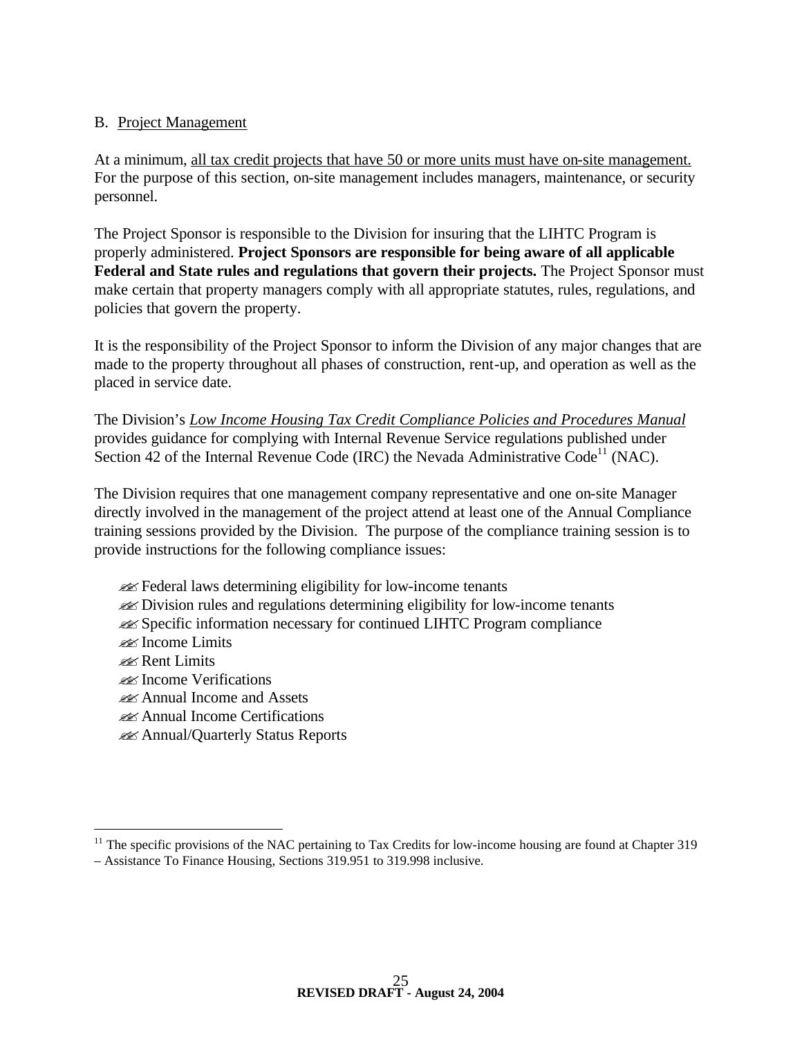B. Project Management

At a minimum, all tax credit projects that have 50 or more units must have on-site management. For the purpose of this section, on-site management includes managers, maintenance, or security personnel.

The Project Sponsor is responsible to the Division for insuring that the LIHTC Program is properly administered. **Project Sponsors are responsible for being aware of all applicable Federal and State rules and regulations that govern their projects.** The Project Sponsor must make certain that property managers comply with all appropriate statutes, rules, regulations, and policies that govern the property.

It is the responsibility of the Project Sponsor to inform the Division of any major changes that are made to the property throughout all phases of construction, rent-up, and operation as well as the placed in service date.

The Division's ***Low Income Housing Tax Credit Compliance Policies and Procedures Manual*** provides guidance for complying with Internal Revenue Service regulations published under Section 42 of the Internal Revenue Code (IRC) the Nevada Administrative Code[11] (NAC).

The Division requires that one management company representative and one on-site Manager directly involved in the management of the project attend at least one of the Annual Compliance training sessions provided by the Division. The purpose of the compliance training session is to provide instructions for the following compliance issues:

- Federal laws determining eligibility for low-income tenants
- Division rules and regulations determining eligibility for low-income tenants
- Specific information necessary for continued LIHTC Program compliance
- Income Limits
- Rent Limits
- Income Verifications
- Annual Income and Assets
- Annual Income Certifications
- Annual/Quarterly Status Reports

[11] The specific provisions of the NAC pertaining to Tax Credits for low-income housing are found at Chapter 319 – Assistance To Finance Housing, Sections 319.951 to 319.998 inclusive.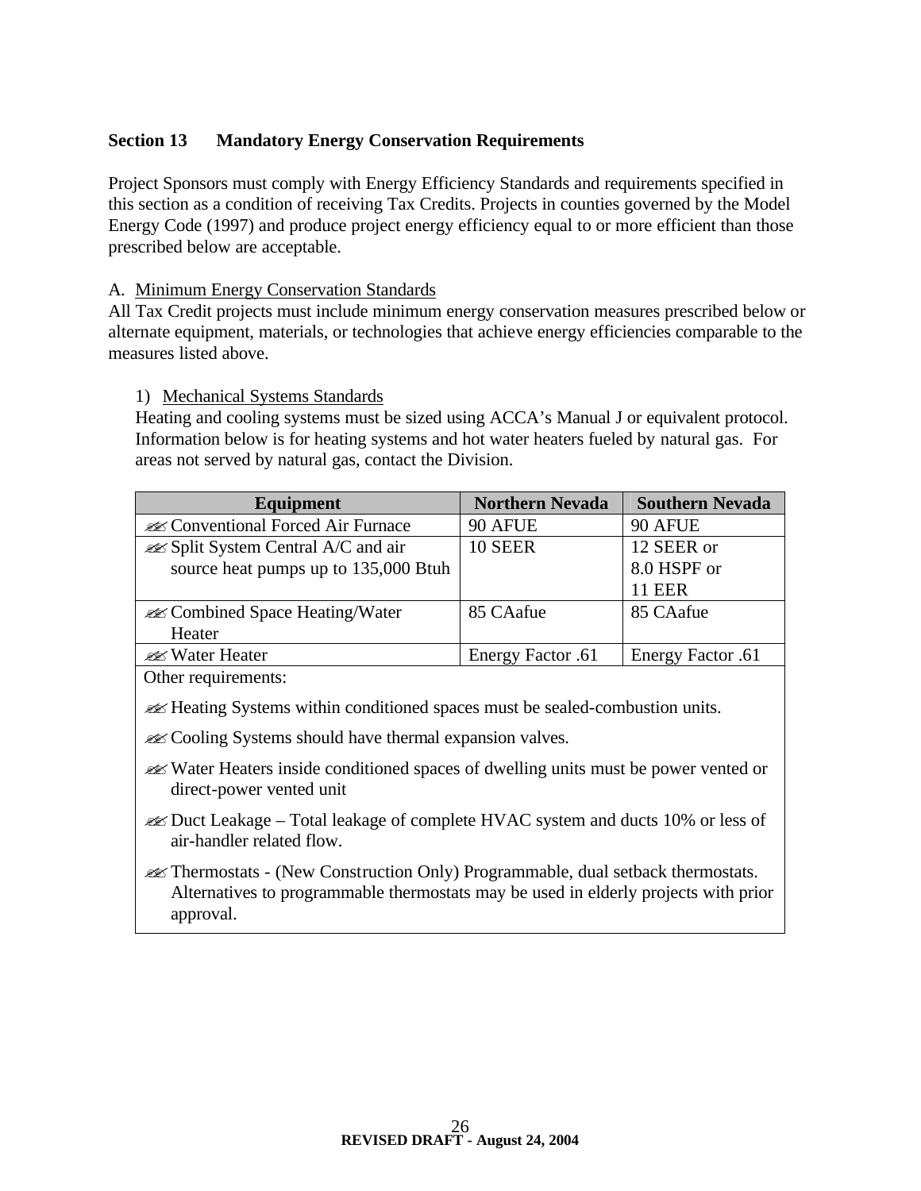## Section 13 Mandatory Energy Conservation Requirements

Project Sponsors must comply with Energy Efficiency Standards and requirements specified in this section as a condition of receiving Tax Credits. Projects in counties governed by the Model Energy Code (1997) and produce project energy efficiency equal to or more efficient than those prescribed below are acceptable.

A. Minimum Energy Conservation Standards

All Tax Credit projects must include minimum energy conservation measures prescribed below or alternate equipment, materials, or technologies that achieve energy efficiencies comparable to the measures listed above.

1) Mechanical Systems Standards

Heating and cooling systems must be sized using ACCA's Manual J or equivalent protocol. Information below is for heating systems and hot water heaters fueled by natural gas. For areas not served by natural gas, contact the Division.

| Equipment | Northern Nevada | Southern Nevada |
|---|---|---|
| ✍ Conventional Forced Air Furnace | 90 AFUE | 90 AFUE |
| ✍ Split System Central A/C and air source heat pumps up to 135,000 Btuh | 10 SEER | 12 SEER or 8.0 HSPF or 11 EER |
| ✍ Combined Space Heating/Water Heater | 85 CAafue | 85 CAafue |
| ✍ Water Heater | Energy Factor .61 | Energy Factor .61 |

Other requirements:

- ✍ Heating Systems within conditioned spaces must be sealed-combustion units.
- ✍ Cooling Systems should have thermal expansion valves.
- ✍ Water Heaters inside conditioned spaces of dwelling units must be power vented or direct-power vented unit
- ✍ Duct Leakage – Total leakage of complete HVAC system and ducts 10% or less of air-handler related flow.
- ✍ Thermostats - (New Construction Only) Programmable, dual setback thermostats. Alternatives to programmable thermostats may be used in elderly projects with prior approval.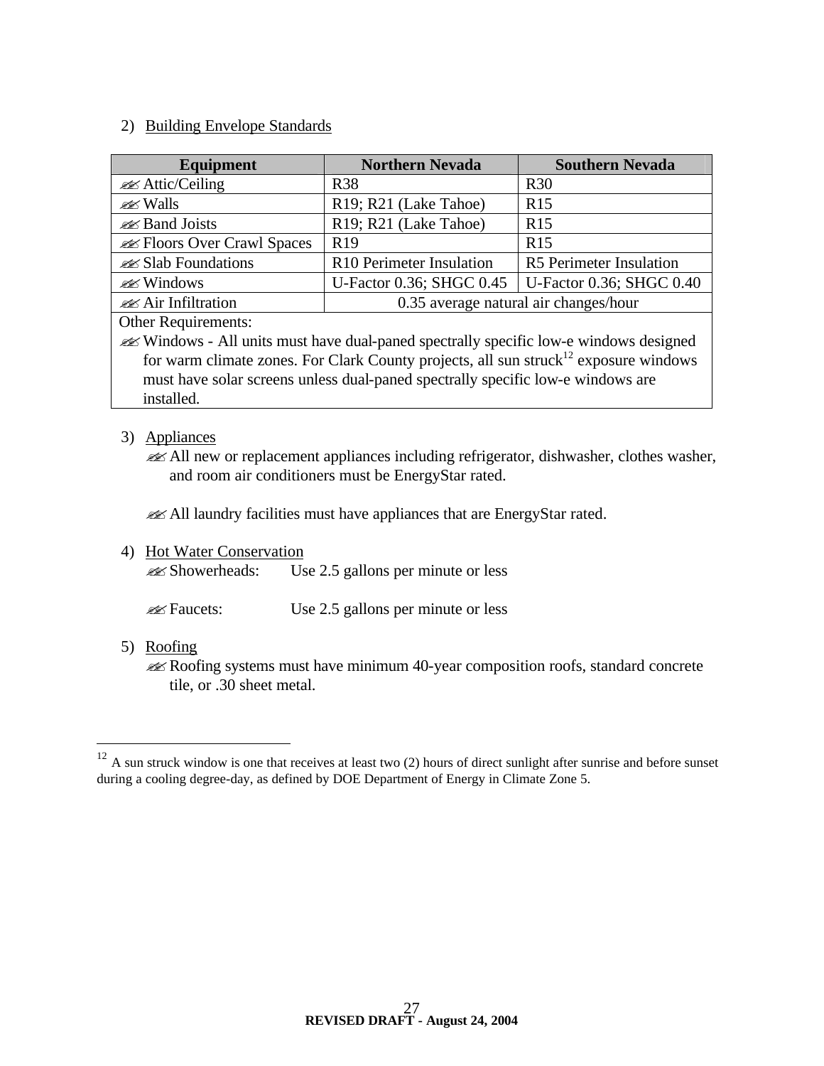2) Building Envelope Standards

| Equipment | Northern Nevada | Southern Nevada |
|---|---|---|
| ✍ Attic/Ceiling | R38 | R30 |
| ✍ Walls | R19; R21 (Lake Tahoe) | R15 |
| ✍ Band Joists | R19; R21 (Lake Tahoe) | R15 |
| ✍ Floors Over Crawl Spaces | R19 | R15 |
| ✍ Slab Foundations | R10 Perimeter Insulation | R5 Perimeter Insulation |
| ✍ Windows | U-Factor 0.36; SHGC 0.45 | U-Factor 0.36; SHGC 0.40 |
| ✍ Air Infiltration | 0.35 average natural air changes/hour | |
| Other Requirements: ✍ Windows - All units must have dual-paned spectrally specific low-e windows designed for warm climate zones. For Clark County projects, all sun struck[12] exposure windows must have solar screens unless dual-paned spectrally specific low-e windows are installed. | | |

3) Appliances

- ✍ All new or replacement appliances including refrigerator, dishwasher, clothes washer, and room air conditioners must be EnergyStar rated.

- ✍ All laundry facilities must have appliances that are EnergyStar rated.

4) Hot Water Conservation

- ✍ Showerheads: Use 2.5 gallons per minute or less

- ✍ Faucets: Use 2.5 gallons per minute or less

5) Roofing

- ✍ Roofing systems must have minimum 40-year composition roofs, standard concrete tile, or .30 sheet metal.

---

[12] A sun struck window is one that receives at least two (2) hours of direct sunlight after sunrise and before sunset during a cooling degree-day, as defined by DOE Department of Energy in Climate Zone 5.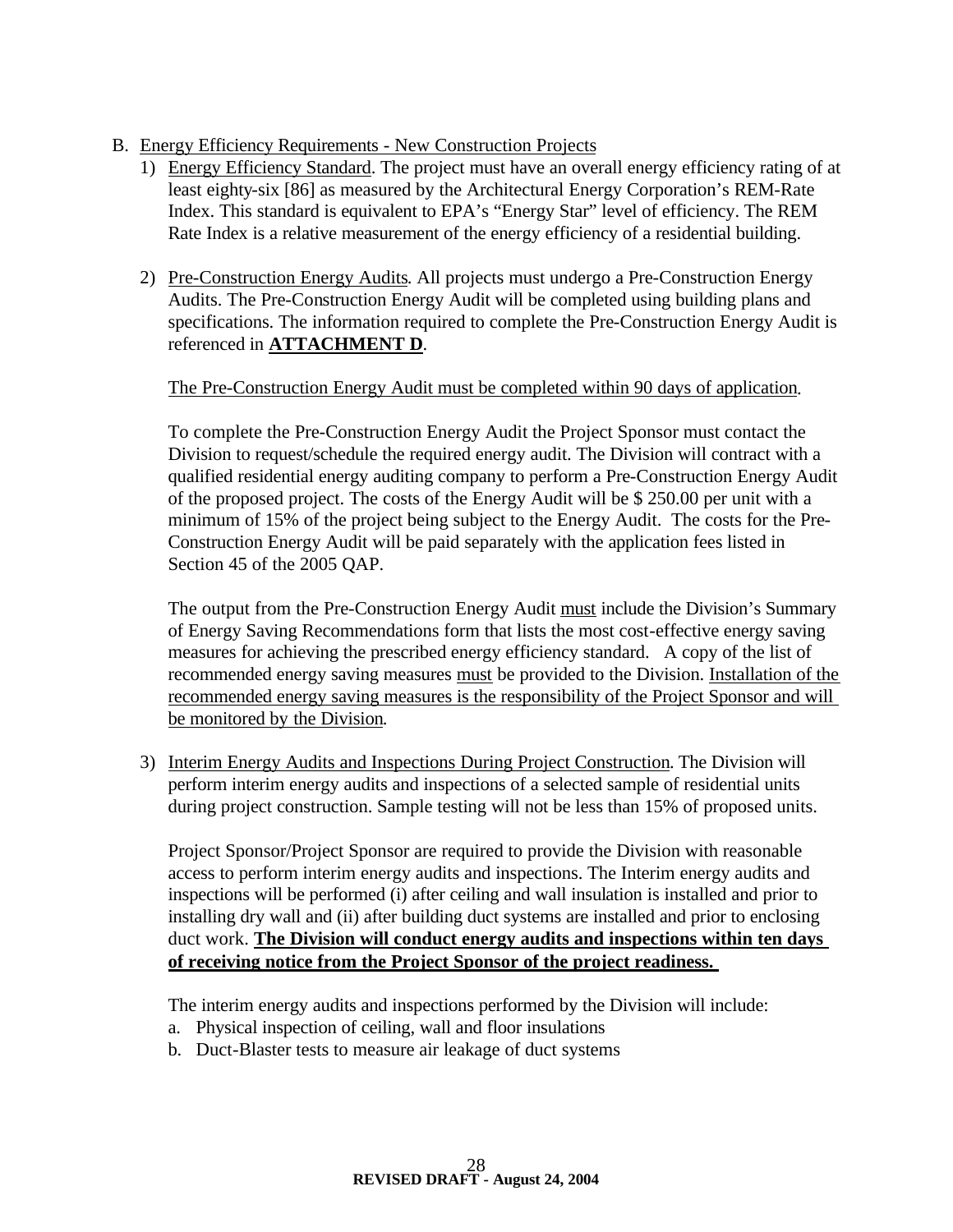B. Energy Efficiency Requirements - New Construction Projects

1) Energy Efficiency Standard. The project must have an overall energy efficiency rating of at least eighty-six [86] as measured by the Architectural Energy Corporation's REM-Rate Index. This standard is equivalent to EPA's "Energy Star" level of efficiency. The REM Rate Index is a relative measurement of the energy efficiency of a residential building.

2) Pre-Construction Energy Audits. All projects must undergo a Pre-Construction Energy Audits. The Pre-Construction Energy Audit will be completed using building plans and specifications. The information required to complete the Pre-Construction Energy Audit is referenced in **ATTACHMENT D**.

   The Pre-Construction Energy Audit must be completed within 90 days of application.

   To complete the Pre-Construction Energy Audit the Project Sponsor must contact the Division to request/schedule the required energy audit. The Division will contract with a qualified residential energy auditing company to perform a Pre-Construction Energy Audit of the proposed project. The costs of the Energy Audit will be $ 250.00 per unit with a minimum of 15% of the project being subject to the Energy Audit. The costs for the Pre-Construction Energy Audit will be paid separately with the application fees listed in Section 45 of the 2005 QAP.

   The output from the Pre-Construction Energy Audit must include the Division's Summary of Energy Saving Recommendations form that lists the most cost-effective energy saving measures for achieving the prescribed energy efficiency standard. A copy of the list of recommended energy saving measures must be provided to the Division. Installation of the recommended energy saving measures is the responsibility of the Project Sponsor and will be monitored by the Division.

3) Interim Energy Audits and Inspections During Project Construction. The Division will perform interim energy audits and inspections of a selected sample of residential units during project construction. Sample testing will not be less than 15% of proposed units.

   Project Sponsor/Project Sponsor are required to provide the Division with reasonable access to perform interim energy audits and inspections. The Interim energy audits and inspections will be performed (i) after ceiling and wall insulation is installed and prior to installing dry wall and (ii) after building duct systems are installed and prior to enclosing duct work. **The Division will conduct energy audits and inspections within ten days of receiving notice from the Project Sponsor of the project readiness.**

   The interim energy audits and inspections performed by the Division will include:

   a. Physical inspection of ceiling, wall and floor insulations
   b. Duct-Blaster tests to measure air leakage of duct systems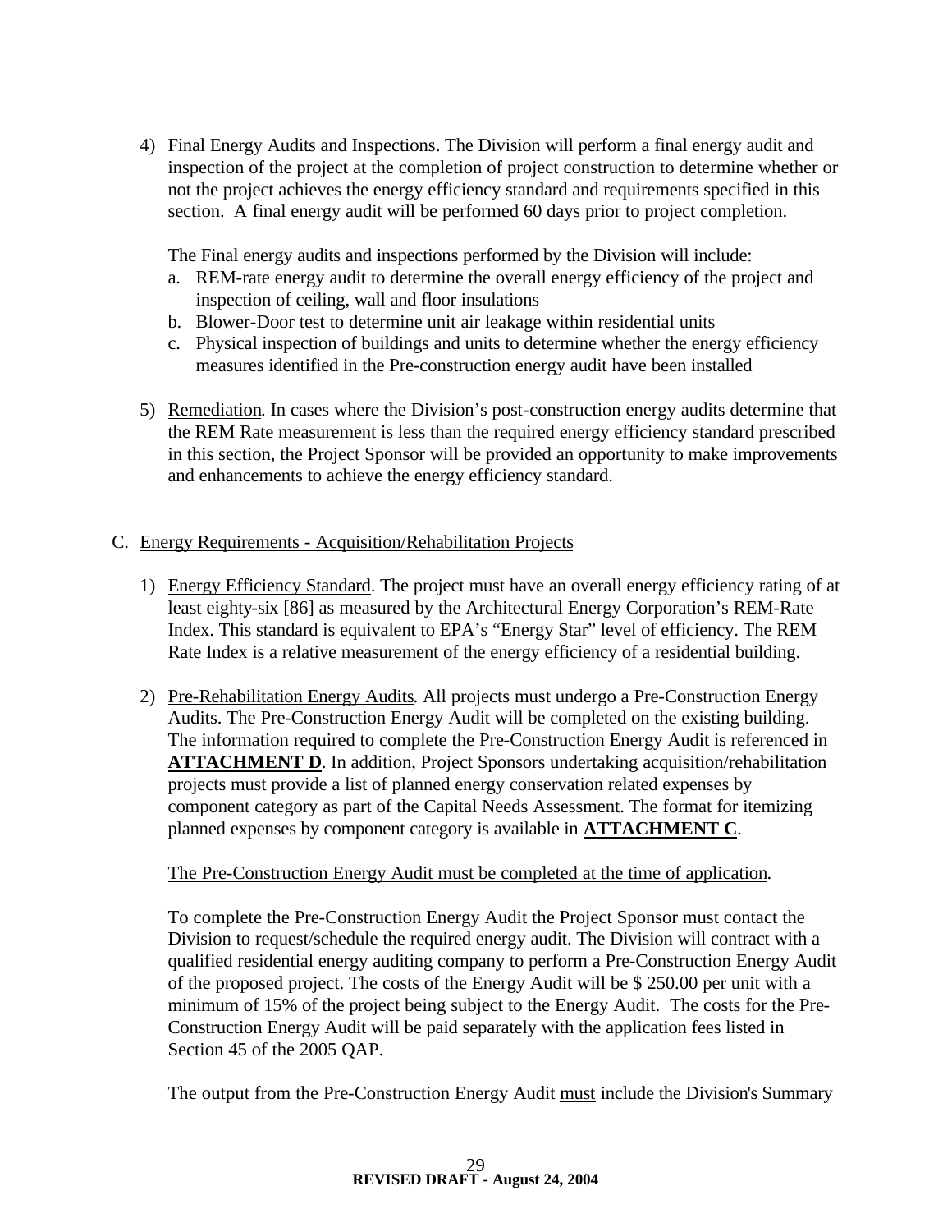4) Final Energy Audits and Inspections. The Division will perform a final energy audit and inspection of the project at the completion of project construction to determine whether or not the project achieves the energy efficiency standard and requirements specified in this section. A final energy audit will be performed 60 days prior to project completion.

   The Final energy audits and inspections performed by the Division will include:

   a. REM-rate energy audit to determine the overall energy efficiency of the project and inspection of ceiling, wall and floor insulations
   b. Blower-Door test to determine unit air leakage within residential units
   c. Physical inspection of buildings and units to determine whether the energy efficiency measures identified in the Pre-construction energy audit have been installed

5) Remediation. In cases where the Division's post-construction energy audits determine that the REM Rate measurement is less than the required energy efficiency standard prescribed in this section, the Project Sponsor will be provided an opportunity to make improvements and enhancements to achieve the energy efficiency standard.

C. Energy Requirements - Acquisition/Rehabilitation Projects

1) Energy Efficiency Standard. The project must have an overall energy efficiency rating of at least eighty-six [86] as measured by the Architectural Energy Corporation's REM-Rate Index. This standard is equivalent to EPA's "Energy Star" level of efficiency. The REM Rate Index is a relative measurement of the energy efficiency of a residential building.

2) Pre-Rehabilitation Energy Audits. All projects must undergo a Pre-Construction Energy Audits. The Pre-Construction Energy Audit will be completed on the existing building. The information required to complete the Pre-Construction Energy Audit is referenced in **ATTACHMENT D**. In addition, Project Sponsors undertaking acquisition/rehabilitation projects must provide a list of planned energy conservation related expenses by component category as part of the Capital Needs Assessment. The format for itemizing planned expenses by component category is available in **ATTACHMENT C**.

   The Pre-Construction Energy Audit must be completed at the time of application.

   To complete the Pre-Construction Energy Audit the Project Sponsor must contact the Division to request/schedule the required energy audit. The Division will contract with a qualified residential energy auditing company to perform a Pre-Construction Energy Audit of the proposed project. The costs of the Energy Audit will be $ 250.00 per unit with a minimum of 15% of the project being subject to the Energy Audit. The costs for the Pre-Construction Energy Audit will be paid separately with the application fees listed in Section 45 of the 2005 QAP.

   The output from the Pre-Construction Energy Audit must include the Division's Summary

**REVISED DRAFT - August 24, 2004**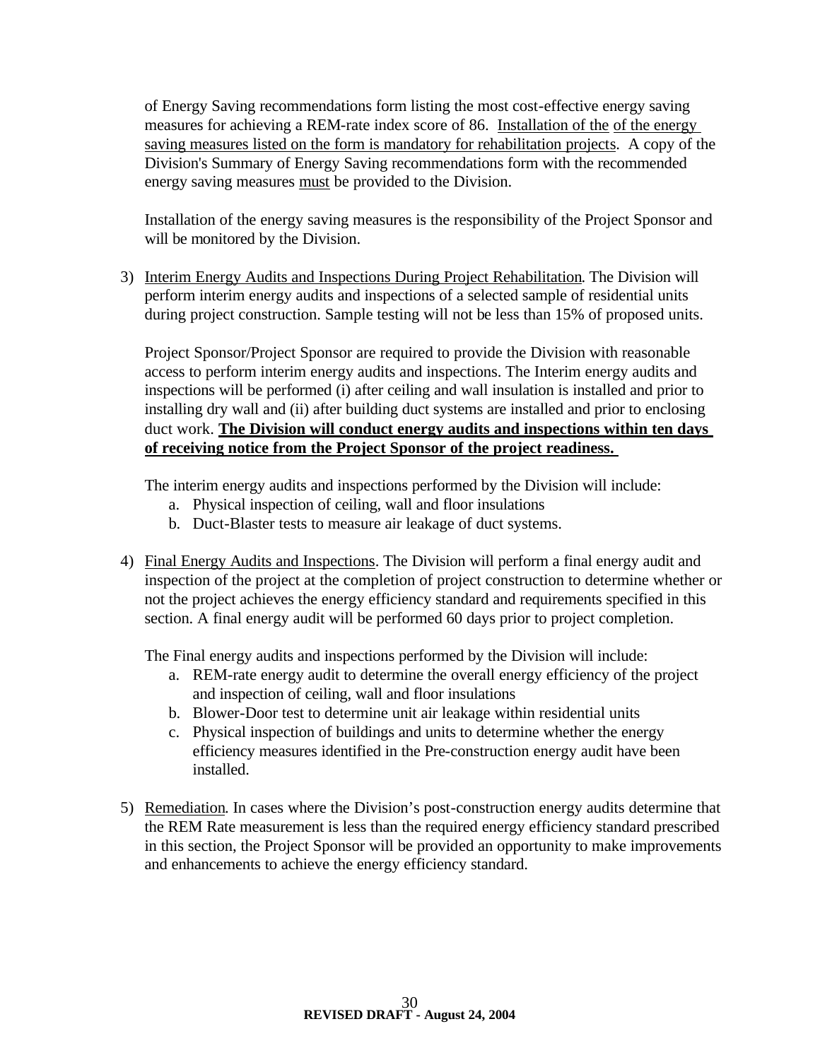of Energy Saving recommendations form listing the most cost-effective energy saving measures for achieving a REM-rate index score of 86. <u>Installation of the of the energy saving measures listed on the form is mandatory for rehabilitation projects</u>. A copy of the Division's Summary of Energy Saving recommendations form with the recommended energy saving measures <u>must</u> be provided to the Division.

Installation of the energy saving measures is the responsibility of the Project Sponsor and will be monitored by the Division.

3) <u>Interim Energy Audits and Inspections During Project Rehabilitation</u>. The Division will perform interim energy audits and inspections of a selected sample of residential units during project construction. Sample testing will not be less than 15% of proposed units.

   Project Sponsor/Project Sponsor are required to provide the Division with reasonable access to perform interim energy audits and inspections. The Interim energy audits and inspections will be performed (i) after ceiling and wall insulation is installed and prior to installing dry wall and (ii) after building duct systems are installed and prior to enclosing duct work. **<u>The Division will conduct energy audits and inspections within ten days of receiving notice from the Project Sponsor of the project readiness.</u>**

   The interim energy audits and inspections performed by the Division will include:

   a. Physical inspection of ceiling, wall and floor insulations
   b. Duct-Blaster tests to measure air leakage of duct systems.

4) <u>Final Energy Audits and Inspections</u>. The Division will perform a final energy audit and inspection of the project at the completion of project construction to determine whether or not the project achieves the energy efficiency standard and requirements specified in this section. A final energy audit will be performed 60 days prior to project completion.

   The Final energy audits and inspections performed by the Division will include:

   a. REM-rate energy audit to determine the overall energy efficiency of the project and inspection of ceiling, wall and floor insulations
   b. Blower-Door test to determine unit air leakage within residential units
   c. Physical inspection of buildings and units to determine whether the energy efficiency measures identified in the Pre-construction energy audit have been installed.

5) <u>Remediation</u>. In cases where the Division's post-construction energy audits determine that the REM Rate measurement is less than the required energy efficiency standard prescribed in this section, the Project Sponsor will be provided an opportunity to make improvements and enhancements to achieve the energy efficiency standard.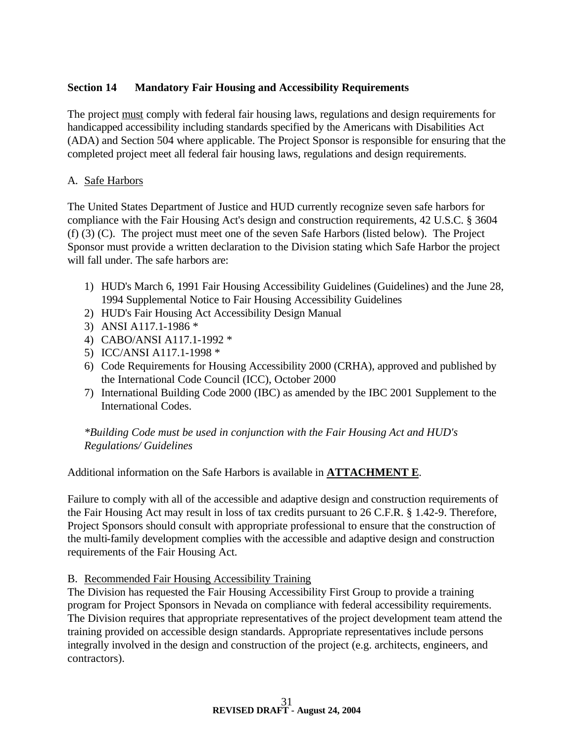## Section 14 Mandatory Fair Housing and Accessibility Requirements

The project <u>must</u> comply with federal fair housing laws, regulations and design requirements for handicapped accessibility including standards specified by the Americans with Disabilities Act (ADA) and Section 504 where applicable. The Project Sponsor is responsible for ensuring that the completed project meet all federal fair housing laws, regulations and design requirements.

### A. <u>Safe Harbors</u>

The United States Department of Justice and HUD currently recognize seven safe harbors for compliance with the Fair Housing Act's design and construction requirements, 42 U.S.C. § 3604 (f) (3) (C). The project must meet one of the seven Safe Harbors (listed below). The Project Sponsor must provide a written declaration to the Division stating which Safe Harbor the project will fall under. The safe harbors are:

1) HUD's March 6, 1991 Fair Housing Accessibility Guidelines (Guidelines) and the June 28, 1994 Supplemental Notice to Fair Housing Accessibility Guidelines
2) HUD's Fair Housing Act Accessibility Design Manual
3) ANSI A117.1-1986 *
4) CABO/ANSI A117.1-1992 *
5) ICC/ANSI A117.1-1998 *
6) Code Requirements for Housing Accessibility 2000 (CRHA), approved and published by the International Code Council (ICC), October 2000
7) International Building Code 2000 (IBC) as amended by the IBC 2001 Supplement to the International Codes.

*\*Building Code must be used in conjunction with the Fair Housing Act and HUD's Regulations/ Guidelines*

Additional information on the Safe Harbors is available in <u>**ATTACHMENT E**</u>.

Failure to comply with all of the accessible and adaptive design and construction requirements of the Fair Housing Act may result in loss of tax credits pursuant to 26 C.F.R. § 1.42-9. Therefore, Project Sponsors should consult with appropriate professional to ensure that the construction of the multi-family development complies with the accessible and adaptive design and construction requirements of the Fair Housing Act.

### B. <u>Recommended Fair Housing Accessibility Training</u>

The Division has requested the Fair Housing Accessibility First Group to provide a training program for Project Sponsors in Nevada on compliance with federal accessibility requirements. The Division requires that appropriate representatives of the project development team attend the training provided on accessible design standards. Appropriate representatives include persons integrally involved in the design and construction of the project (e.g. architects, engineers, and contractors).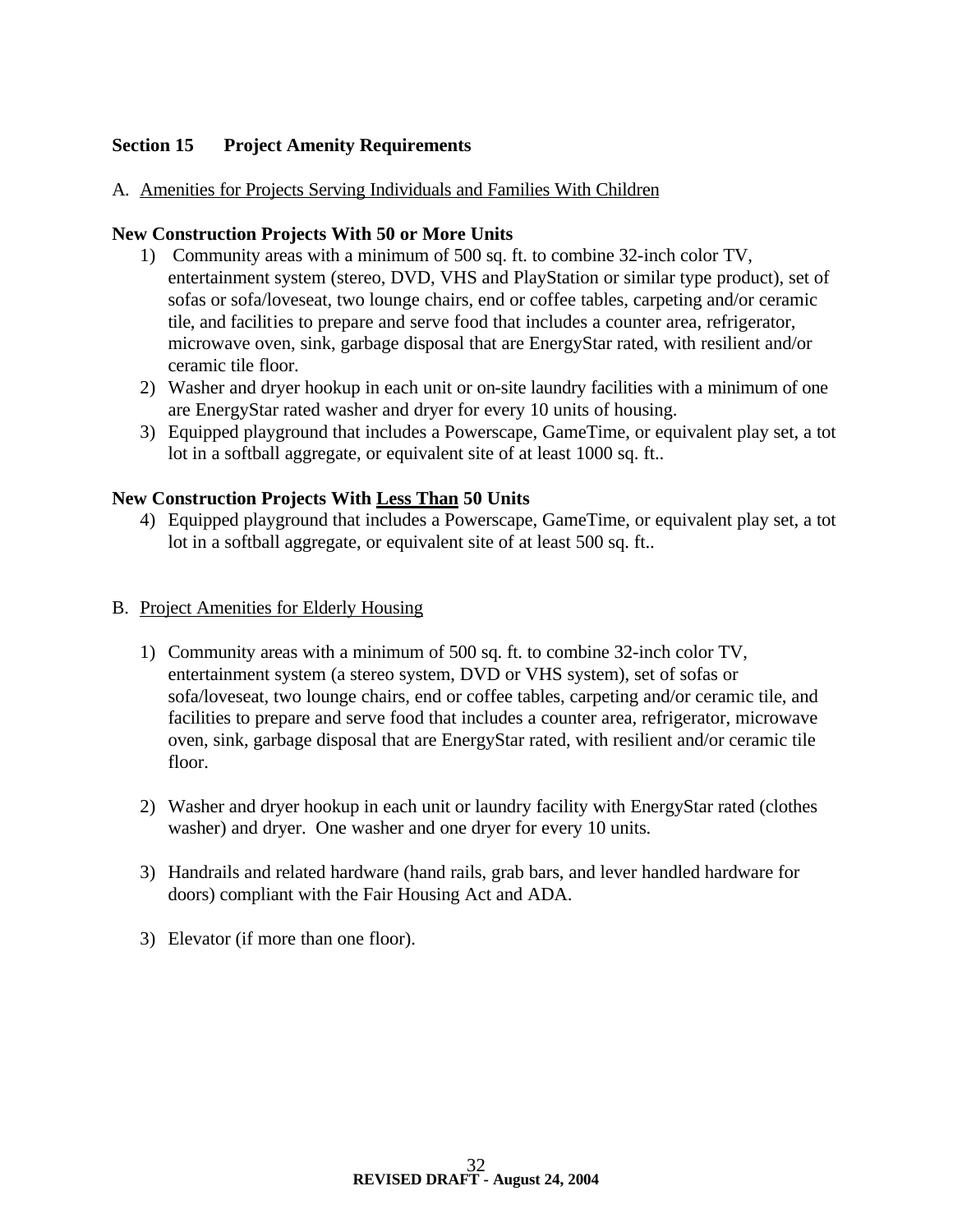## Section 15 Project Amenity Requirements

A. <u>Amenities for Projects Serving Individuals and Families With Children</u>

**New Construction Projects With 50 or More Units**

1) Community areas with a minimum of 500 sq. ft. to combine 32-inch color TV, entertainment system (stereo, DVD, VHS and PlayStation or similar type product), set of sofas or sofa/loveseat, two lounge chairs, end or coffee tables, carpeting and/or ceramic tile, and facilities to prepare and serve food that includes a counter area, refrigerator, microwave oven, sink, garbage disposal that are EnergyStar rated, with resilient and/or ceramic tile floor.
2) Washer and dryer hookup in each unit or on-site laundry facilities with a minimum of one are EnergyStar rated washer and dryer for every 10 units of housing.
3) Equipped playground that includes a Powerscape, GameTime, or equivalent play set, a tot lot in a softball aggregate, or equivalent site of at least 1000 sq. ft..

**New Construction Projects With <u>Less Than</u> 50 Units**

4) Equipped playground that includes a Powerscape, GameTime, or equivalent play set, a tot lot in a softball aggregate, or equivalent site of at least 500 sq. ft..

B. <u>Project Amenities for Elderly Housing</u>

1) Community areas with a minimum of 500 sq. ft. to combine 32-inch color TV, entertainment system (a stereo system, DVD or VHS system), set of sofas or sofa/loveseat, two lounge chairs, end or coffee tables, carpeting and/or ceramic tile, and facilities to prepare and serve food that includes a counter area, refrigerator, microwave oven, sink, garbage disposal that are EnergyStar rated, with resilient and/or ceramic tile floor.

2) Washer and dryer hookup in each unit or laundry facility with EnergyStar rated (clothes washer) and dryer. One washer and one dryer for every 10 units.

3) Handrails and related hardware (hand rails, grab bars, and lever handled hardware for doors) compliant with the Fair Housing Act and ADA.

3) Elevator (if more than one floor).

**REVISED DRAFT - August 24, 2004**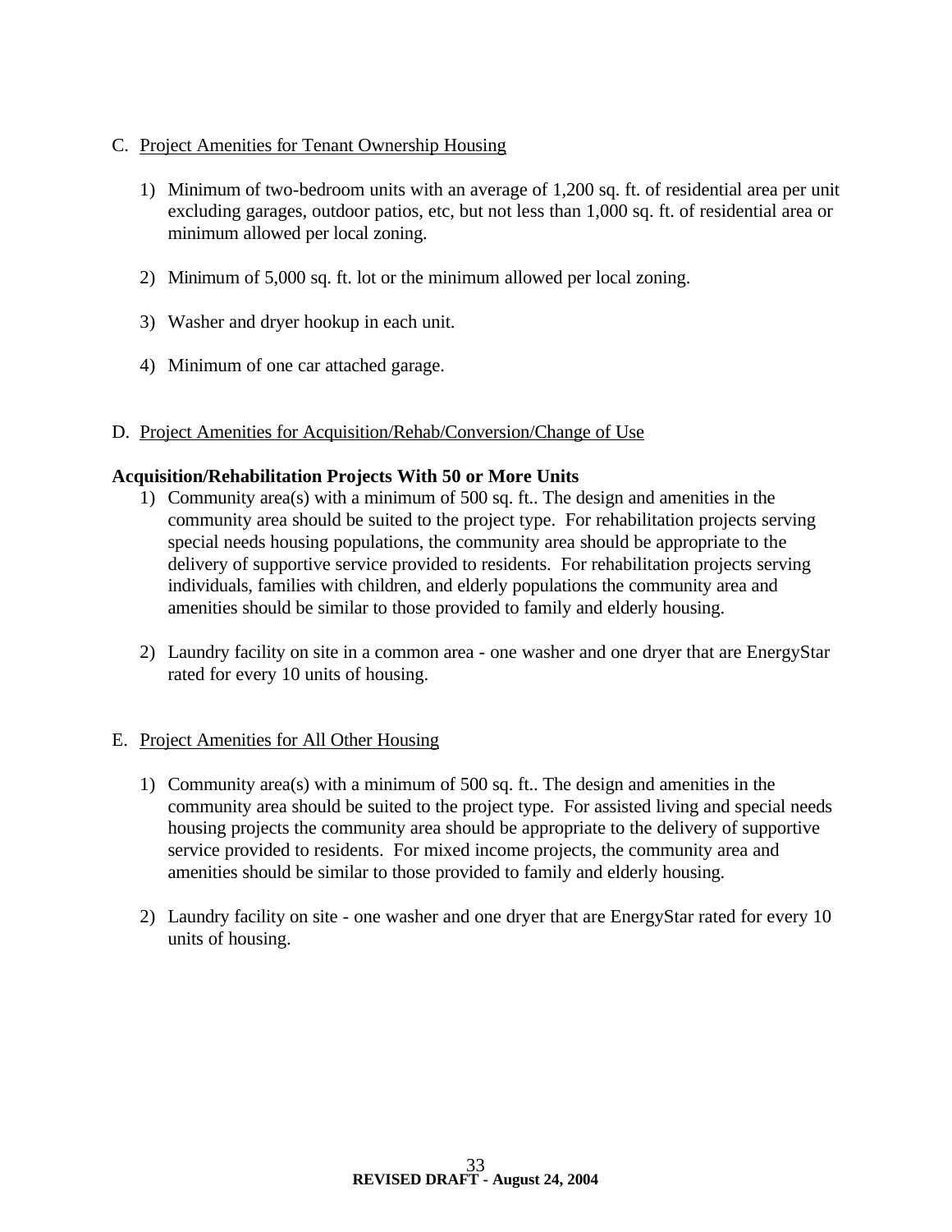C. Project Amenities for Tenant Ownership Housing

1) Minimum of two-bedroom units with an average of 1,200 sq. ft. of residential area per unit excluding garages, outdoor patios, etc, but not less than 1,000 sq. ft. of residential area or minimum allowed per local zoning.

2) Minimum of 5,000 sq. ft. lot or the minimum allowed per local zoning.

3) Washer and dryer hookup in each unit.

4) Minimum of one car attached garage.

D. Project Amenities for Acquisition/Rehab/Conversion/Change of Use

**Acquisition/Rehabilitation Projects With 50 or More Units**

1) Community area(s) with a minimum of 500 sq. ft.. The design and amenities in the community area should be suited to the project type. For rehabilitation projects serving special needs housing populations, the community area should be appropriate to the delivery of supportive service provided to residents. For rehabilitation projects serving individuals, families with children, and elderly populations the community area and amenities should be similar to those provided to family and elderly housing.

2) Laundry facility on site in a common area - one washer and one dryer that are EnergyStar rated for every 10 units of housing.

E. Project Amenities for All Other Housing

1) Community area(s) with a minimum of 500 sq. ft.. The design and amenities in the community area should be suited to the project type. For assisted living and special needs housing projects the community area should be appropriate to the delivery of supportive service provided to residents. For mixed income projects, the community area and amenities should be similar to those provided to family and elderly housing.

2) Laundry facility on site - one washer and one dryer that are EnergyStar rated for every 10 units of housing.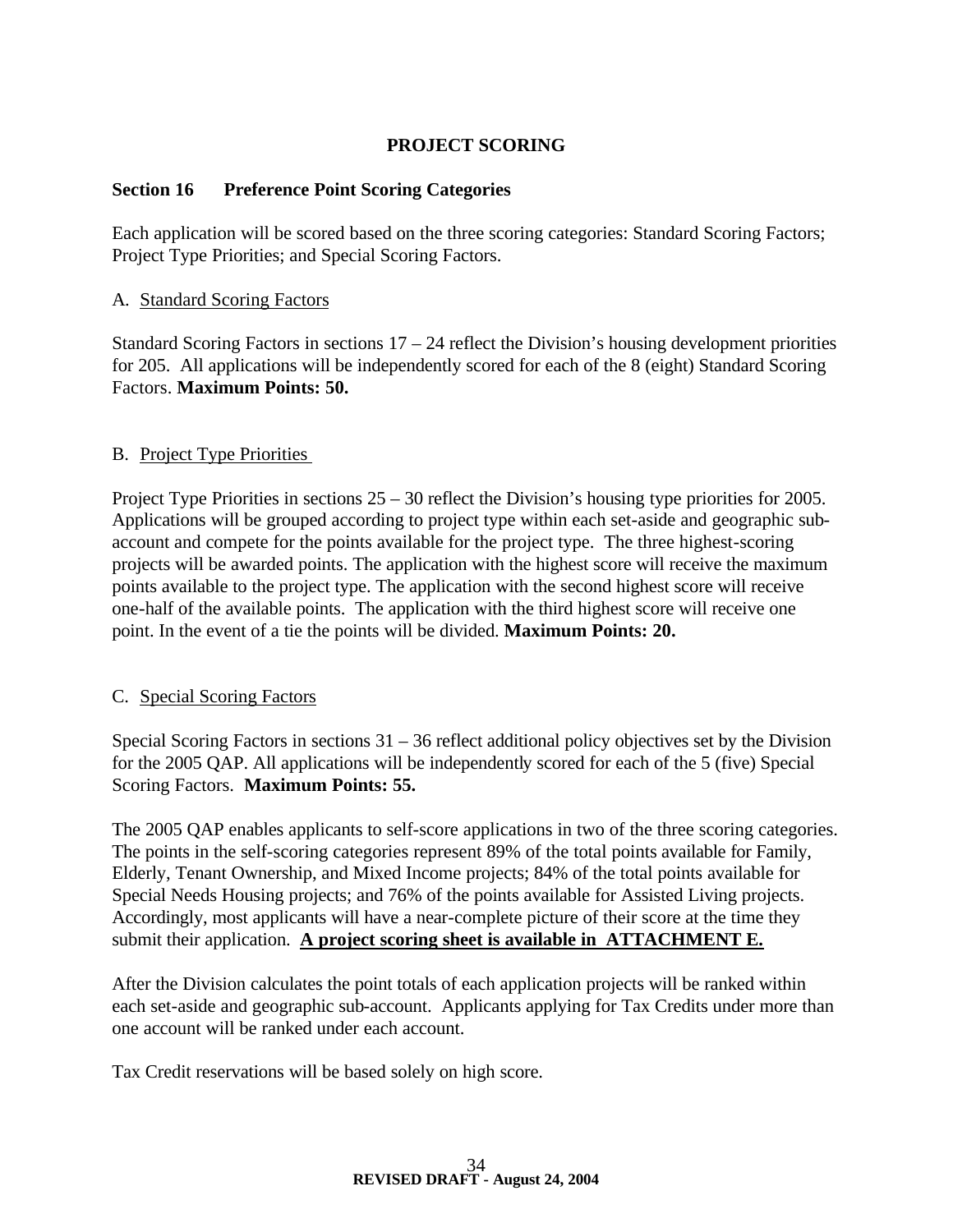# PROJECT SCORING

## Section 16 Preference Point Scoring Categories

Each application will be scored based on the three scoring categories: Standard Scoring Factors; Project Type Priorities; and Special Scoring Factors.

A. <u>Standard Scoring Factors</u>

Standard Scoring Factors in sections 17 – 24 reflect the Division's housing development priorities for 205. All applications will be independently scored for each of the 8 (eight) Standard Scoring Factors. **Maximum Points: 50.**

B. <u>Project Type Priorities</u>

Project Type Priorities in sections 25 – 30 reflect the Division's housing type priorities for 2005. Applications will be grouped according to project type within each set-aside and geographic sub-account and compete for the points available for the project type. The three highest-scoring projects will be awarded points. The application with the highest score will receive the maximum points available to the project type. The application with the second highest score will receive one-half of the available points. The application with the third highest score will receive one point. In the event of a tie the points will be divided. **Maximum Points: 20.**

C. <u>Special Scoring Factors</u>

Special Scoring Factors in sections 31 – 36 reflect additional policy objectives set by the Division for the 2005 QAP. All applications will be independently scored for each of the 5 (five) Special Scoring Factors. **Maximum Points: 55.**

The 2005 QAP enables applicants to self-score applications in two of the three scoring categories. The points in the self-scoring categories represent 89% of the total points available for Family, Elderly, Tenant Ownership, and Mixed Income projects; 84% of the total points available for Special Needs Housing projects; and 76% of the points available for Assisted Living projects. Accordingly, most applicants will have a near-complete picture of their score at the time they submit their application. **<u>A project scoring sheet is available in ATTACHMENT E.</u>**

After the Division calculates the point totals of each application projects will be ranked within each set-aside and geographic sub-account. Applicants applying for Tax Credits under more than one account will be ranked under each account.

Tax Credit reservations will be based solely on high score.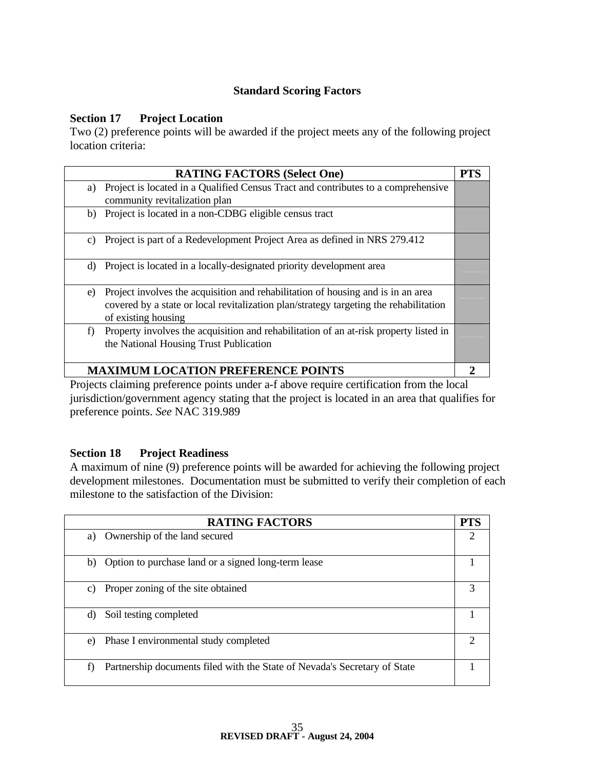## Standard Scoring Factors

### Section 17 Project Location

Two (2) preference points will be awarded if the project meets any of the following project location criteria:

| RATING FACTORS (Select One) | PTS |
|---|---|
| a) Project is located in a Qualified Census Tract and contributes to a comprehensive community revitalization plan | |
| b) Project is located in a non-CDBG eligible census tract | |
| c) Project is part of a Redevelopment Project Area as defined in NRS 279.412 | |
| d) Project is located in a locally-designated priority development area | |
| e) Project involves the acquisition and rehabilitation of housing and is in an area covered by a state or local revitalization plan/strategy targeting the rehabilitation of existing housing | |
| f) Property involves the acquisition and rehabilitation of an at-risk property listed in the National Housing Trust Publication | |
| **MAXIMUM LOCATION PREFERENCE POINTS** | **2** |

Projects claiming preference points under a-f above require certification from the local jurisdiction/government agency stating that the project is located in an area that qualifies for preference points. *See* NAC 319.989

### Section 18 Project Readiness

A maximum of nine (9) preference points will be awarded for achieving the following project development milestones. Documentation must be submitted to verify their completion of each milestone to the satisfaction of the Division:

| RATING FACTORS | PTS |
|---|---|
| a) Ownership of the land secured | 2 |
| b) Option to purchase land or a signed long-term lease | 1 |
| c) Proper zoning of the site obtained | 3 |
| d) Soil testing completed | 1 |
| e) Phase I environmental study completed | 2 |
| f) Partnership documents filed with the State of Nevada's Secretary of State | 1 |

**REVISED DRAFT - August 24, 2004**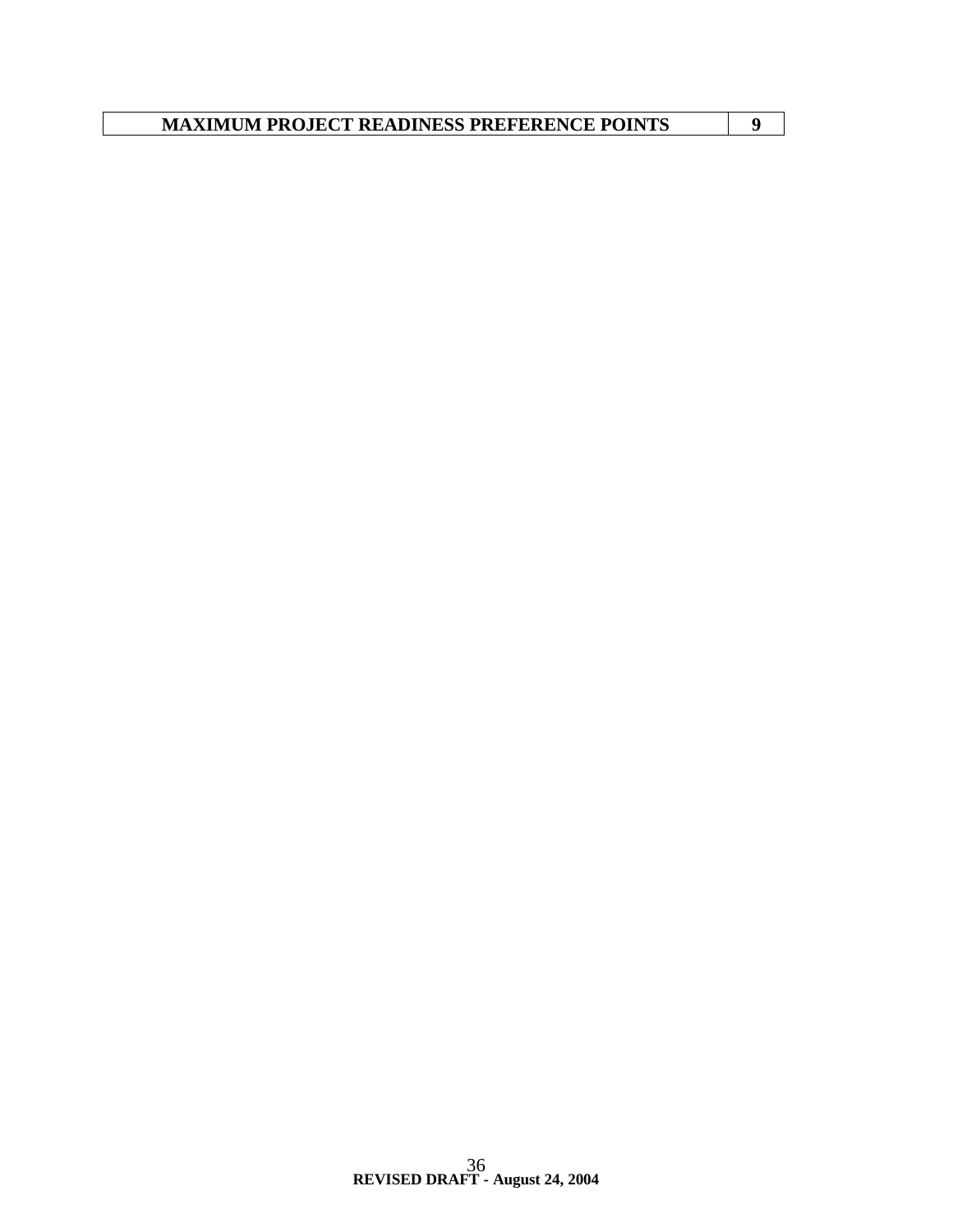| MAXIMUM PROJECT READINESS PREFERENCE POINTS | 9 |
| --- | --- |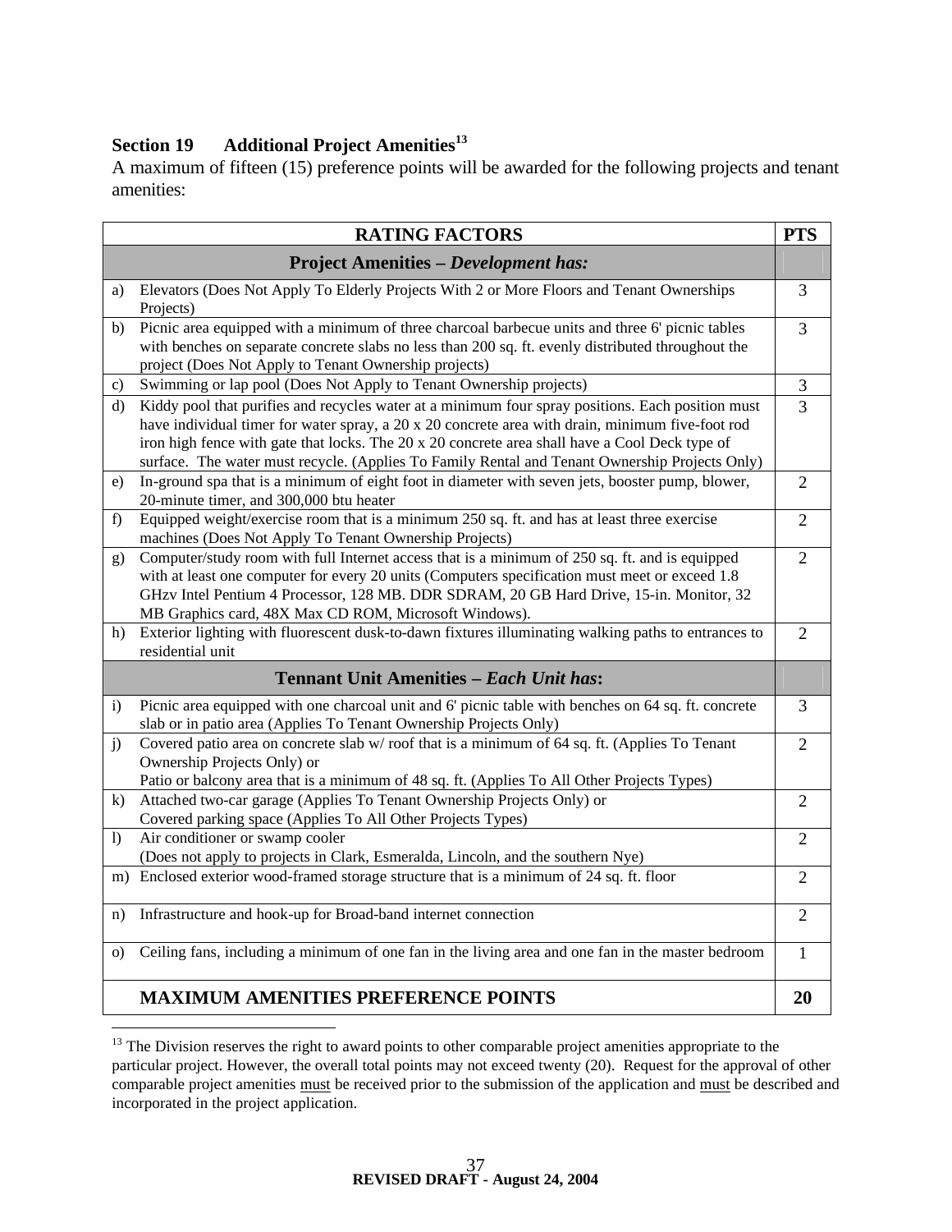## Section 19 Additional Project Amenities[13]

A maximum of fifteen (15) preference points will be awarded for the following projects and tenant amenities:

| | RATING FACTORS | PTS |
|---|---|---|
| | **Project Amenities – *Development has:*** | |
| a) | Elevators (Does Not Apply To Elderly Projects With 2 or More Floors and Tenant Ownerships Projects) | 3 |
| b) | Picnic area equipped with a minimum of three charcoal barbecue units and three 6' picnic tables with benches on separate concrete slabs no less than 200 sq. ft. evenly distributed throughout the project (Does Not Apply to Tenant Ownership projects) | 3 |
| c) | Swimming or lap pool (Does Not Apply to Tenant Ownership projects) | 3 |
| d) | Kiddy pool that purifies and recycles water at a minimum four spray positions. Each position must have individual timer for water spray, a 20 x 20 concrete area with drain, minimum five-foot rod iron high fence with gate that locks. The 20 x 20 concrete area shall have a Cool Deck type of surface. The water must recycle. (Applies To Family Rental and Tenant Ownership Projects Only) | 3 |
| e) | In-ground spa that is a minimum of eight foot in diameter with seven jets, booster pump, blower, 20-minute timer, and 300,000 btu heater | 2 |
| f) | Equipped weight/exercise room that is a minimum 250 sq. ft. and has at least three exercise machines (Does Not Apply To Tenant Ownership Projects) | 2 |
| g) | Computer/study room with full Internet access that is a minimum of 250 sq. ft. and is equipped with at least one computer for every 20 units (Computers specification must meet or exceed 1.8 GHzv Intel Pentium 4 Processor, 128 MB. DDR SDRAM, 20 GB Hard Drive, 15-in. Monitor, 32 MB Graphics card, 48X Max CD ROM, Microsoft Windows). | 2 |
| h) | Exterior lighting with fluorescent dusk-to-dawn fixtures illuminating walking paths to entrances to residential unit | 2 |
| | **Tennant Unit Amenities – *Each Unit has*:** | |
| i) | Picnic area equipped with one charcoal unit and 6' picnic table with benches on 64 sq. ft. concrete slab or in patio area (Applies To Tenant Ownership Projects Only) | 3 |
| j) | Covered patio area on concrete slab w/ roof that is a minimum of 64 sq. ft. (Applies To Tenant Ownership Projects Only) or<br>Patio or balcony area that is a minimum of 48 sq. ft. (Applies To All Other Projects Types) | 2 |
| k) | Attached two-car garage (Applies To Tenant Ownership Projects Only) or<br>Covered parking space (Applies To All Other Projects Types) | 2 |
| l) | Air conditioner or swamp cooler<br>(Does not apply to projects in Clark, Esmeralda, Lincoln, and the southern Nye) | 2 |
| m) | Enclosed exterior wood-framed storage structure that is a minimum of 24 sq. ft. floor | 2 |
| n) | Infrastructure and hook-up for Broad-band internet connection | 2 |
| o) | Ceiling fans, including a minimum of one fan in the living area and one fan in the master bedroom | 1 |
| | **MAXIMUM AMENITIES PREFERENCE POINTS** | **20** |

[13] The Division reserves the right to award points to other comparable project amenities appropriate to the particular project. However, the overall total points may not exceed twenty (20). Request for the approval of other comparable project amenities must be received prior to the submission of the application and must be described and incorporated in the project application.

**REVISED DRAFT - August 24, 2004**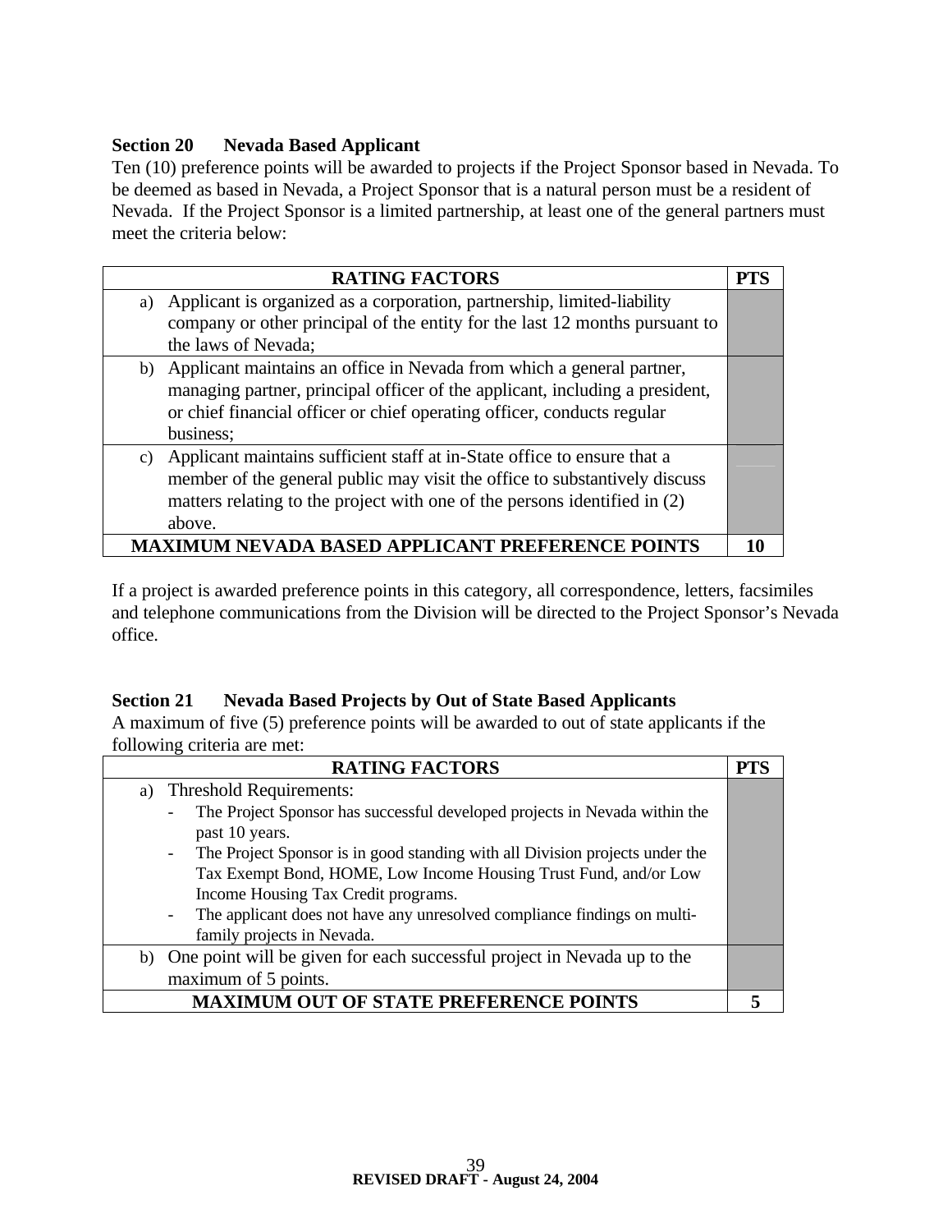## Section 20 Nevada Based Applicant

Ten (10) preference points will be awarded to projects if the Project Sponsor based in Nevada. To be deemed as based in Nevada, a Project Sponsor that is a natural person must be a resident of Nevada. If the Project Sponsor is a limited partnership, at least one of the general partners must meet the criteria below:

| RATING FACTORS | PTS |
|---|---|
| a) Applicant is organized as a corporation, partnership, limited-liability company or other principal of the entity for the last 12 months pursuant to the laws of Nevada; | |
| b) Applicant maintains an office in Nevada from which a general partner, managing partner, principal officer of the applicant, including a president, or chief financial officer or chief operating officer, conducts regular business; | |
| c) Applicant maintains sufficient staff at in-State office to ensure that a member of the general public may visit the office to substantively discuss matters relating to the project with one of the persons identified in (2) above. | |
| **MAXIMUM NEVADA BASED APPLICANT PREFERENCE POINTS** | **10** |

If a project is awarded preference points in this category, all correspondence, letters, facsimiles and telephone communications from the Division will be directed to the Project Sponsor's Nevada office.

## Section 21 Nevada Based Projects by Out of State Based Applicants

A maximum of five (5) preference points will be awarded to out of state applicants if the following criteria are met:

| RATING FACTORS | PTS |
|---|---|
| a) Threshold Requirements:<br>- The Project Sponsor has successful developed projects in Nevada within the past 10 years.<br>- The Project Sponsor is in good standing with all Division projects under the Tax Exempt Bond, HOME, Low Income Housing Trust Fund, and/or Low Income Housing Tax Credit programs.<br>- The applicant does not have any unresolved compliance findings on multi-family projects in Nevada. | |
| b) One point will be given for each successful project in Nevada up to the maximum of 5 points. | |
| **MAXIMUM OUT OF STATE PREFERENCE POINTS** | **5** |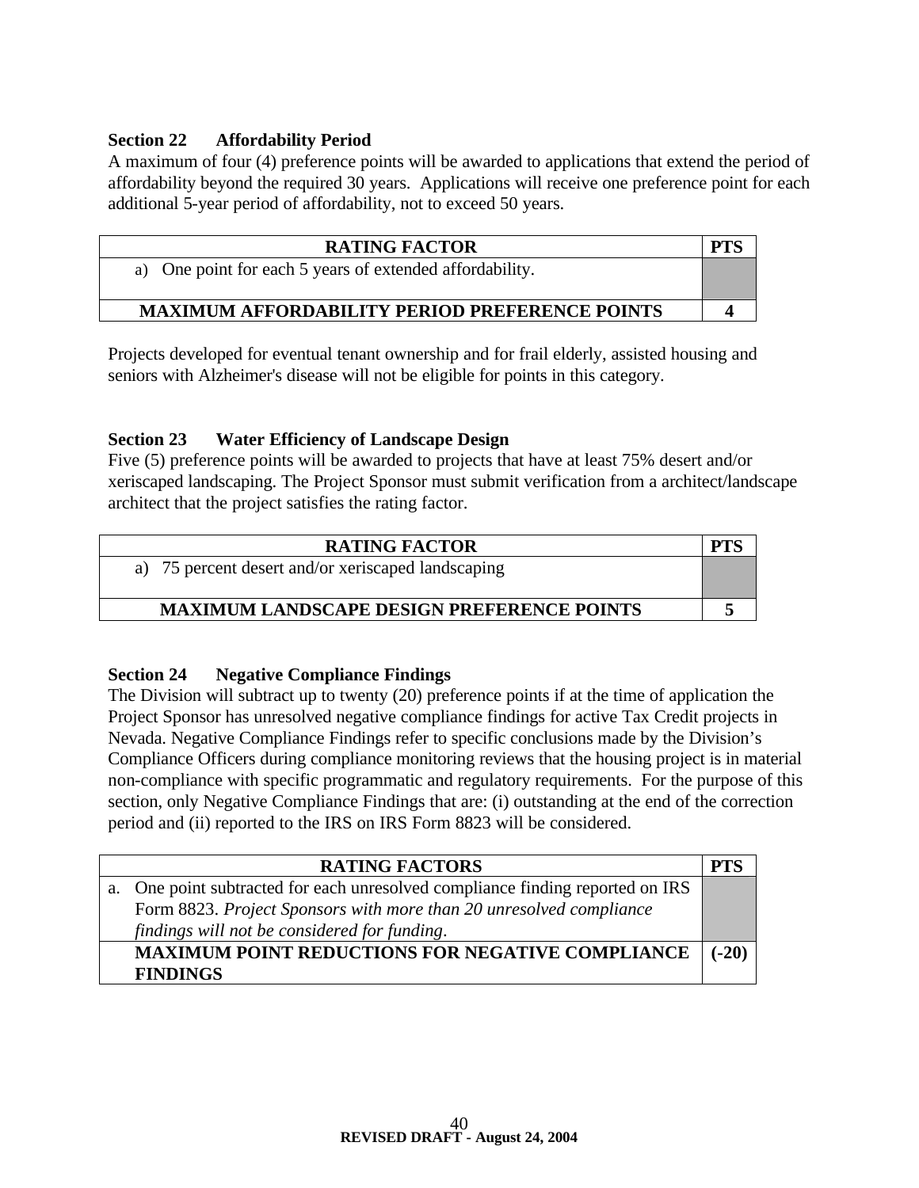### Section 22 Affordability Period

A maximum of four (4) preference points will be awarded to applications that extend the period of affordability beyond the required 30 years. Applications will receive one preference point for each additional 5-year period of affordability, not to exceed 50 years.

| RATING FACTOR | PTS |
|---|---|
| a) One point for each 5 years of extended affordability. | |
| **MAXIMUM AFFORDABILITY PERIOD PREFERENCE POINTS** | **4** |

Projects developed for eventual tenant ownership and for frail elderly, assisted housing and seniors with Alzheimer's disease will not be eligible for points in this category.

### Section 23 Water Efficiency of Landscape Design

Five (5) preference points will be awarded to projects that have at least 75% desert and/or xeriscaped landscaping. The Project Sponsor must submit verification from a architect/landscape architect that the project satisfies the rating factor.

| RATING FACTOR | PTS |
|---|---|
| a) 75 percent desert and/or xeriscaped landscaping | |
| **MAXIMUM LANDSCAPE DESIGN PREFERENCE POINTS** | **5** |

### Section 24 Negative Compliance Findings

The Division will subtract up to twenty (20) preference points if at the time of application the Project Sponsor has unresolved negative compliance findings for active Tax Credit projects in Nevada. Negative Compliance Findings refer to specific conclusions made by the Division's Compliance Officers during compliance monitoring reviews that the housing project is in material non-compliance with specific programmatic and regulatory requirements. For the purpose of this section, only Negative Compliance Findings that are: (i) outstanding at the end of the correction period and (ii) reported to the IRS on IRS Form 8823 will be considered.

| RATING FACTORS | PTS |
|---|---|
| a. One point subtracted for each unresolved compliance finding reported on IRS Form 8823. *Project Sponsors with more than 20 unresolved compliance findings will not be considered for funding*. | |
| **MAXIMUM POINT REDUCTIONS FOR NEGATIVE COMPLIANCE FINDINGS** | **(-20)** |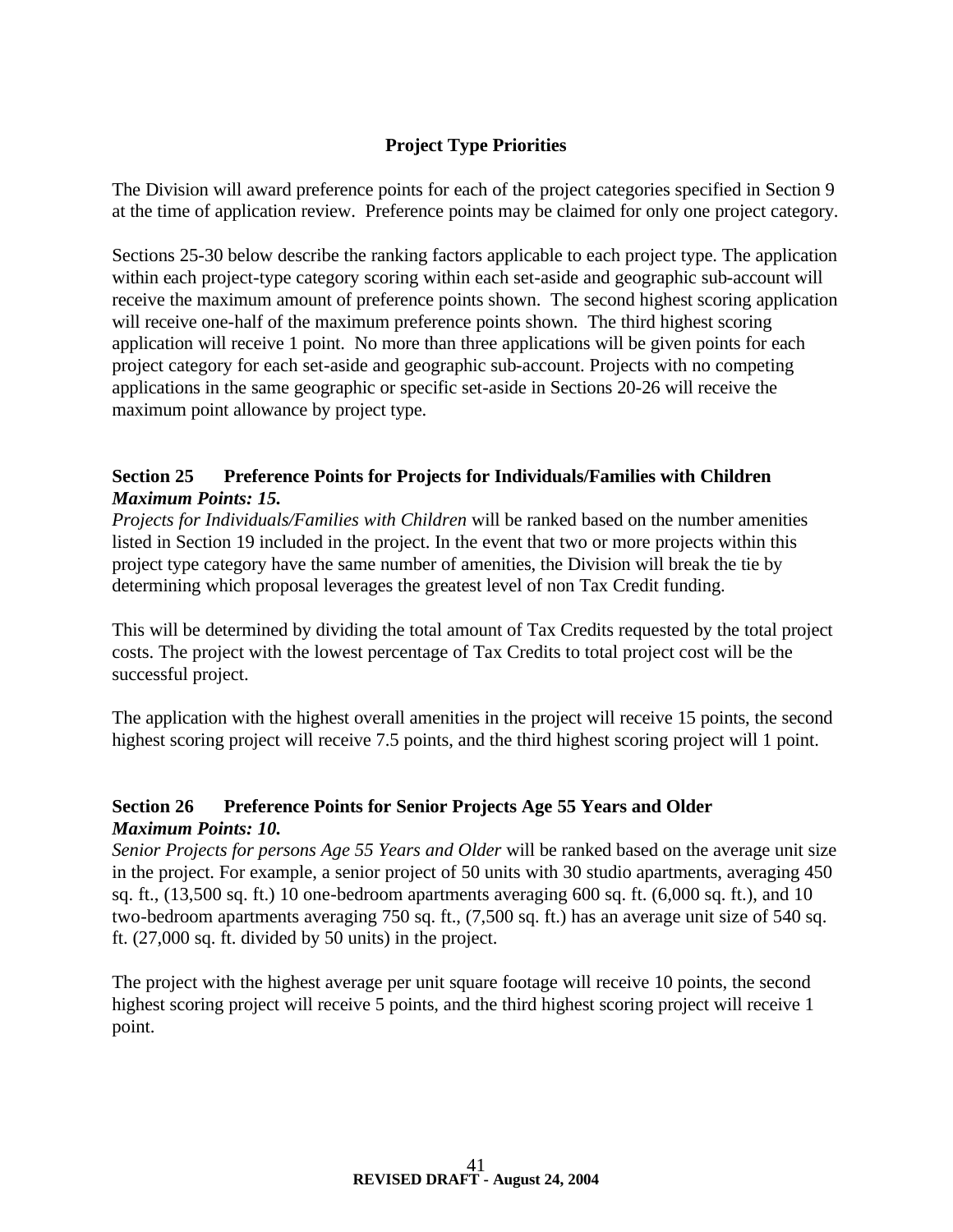## Project Type Priorities

The Division will award preference points for each of the project categories specified in Section 9 at the time of application review. Preference points may be claimed for only one project category.

Sections 25-30 below describe the ranking factors applicable to each project type. The application within each project-type category scoring within each set-aside and geographic sub-account will receive the maximum amount of preference points shown. The second highest scoring application will receive one-half of the maximum preference points shown. The third highest scoring application will receive 1 point. No more than three applications will be given points for each project category for each set-aside and geographic sub-account. Projects with no competing applications in the same geographic or specific set-aside in Sections 20-26 will receive the maximum point allowance by project type.

### Section 25 Preference Points for Projects for Individuals/Families with Children

***Maximum Points: 15.***

*Projects for Individuals/Families with Children* will be ranked based on the number amenities listed in Section 19 included in the project. In the event that two or more projects within this project type category have the same number of amenities, the Division will break the tie by determining which proposal leverages the greatest level of non Tax Credit funding.

This will be determined by dividing the total amount of Tax Credits requested by the total project costs. The project with the lowest percentage of Tax Credits to total project cost will be the successful project.

The application with the highest overall amenities in the project will receive 15 points, the second highest scoring project will receive 7.5 points, and the third highest scoring project will 1 point.

### Section 26 Preference Points for Senior Projects Age 55 Years and Older

***Maximum Points: 10.***

*Senior Projects for persons Age 55 Years and Older* will be ranked based on the average unit size in the project. For example, a senior project of 50 units with 30 studio apartments, averaging 450 sq. ft., (13,500 sq. ft.) 10 one-bedroom apartments averaging 600 sq. ft. (6,000 sq. ft.), and 10 two-bedroom apartments averaging 750 sq. ft., (7,500 sq. ft.) has an average unit size of 540 sq. ft. (27,000 sq. ft. divided by 50 units) in the project.

The project with the highest average per unit square footage will receive 10 points, the second highest scoring project will receive 5 points, and the third highest scoring project will receive 1 point.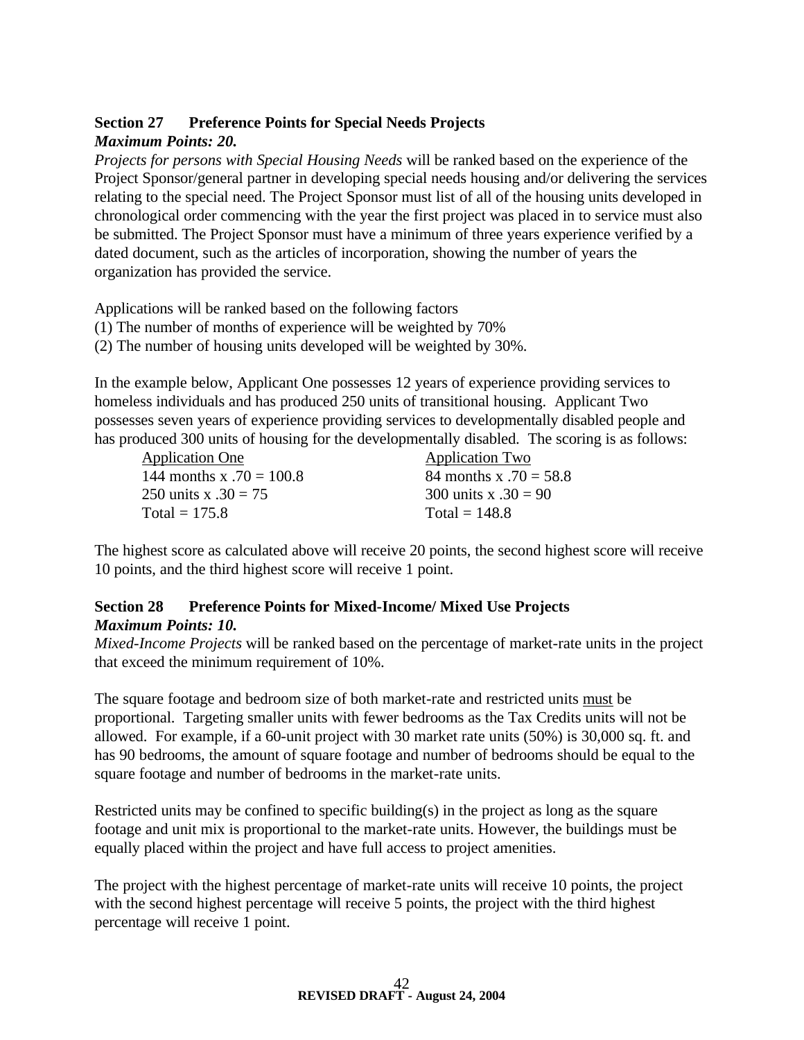## Section 27 Preference Points for Special Needs Projects

***Maximum Points: 20.***

*Projects for persons with Special Housing Needs* will be ranked based on the experience of the Project Sponsor/general partner in developing special needs housing and/or delivering the services relating to the special need. The Project Sponsor must list of all of the housing units developed in chronological order commencing with the year the first project was placed in to service must also be submitted. The Project Sponsor must have a minimum of three years experience verified by a dated document, such as the articles of incorporation, showing the number of years the organization has provided the service.

Applications will be ranked based on the following factors

(1) The number of months of experience will be weighted by 70%

(2) The number of housing units developed will be weighted by 30%.

In the example below, Applicant One possesses 12 years of experience providing services to homeless individuals and has produced 250 units of transitional housing. Applicant Two possesses seven years of experience providing services to developmentally disabled people and has produced 300 units of housing for the developmentally disabled. The scoring is as follows:

| Application One | Application Two |
|---|---|
| 144 months x .70 = 100.8 | 84 months x .70 = 58.8 |
| 250 units x .30 = 75 | 300 units x .30 = 90 |
| Total = 175.8 | Total = 148.8 |

The highest score as calculated above will receive 20 points, the second highest score will receive 10 points, and the third highest score will receive 1 point.

## Section 28 Preference Points for Mixed-Income/ Mixed Use Projects

***Maximum Points: 10.***

*Mixed-Income Projects* will be ranked based on the percentage of market-rate units in the project that exceed the minimum requirement of 10%.

The square footage and bedroom size of both market-rate and restricted units must be proportional. Targeting smaller units with fewer bedrooms as the Tax Credits units will not be allowed. For example, if a 60-unit project with 30 market rate units (50%) is 30,000 sq. ft. and has 90 bedrooms, the amount of square footage and number of bedrooms should be equal to the square footage and number of bedrooms in the market-rate units.

Restricted units may be confined to specific building(s) in the project as long as the square footage and unit mix is proportional to the market-rate units. However, the buildings must be equally placed within the project and have full access to project amenities.

The project with the highest percentage of market-rate units will receive 10 points, the project with the second highest percentage will receive 5 points, the project with the third highest percentage will receive 1 point.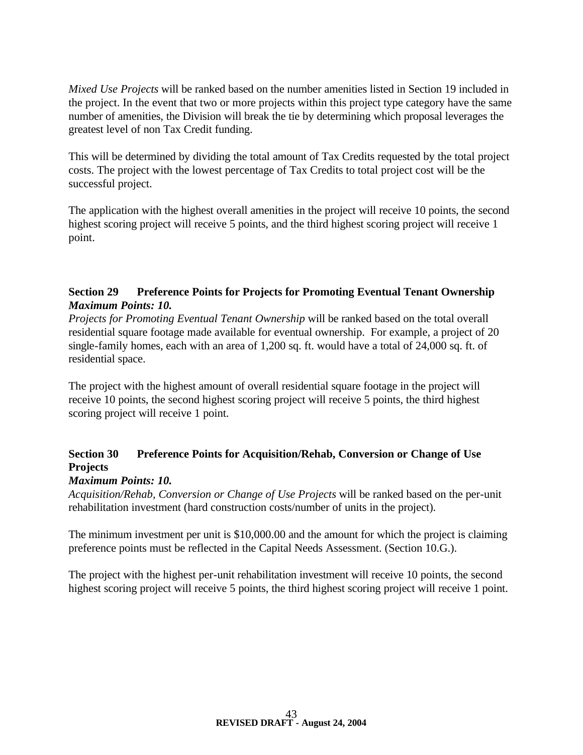*Mixed Use Projects* will be ranked based on the number amenities listed in Section 19 included in the project. In the event that two or more projects within this project type category have the same number of amenities, the Division will break the tie by determining which proposal leverages the greatest level of non Tax Credit funding.

This will be determined by dividing the total amount of Tax Credits requested by the total project costs. The project with the lowest percentage of Tax Credits to total project cost will be the successful project.

The application with the highest overall amenities in the project will receive 10 points, the second highest scoring project will receive 5 points, and the third highest scoring project will receive 1 point.

### Section 29 Preference Points for Projects for Promoting Eventual Tenant Ownership

***Maximum Points: 10.***

*Projects for Promoting Eventual Tenant Ownership* will be ranked based on the total overall residential square footage made available for eventual ownership. For example, a project of 20 single-family homes, each with an area of 1,200 sq. ft. would have a total of 24,000 sq. ft. of residential space.

The project with the highest amount of overall residential square footage in the project will receive 10 points, the second highest scoring project will receive 5 points, the third highest scoring project will receive 1 point.

### Section 30 Preference Points for Acquisition/Rehab, Conversion or Change of Use Projects

***Maximum Points: 10.***

*Acquisition/Rehab, Conversion or Change of Use Projects* will be ranked based on the per-unit rehabilitation investment (hard construction costs/number of units in the project).

The minimum investment per unit is $10,000.00 and the amount for which the project is claiming preference points must be reflected in the Capital Needs Assessment. (Section 10.G.).

The project with the highest per-unit rehabilitation investment will receive 10 points, the second highest scoring project will receive 5 points, the third highest scoring project will receive 1 point.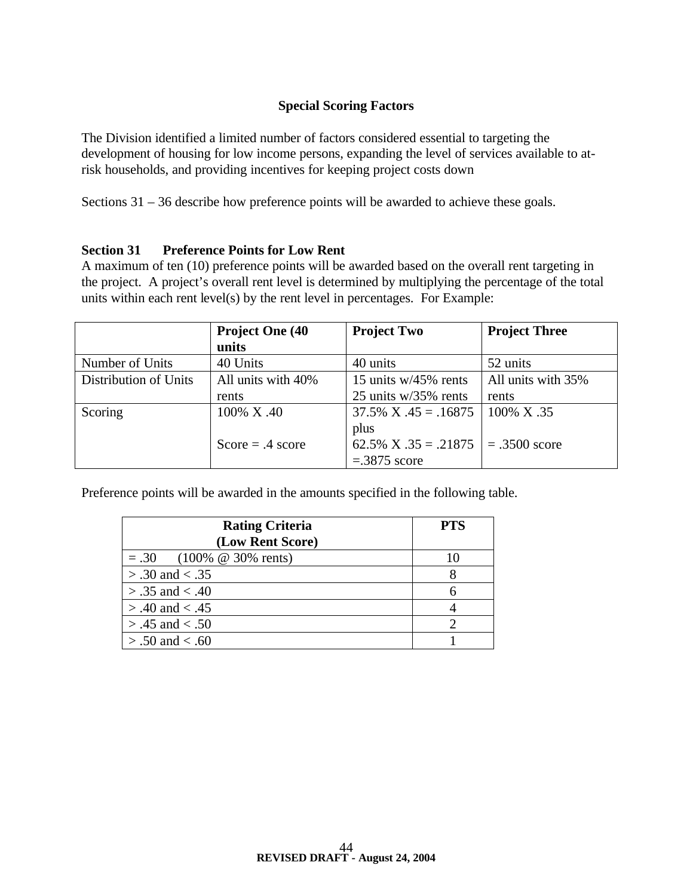## Special Scoring Factors

The Division identified a limited number of factors considered essential to targeting the development of housing for low income persons, expanding the level of services available to at-risk households, and providing incentives for keeping project costs down

Sections 31 – 36 describe how preference points will be awarded to achieve these goals.

### Section 31 Preference Points for Low Rent

A maximum of ten (10) preference points will be awarded based on the overall rent targeting in the project. A project's overall rent level is determined by multiplying the percentage of the total units within each rent level(s) by the rent level in percentages. For Example:

| | **Project One (40 units** | **Project Two** | **Project Three** |
|---|---|---|---|
| Number of Units | 40 Units | 40 units | 52 units |
| Distribution of Units | All units with 40% rents | 15 units w/45% rents<br>25 units w/35% rents | All units with 35% rents |
| Scoring | 100% X .40<br><br>Score = .4 score | 37.5% X .45 = .16875 plus<br>62.5% X .35 = .21875 =.3875 score | 100% X .35<br><br>= .3500 score |

Preference points will be awarded in the amounts specified in the following table.

| **Rating Criteria (Low Rent Score)** | **PTS** |
|---|---|
| = .30 (100% @ 30% rents) | 10 |
| > .30 and < .35 | 8 |
| > .35 and < .40 | 6 |
| > .40 and < .45 | 4 |
| > .45 and < .50 | 2 |
| > .50 and < .60 | 1 |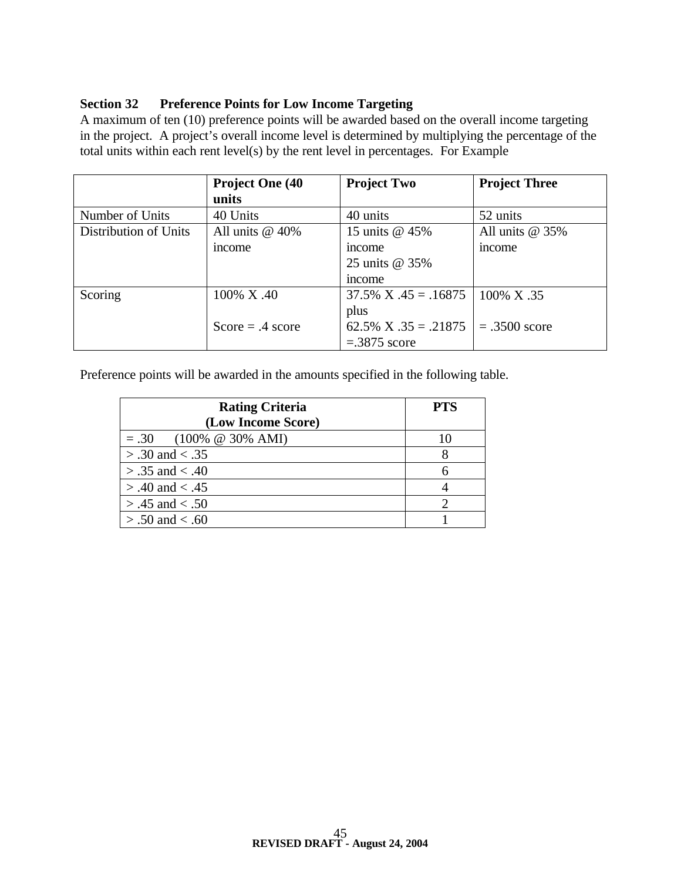**Section 32  Preference Points for Low Income Targeting**

A maximum of ten (10) preference points will be awarded based on the overall income targeting in the project. A project's overall income level is determined by multiplying the percentage of the total units within each rent level(s) by the rent level in percentages. For Example

| | Project One (40 units | Project Two | Project Three |
|---|---|---|---|
| Number of Units | 40 Units | 40 units | 52 units |
| Distribution of Units | All units @ 40% income | 15 units @ 45% income<br>25 units @ 35% income | All units @ 35% income |
| Scoring | 100% X .40<br><br>Score = .4 score | 37.5% X .45 = .16875 plus<br>62.5% X .35 = .21875<br>=.3875 score | 100% X .35<br><br>= .3500 score |

Preference points will be awarded in the amounts specified in the following table.

| Rating Criteria (Low Income Score) | PTS |
|---|---|
| = .30   (100% @ 30% AMI) | 10 |
| > .30 and < .35 | 8 |
| > .35 and < .40 | 6 |
| > .40 and < .45 | 4 |
| > .45 and < .50 | 2 |
| > .50 and < .60 | 1 |

**REVISED DRAFT - August 24, 2004**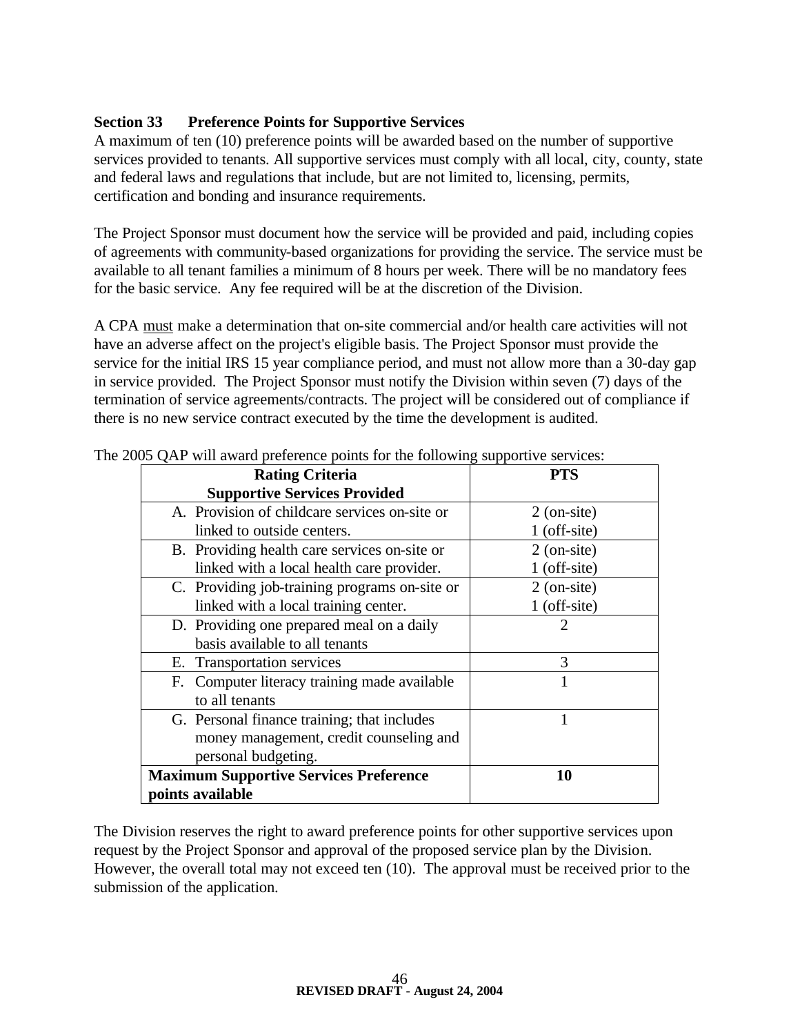### Section 33 Preference Points for Supportive Services

A maximum of ten (10) preference points will be awarded based on the number of supportive services provided to tenants. All supportive services must comply with all local, city, county, state and federal laws and regulations that include, but are not limited to, licensing, permits, certification and bonding and insurance requirements.

The Project Sponsor must document how the service will be provided and paid, including copies of agreements with community-based organizations for providing the service. The service must be available to all tenant families a minimum of 8 hours per week. There will be no mandatory fees for the basic service. Any fee required will be at the discretion of the Division.

A CPA must make a determination that on-site commercial and/or health care activities will not have an adverse affect on the project's eligible basis. The Project Sponsor must provide the service for the initial IRS 15 year compliance period, and must not allow more than a 30-day gap in service provided. The Project Sponsor must notify the Division within seven (7) days of the termination of service agreements/contracts. The project will be considered out of compliance if there is no new service contract executed by the time the development is audited.

The 2005 QAP will award preference points for the following supportive services:

| **Rating Criteria Supportive Services Provided** | **PTS** |
|---|---|
| A. Provision of childcare services on-site or linked to outside centers. | 2 (on-site) 1 (off-site) |
| B. Providing health care services on-site or linked with a local health care provider. | 2 (on-site) 1 (off-site) |
| C. Providing job-training programs on-site or linked with a local training center. | 2 (on-site) 1 (off-site) |
| D. Providing one prepared meal on a daily basis available to all tenants | 2 |
| E. Transportation services | 3 |
| F. Computer literacy training made available to all tenants | 1 |
| G. Personal finance training; that includes money management, credit counseling and personal budgeting. | 1 |
| **Maximum Supportive Services Preference points available** | **10** |

The Division reserves the right to award preference points for other supportive services upon request by the Project Sponsor and approval of the proposed service plan by the Division. However, the overall total may not exceed ten (10). The approval must be received prior to the submission of the application.

**REVISED DRAFT - August 24, 2004**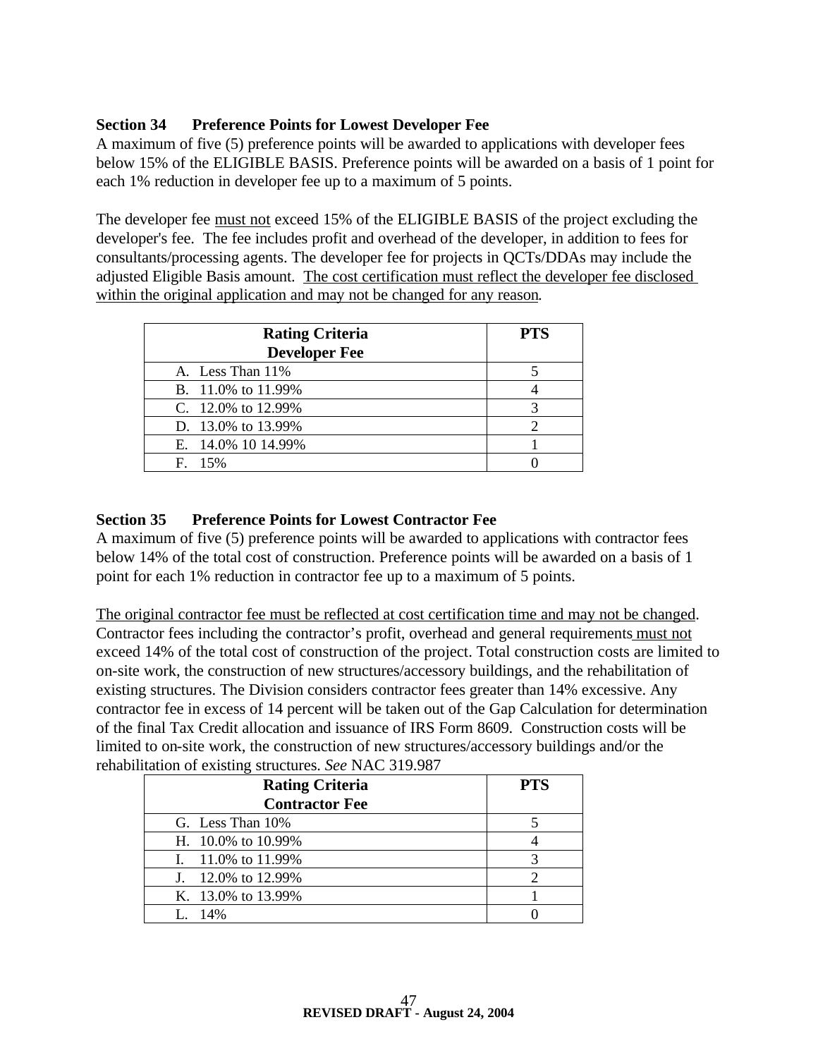### Section 34 Preference Points for Lowest Developer Fee

A maximum of five (5) preference points will be awarded to applications with developer fees below 15% of the ELIGIBLE BASIS. Preference points will be awarded on a basis of 1 point for each 1% reduction in developer fee up to a maximum of 5 points.

The developer fee must not exceed 15% of the ELIGIBLE BASIS of the project excluding the developer's fee. The fee includes profit and overhead of the developer, in addition to fees for consultants/processing agents. The developer fee for projects in QCTs/DDAs may include the adjusted Eligible Basis amount. The cost certification must reflect the developer fee disclosed within the original application and may not be changed for any reason.

| Rating Criteria<br>Developer Fee | PTS |
|---|---|
| A. Less Than 11% | 5 |
| B. 11.0% to 11.99% | 4 |
| C. 12.0% to 12.99% | 3 |
| D. 13.0% to 13.99% | 2 |
| E. 14.0% 10 14.99% | 1 |
| F. 15% | 0 |

### Section 35 Preference Points for Lowest Contractor Fee

A maximum of five (5) preference points will be awarded to applications with contractor fees below 14% of the total cost of construction. Preference points will be awarded on a basis of 1 point for each 1% reduction in contractor fee up to a maximum of 5 points.

The original contractor fee must be reflected at cost certification time and may not be changed. Contractor fees including the contractor's profit, overhead and general requirements must not exceed 14% of the total cost of construction of the project. Total construction costs are limited to on-site work, the construction of new structures/accessory buildings, and the rehabilitation of existing structures. The Division considers contractor fees greater than 14% excessive. Any contractor fee in excess of 14 percent will be taken out of the Gap Calculation for determination of the final Tax Credit allocation and issuance of IRS Form 8609. Construction costs will be limited to on-site work, the construction of new structures/accessory buildings and/or the rehabilitation of existing structures. *See* NAC 319.987

| Rating Criteria<br>Contractor Fee | PTS |
|---|---|
| G. Less Than 10% | 5 |
| H. 10.0% to 10.99% | 4 |
| I. 11.0% to 11.99% | 3 |
| J. 12.0% to 12.99% | 2 |
| K. 13.0% to 13.99% | 1 |
| L. 14% | 0 |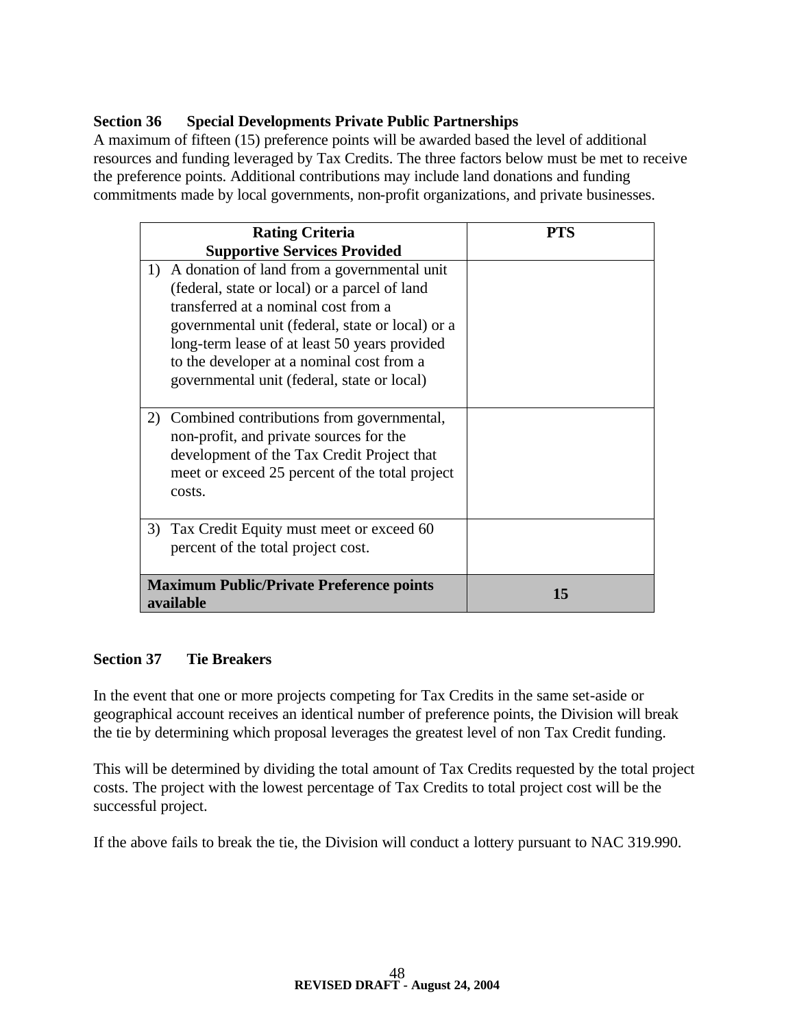### Section 36 Special Developments Private Public Partnerships

A maximum of fifteen (15) preference points will be awarded based the level of additional resources and funding leveraged by Tax Credits. The three factors below must be met to receive the preference points. Additional contributions may include land donations and funding commitments made by local governments, non-profit organizations, and private businesses.

| Rating Criteria<br>Supportive Services Provided | PTS |
|---|---|
| 1) A donation of land from a governmental unit (federal, state or local) or a parcel of land transferred at a nominal cost from a governmental unit (federal, state or local) or a long-term lease of at least 50 years provided to the developer at a nominal cost from a governmental unit (federal, state or local) | |
| 2) Combined contributions from governmental, non-profit, and private sources for the development of the Tax Credit Project that meet or exceed 25 percent of the total project costs. | |
| 3) Tax Credit Equity must meet or exceed 60 percent of the total project cost. | |
| **Maximum Public/Private Preference points available** | **15** |

### Section 37 Tie Breakers

In the event that one or more projects competing for Tax Credits in the same set-aside or geographical account receives an identical number of preference points, the Division will break the tie by determining which proposal leverages the greatest level of non Tax Credit funding.

This will be determined by dividing the total amount of Tax Credits requested by the total project costs. The project with the lowest percentage of Tax Credits to total project cost will be the successful project.

If the above fails to break the tie, the Division will conduct a lottery pursuant to NAC 319.990.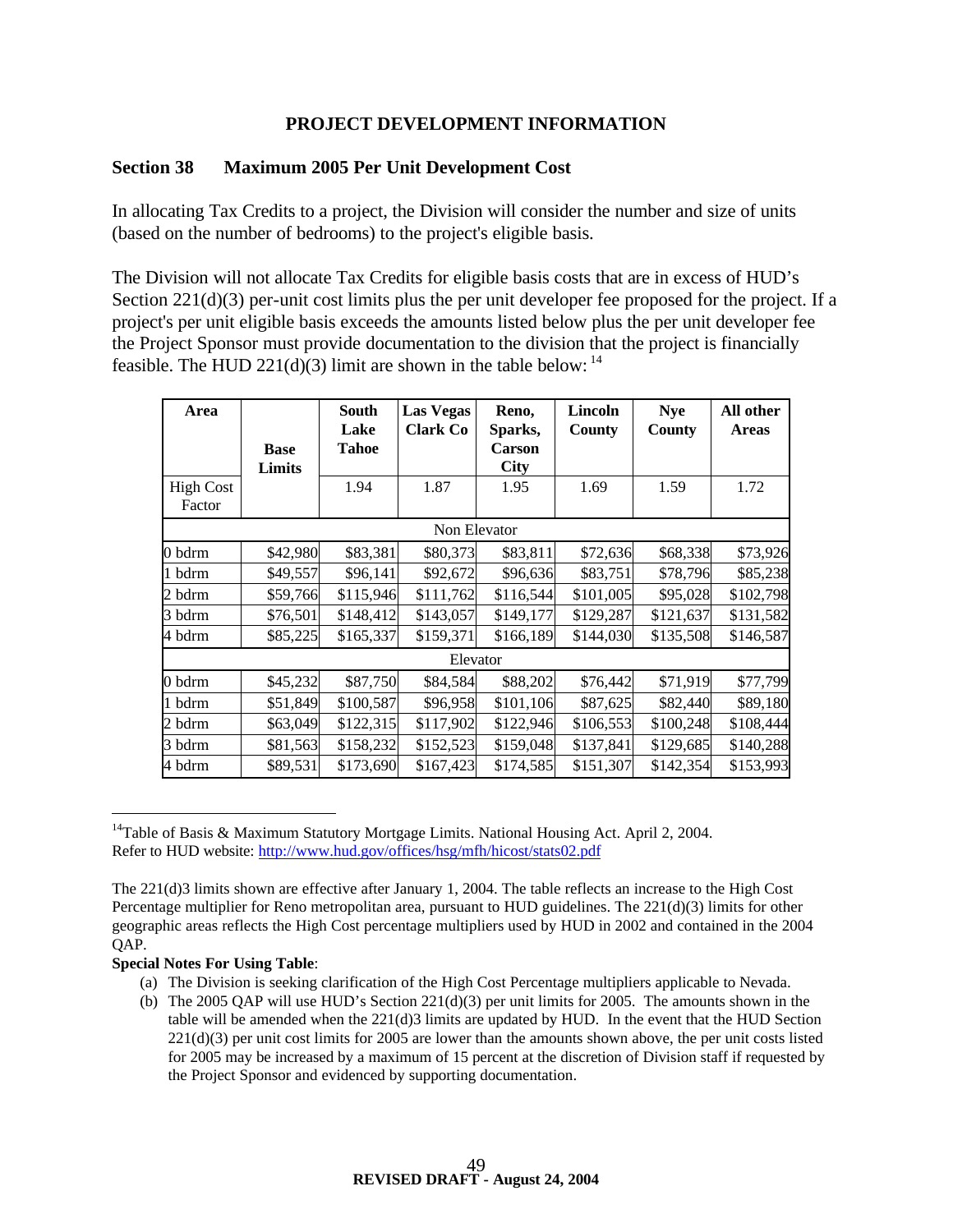## PROJECT DEVELOPMENT INFORMATION

### Section 38 Maximum 2005 Per Unit Development Cost

In allocating Tax Credits to a project, the Division will consider the number and size of units (based on the number of bedrooms) to the project's eligible basis.

The Division will not allocate Tax Credits for eligible basis costs that are in excess of HUD's Section 221(d)(3) per-unit cost limits plus the per unit developer fee proposed for the project. If a project's per unit eligible basis exceeds the amounts listed below plus the per unit developer fee the Project Sponsor must provide documentation to the division that the project is financially feasible. The HUD 221(d)(3) limit are shown in the table below: [14]

| Area | Base Limits | South Lake Tahoe | Las Vegas Clark Co | Reno, Sparks, Carson City | Lincoln County | Nye County | All other Areas |
|---|---|---|---|---|---|---|---|
| High Cost Factor | | 1.94 | 1.87 | 1.95 | 1.69 | 1.59 | 1.72 |
| Non Elevator | | | | | | | |
| 0 bdrm | $42,980 | $83,381 | $80,373 | $83,811 | $72,636 | $68,338 | $73,926 |
| 1 bdrm | $49,557 | $96,141 | $92,672 | $96,636 | $83,751 | $78,796 | $85,238 |
| 2 bdrm | $59,766 | $115,946 | $111,762 | $116,544 | $101,005 | $95,028 | $102,798 |
| 3 bdrm | $76,501 | $148,412 | $143,057 | $149,177 | $129,287 | $121,637 | $131,582 |
| 4 bdrm | $85,225 | $165,337 | $159,371 | $166,189 | $144,030 | $135,508 | $146,587 |
| Elevator | | | | | | | |
| 0 bdrm | $45,232 | $87,750 | $84,584 | $88,202 | $76,442 | $71,919 | $77,799 |
| 1 bdrm | $51,849 | $100,587 | $96,958 | $101,106 | $87,625 | $82,440 | $89,180 |
| 2 bdrm | $63,049 | $122,315 | $117,902 | $122,946 | $106,553 | $100,248 | $108,444 |
| 3 bdrm | $81,563 | $158,232 | $152,523 | $159,048 | $137,841 | $129,685 | $140,288 |
| 4 bdrm | $89,531 | $173,690 | $167,423 | $174,585 | $151,307 | $142,354 | $153,993 |

[14]Table of Basis & Maximum Statutory Mortgage Limits. National Housing Act. April 2, 2004. Refer to HUD website: http://www.hud.gov/offices/hsg/mfh/hicost/stats02.pdf

The 221(d)3 limits shown are effective after January 1, 2004. The table reflects an increase to the High Cost Percentage multiplier for Reno metropolitan area, pursuant to HUD guidelines. The 221(d)(3) limits for other geographic areas reflects the High Cost percentage multipliers used by HUD in 2002 and contained in the 2004 QAP.

**Special Notes For Using Table**:

(a) The Division is seeking clarification of the High Cost Percentage multipliers applicable to Nevada.

(b) The 2005 QAP will use HUD's Section 221(d)(3) per unit limits for 2005. The amounts shown in the table will be amended when the 221(d)3 limits are updated by HUD. In the event that the HUD Section 221(d)(3) per unit cost limits for 2005 are lower than the amounts shown above, the per unit costs listed for 2005 may be increased by a maximum of 15 percent at the discretion of Division staff if requested by the Project Sponsor and evidenced by supporting documentation.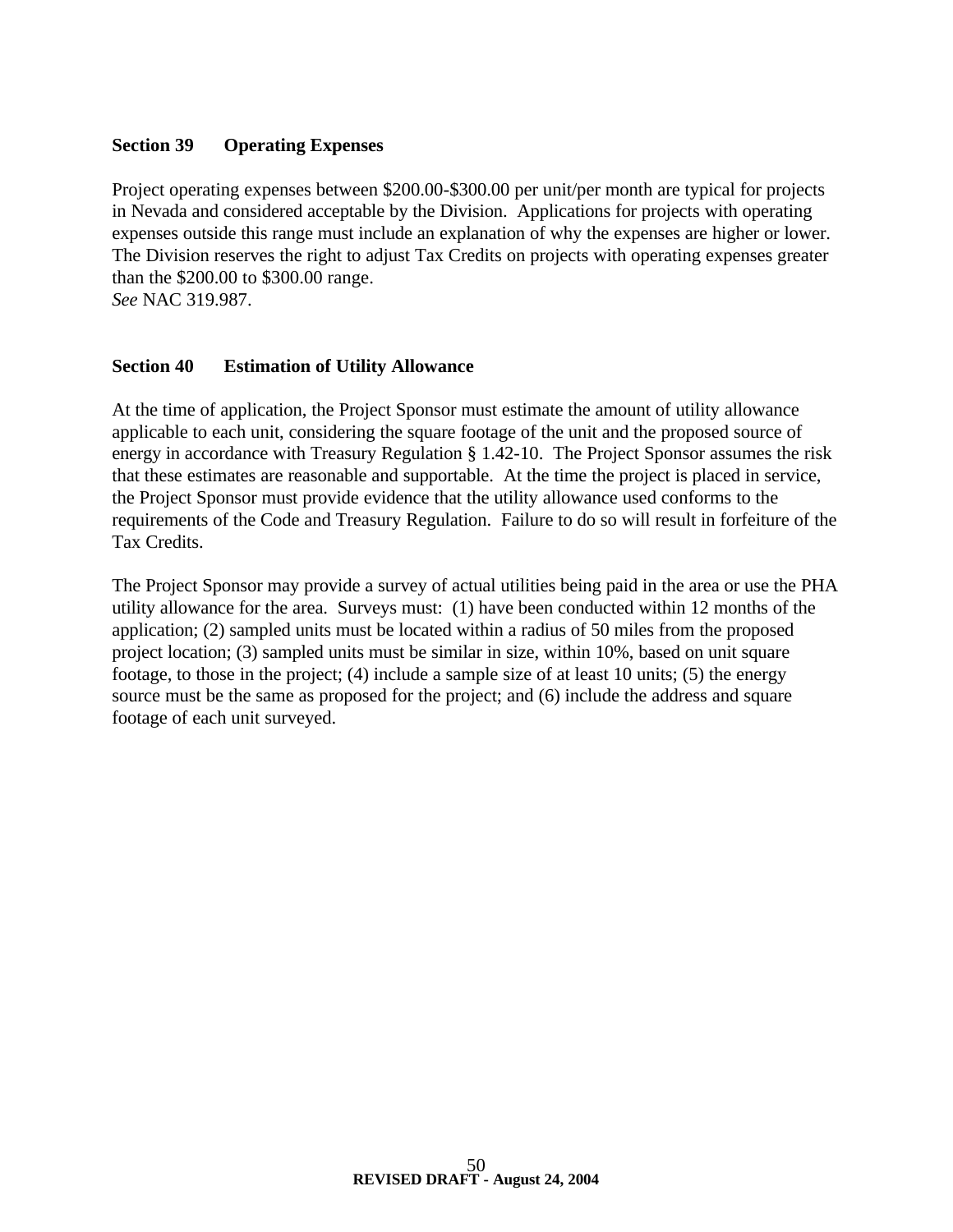### Section 39 Operating Expenses

Project operating expenses between $200.00-$300.00 per unit/per month are typical for projects in Nevada and considered acceptable by the Division. Applications for projects with operating expenses outside this range must include an explanation of why the expenses are higher or lower. The Division reserves the right to adjust Tax Credits on projects with operating expenses greater than the $200.00 to $300.00 range.
*See* NAC 319.987.

### Section 40 Estimation of Utility Allowance

At the time of application, the Project Sponsor must estimate the amount of utility allowance applicable to each unit, considering the square footage of the unit and the proposed source of energy in accordance with Treasury Regulation § 1.42-10. The Project Sponsor assumes the risk that these estimates are reasonable and supportable. At the time the project is placed in service, the Project Sponsor must provide evidence that the utility allowance used conforms to the requirements of the Code and Treasury Regulation. Failure to do so will result in forfeiture of the Tax Credits.

The Project Sponsor may provide a survey of actual utilities being paid in the area or use the PHA utility allowance for the area. Surveys must: (1) have been conducted within 12 months of the application; (2) sampled units must be located within a radius of 50 miles from the proposed project location; (3) sampled units must be similar in size, within 10%, based on unit square footage, to those in the project; (4) include a sample size of at least 10 units; (5) the energy source must be the same as proposed for the project; and (6) include the address and square footage of each unit surveyed.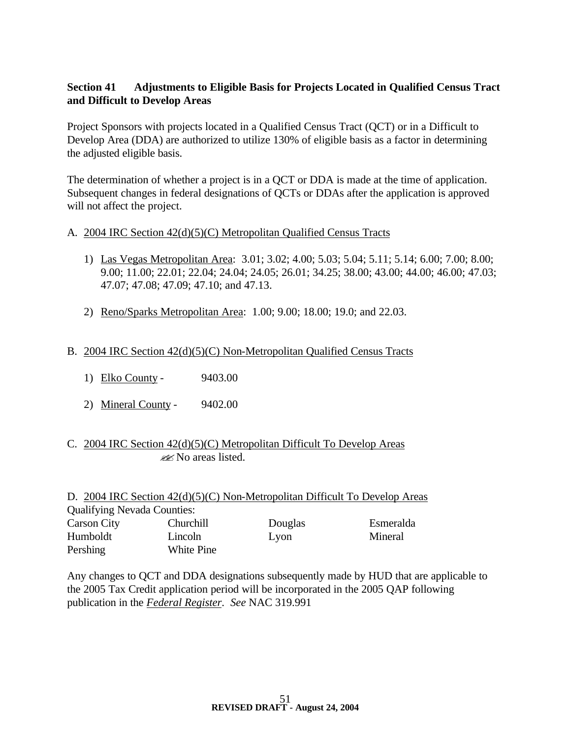## Section 41 Adjustments to Eligible Basis for Projects Located in Qualified Census Tract and Difficult to Develop Areas

Project Sponsors with projects located in a Qualified Census Tract (QCT) or in a Difficult to Develop Area (DDA) are authorized to utilize 130% of eligible basis as a factor in determining the adjusted eligible basis.

The determination of whether a project is in a QCT or DDA is made at the time of application. Subsequent changes in federal designations of QCTs or DDAs after the application is approved will not affect the project.

A. 2004 IRC Section 42(d)(5)(C) Metropolitan Qualified Census Tracts

1) Las Vegas Metropolitan Area: 3.01; 3.02; 4.00; 5.03; 5.04; 5.11; 5.14; 6.00; 7.00; 8.00; 9.00; 11.00; 22.01; 22.04; 24.04; 24.05; 26.01; 34.25; 38.00; 43.00; 44.00; 46.00; 47.03; 47.07; 47.08; 47.09; 47.10; and 47.13.

2) Reno/Sparks Metropolitan Area: 1.00; 9.00; 18.00; 19.0; and 22.03.

B. 2004 IRC Section 42(d)(5)(C) Non-Metropolitan Qualified Census Tracts

1) Elko County - 9403.00

2) Mineral County - 9402.00

C. 2004 IRC Section 42(d)(5)(C) Metropolitan Difficult To Develop Areas

- No areas listed.

D. 2004 IRC Section 42(d)(5)(C) Non-Metropolitan Difficult To Develop Areas

Qualifying Nevada Counties:

| | | | |
|---|---|---|---|
| Carson City | Churchill | Douglas | Esmeralda |
| Humboldt | Lincoln | Lyon | Mineral |
| Pershing | White Pine | | |

Any changes to QCT and DDA designations subsequently made by HUD that are applicable to the 2005 Tax Credit application period will be incorporated in the 2005 QAP following publication in the ***Federal Register***. *See* NAC 319.991

**REVISED DRAFT - August 24, 2004**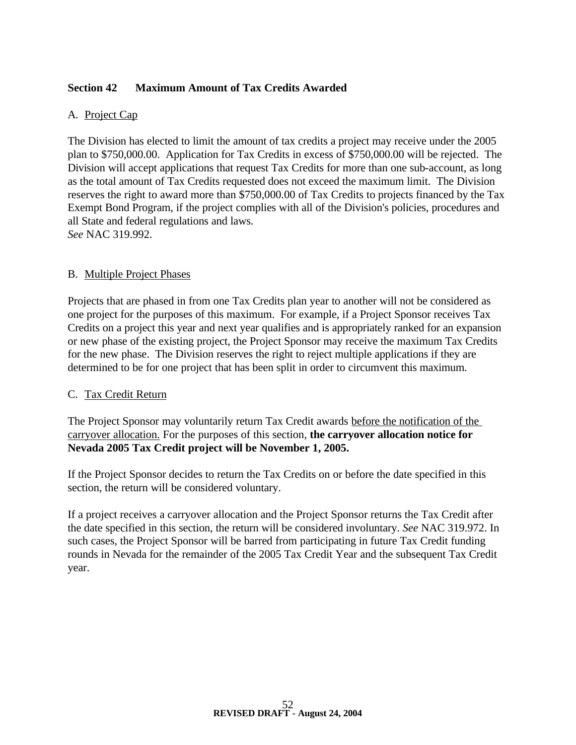## Section 42 Maximum Amount of Tax Credits Awarded

A. Project Cap

The Division has elected to limit the amount of tax credits a project may receive under the 2005 plan to $750,000.00. Application for Tax Credits in excess of $750,000.00 will be rejected. The Division will accept applications that request Tax Credits for more than one sub-account, as long as the total amount of Tax Credits requested does not exceed the maximum limit. The Division reserves the right to award more than $750,000.00 of Tax Credits to projects financed by the Tax Exempt Bond Program, if the project complies with all of the Division's policies, procedures and all State and federal regulations and laws.
*See* NAC 319.992.

B. Multiple Project Phases

Projects that are phased in from one Tax Credits plan year to another will not be considered as one project for the purposes of this maximum. For example, if a Project Sponsor receives Tax Credits on a project this year and next year qualifies and is appropriately ranked for an expansion or new phase of the existing project, the Project Sponsor may receive the maximum Tax Credits for the new phase. The Division reserves the right to reject multiple applications if they are determined to be for one project that has been split in order to circumvent this maximum.

C. Tax Credit Return

The Project Sponsor may voluntarily return Tax Credit awards before the notification of the carryover allocation. For the purposes of this section, **the carryover allocation notice for Nevada 2005 Tax Credit project will be November 1, 2005.**

If the Project Sponsor decides to return the Tax Credits on or before the date specified in this section, the return will be considered voluntary.

If a project receives a carryover allocation and the Project Sponsor returns the Tax Credit after the date specified in this section, the return will be considered involuntary. *See* NAC 319.972. In such cases, the Project Sponsor will be barred from participating in future Tax Credit funding rounds in Nevada for the remainder of the 2005 Tax Credit Year and the subsequent Tax Credit year.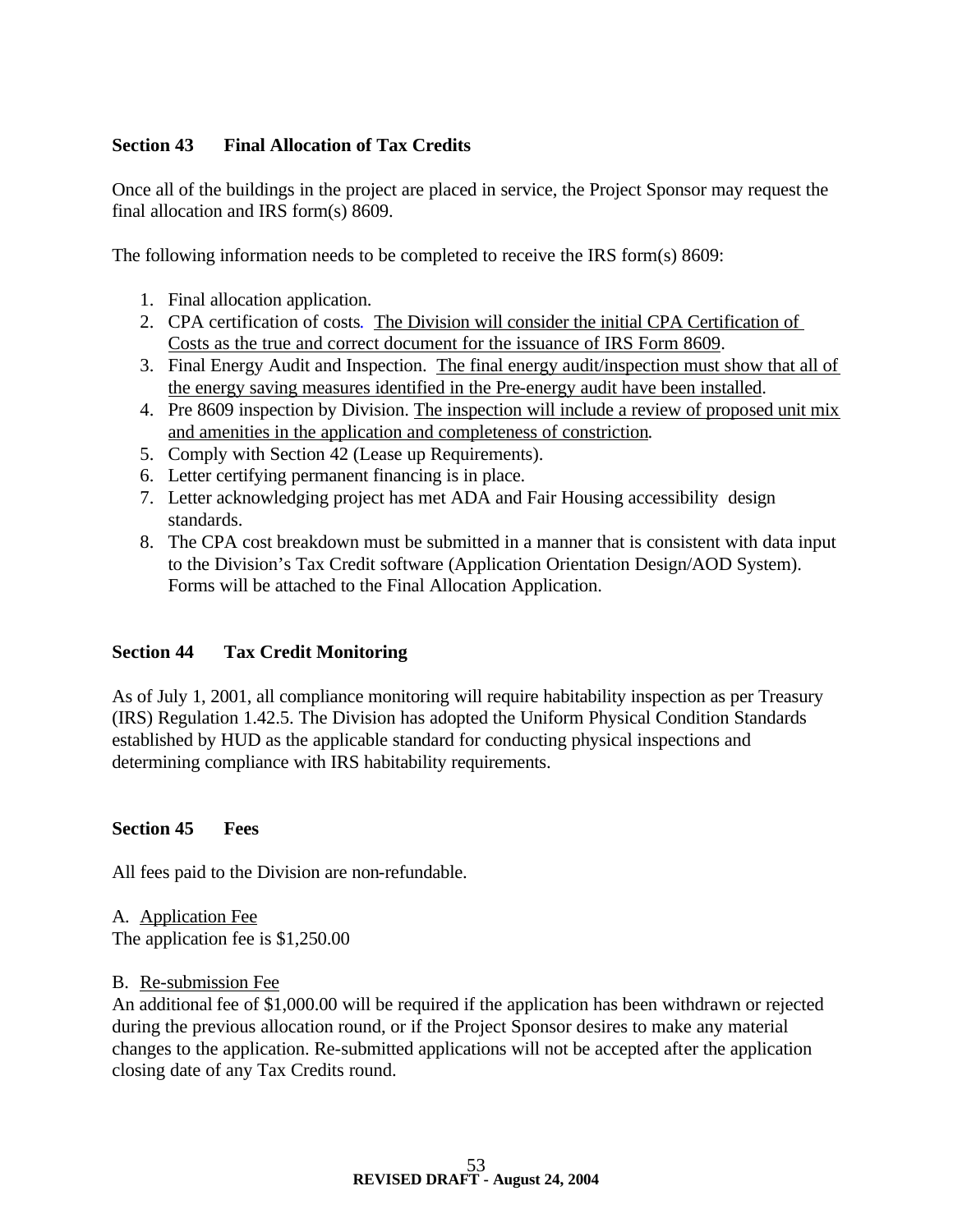## Section 43 Final Allocation of Tax Credits

Once all of the buildings in the project are placed in service, the Project Sponsor may request the final allocation and IRS form(s) 8609.

The following information needs to be completed to receive the IRS form(s) 8609:

1. Final allocation application.
2. CPA certification of costs. <u>The Division will consider the initial CPA Certification of Costs as the true and correct document for the issuance of IRS Form 8609</u>.
3. Final Energy Audit and Inspection. <u>The final energy audit/inspection must show that all of the energy saving measures identified in the Pre-energy audit have been installed</u>.
4. Pre 8609 inspection by Division. <u>The inspection will include a review of proposed unit mix and amenities in the application and completeness of constriction</u>.
5. Comply with Section 42 (Lease up Requirements).
6. Letter certifying permanent financing is in place.
7. Letter acknowledging project has met ADA and Fair Housing accessibility design standards.
8. The CPA cost breakdown must be submitted in a manner that is consistent with data input to the Division's Tax Credit software (Application Orientation Design/AOD System). Forms will be attached to the Final Allocation Application.

## Section 44 Tax Credit Monitoring

As of July 1, 2001, all compliance monitoring will require habitability inspection as per Treasury (IRS) Regulation 1.42.5. The Division has adopted the Uniform Physical Condition Standards established by HUD as the applicable standard for conducting physical inspections and determining compliance with IRS habitability requirements.

## Section 45 Fees

All fees paid to the Division are non-refundable.

A. <u>Application Fee</u>
The application fee is $1,250.00

B. <u>Re-submission Fee</u>
An additional fee of $1,000.00 will be required if the application has been withdrawn or rejected during the previous allocation round, or if the Project Sponsor desires to make any material changes to the application. Re-submitted applications will not be accepted after the application closing date of any Tax Credits round.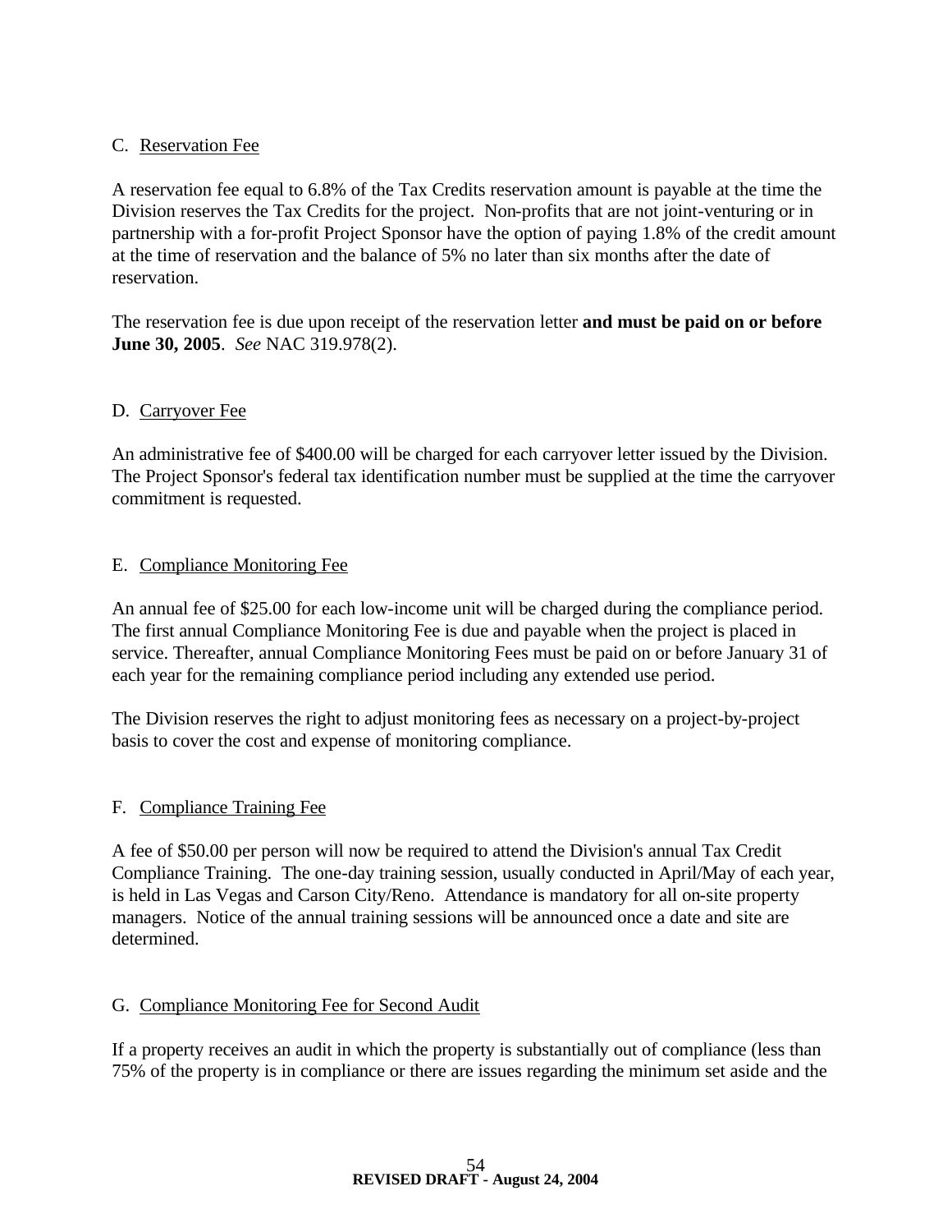C. <u>Reservation Fee</u>

A reservation fee equal to 6.8% of the Tax Credits reservation amount is payable at the time the Division reserves the Tax Credits for the project. Non-profits that are not joint-venturing or in partnership with a for-profit Project Sponsor have the option of paying 1.8% of the credit amount at the time of reservation and the balance of 5% no later than six months after the date of reservation.

The reservation fee is due upon receipt of the reservation letter **and must be paid on or before June 30, 2005**. *See* NAC 319.978(2).

D. <u>Carryover Fee</u>

An administrative fee of $400.00 will be charged for each carryover letter issued by the Division. The Project Sponsor's federal tax identification number must be supplied at the time the carryover commitment is requested.

E. <u>Compliance Monitoring Fee</u>

An annual fee of $25.00 for each low-income unit will be charged during the compliance period. The first annual Compliance Monitoring Fee is due and payable when the project is placed in service. Thereafter, annual Compliance Monitoring Fees must be paid on or before January 31 of each year for the remaining compliance period including any extended use period.

The Division reserves the right to adjust monitoring fees as necessary on a project-by-project basis to cover the cost and expense of monitoring compliance.

F. <u>Compliance Training Fee</u>

A fee of $50.00 per person will now be required to attend the Division's annual Tax Credit Compliance Training. The one-day training session, usually conducted in April/May of each year, is held in Las Vegas and Carson City/Reno. Attendance is mandatory for all on-site property managers. Notice of the annual training sessions will be announced once a date and site are determined.

G. <u>Compliance Monitoring Fee for Second Audit</u>

If a property receives an audit in which the property is substantially out of compliance (less than 75% of the property is in compliance or there are issues regarding the minimum set aside and the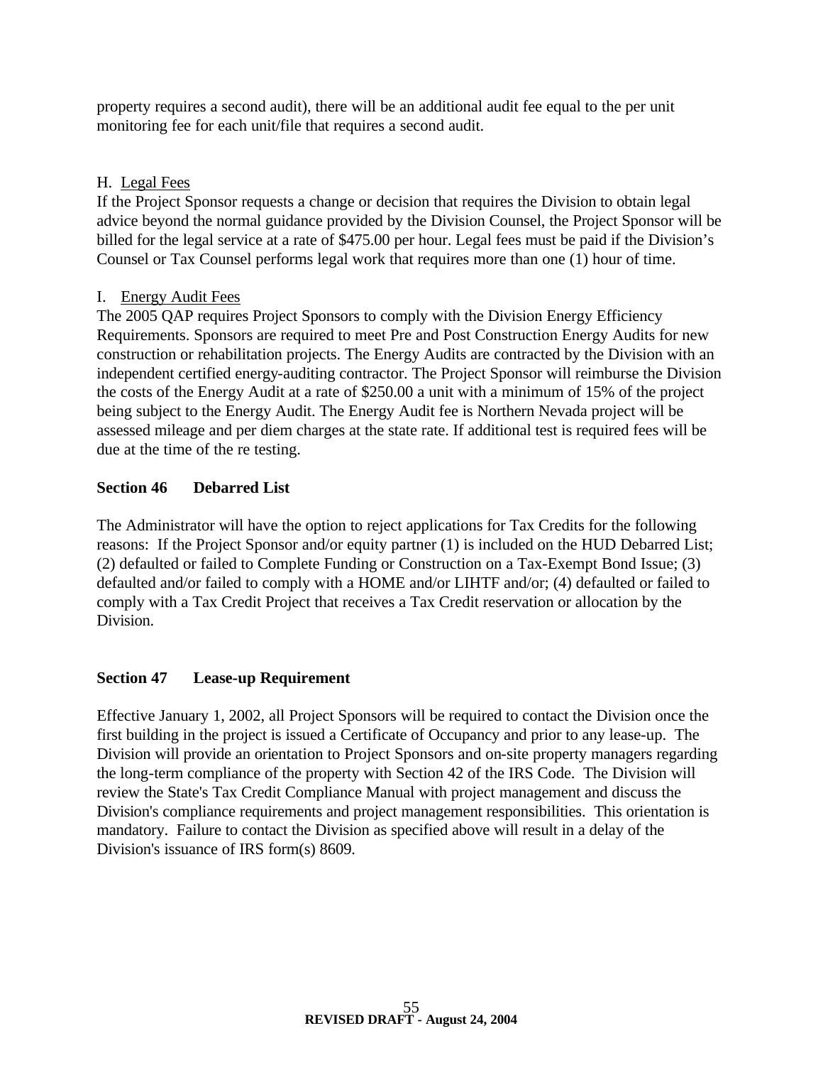property requires a second audit), there will be an additional audit fee equal to the per unit monitoring fee for each unit/file that requires a second audit.

H. Legal Fees

If the Project Sponsor requests a change or decision that requires the Division to obtain legal advice beyond the normal guidance provided by the Division Counsel, the Project Sponsor will be billed for the legal service at a rate of $475.00 per hour. Legal fees must be paid if the Division's Counsel or Tax Counsel performs legal work that requires more than one (1) hour of time.

I. Energy Audit Fees

The 2005 QAP requires Project Sponsors to comply with the Division Energy Efficiency Requirements. Sponsors are required to meet Pre and Post Construction Energy Audits for new construction or rehabilitation projects. The Energy Audits are contracted by the Division with an independent certified energy-auditing contractor. The Project Sponsor will reimburse the Division the costs of the Energy Audit at a rate of $250.00 a unit with a minimum of 15% of the project being subject to the Energy Audit. The Energy Audit fee is Northern Nevada project will be assessed mileage and per diem charges at the state rate. If additional test is required fees will be due at the time of the re testing.

## Section 46 Debarred List

The Administrator will have the option to reject applications for Tax Credits for the following reasons: If the Project Sponsor and/or equity partner (1) is included on the HUD Debarred List; (2) defaulted or failed to Complete Funding or Construction on a Tax-Exempt Bond Issue; (3) defaulted and/or failed to comply with a HOME and/or LIHTF and/or; (4) defaulted or failed to comply with a Tax Credit Project that receives a Tax Credit reservation or allocation by the Division.

## Section 47 Lease-up Requirement

Effective January 1, 2002, all Project Sponsors will be required to contact the Division once the first building in the project is issued a Certificate of Occupancy and prior to any lease-up. The Division will provide an orientation to Project Sponsors and on-site property managers regarding the long-term compliance of the property with Section 42 of the IRS Code. The Division will review the State's Tax Credit Compliance Manual with project management and discuss the Division's compliance requirements and project management responsibilities. This orientation is mandatory. Failure to contact the Division as specified above will result in a delay of the Division's issuance of IRS form(s) 8609.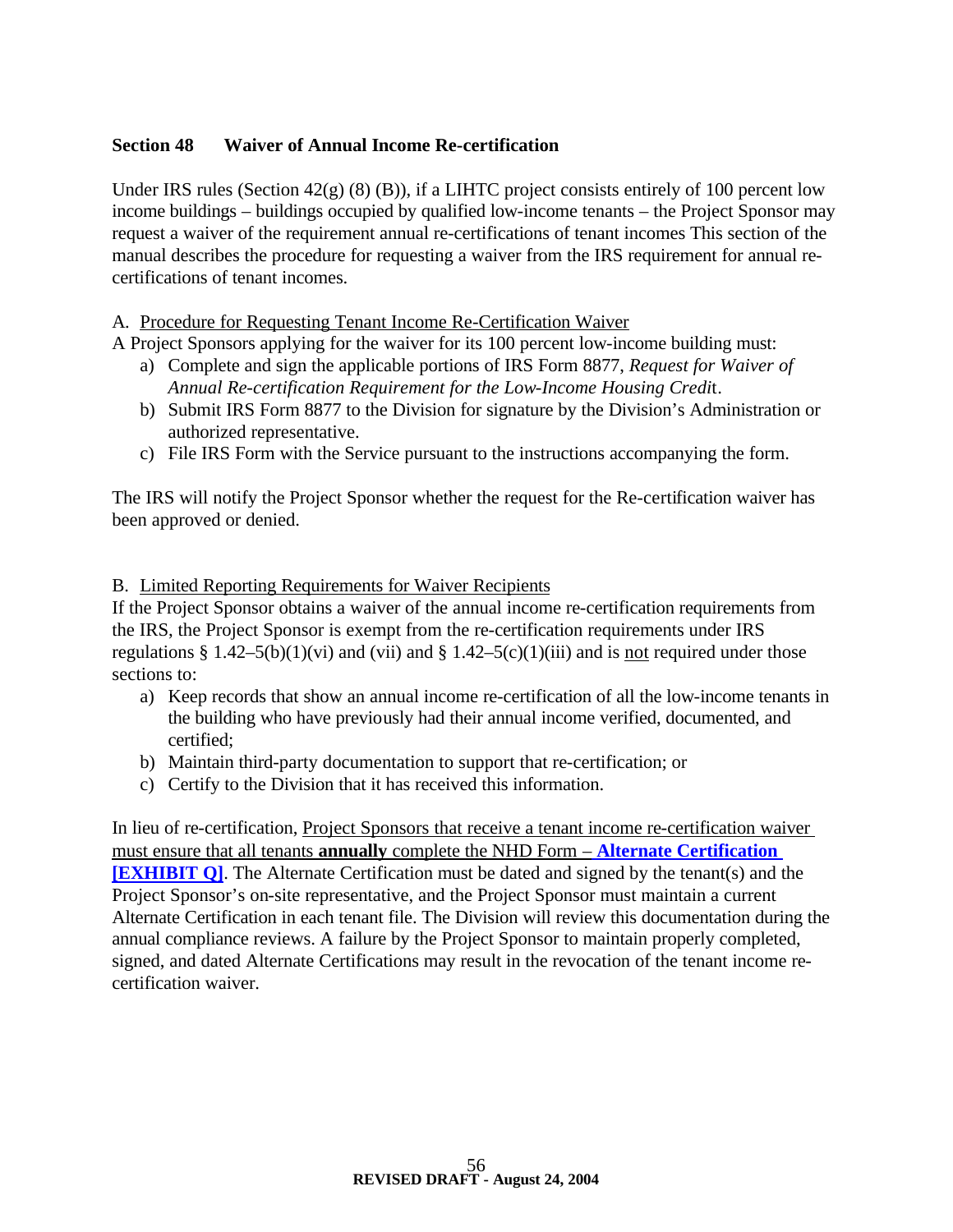## Section 48 Waiver of Annual Income Re-certification

Under IRS rules (Section 42(g) (8) (B)), if a LIHTC project consists entirely of 100 percent low income buildings – buildings occupied by qualified low-income tenants – the Project Sponsor may request a waiver of the requirement annual re-certifications of tenant incomes This section of the manual describes the procedure for requesting a waiver from the IRS requirement for annual re-certifications of tenant incomes.

A. Procedure for Requesting Tenant Income Re-Certification Waiver

A Project Sponsors applying for the waiver for its 100 percent low-income building must:

a) Complete and sign the applicable portions of IRS Form 8877, *Request for Waiver of Annual Re-certification Requirement for the Low-Income Housing Credit*.
b) Submit IRS Form 8877 to the Division for signature by the Division's Administration or authorized representative.
c) File IRS Form with the Service pursuant to the instructions accompanying the form.

The IRS will notify the Project Sponsor whether the request for the Re-certification waiver has been approved or denied.

B. Limited Reporting Requirements for Waiver Recipients

If the Project Sponsor obtains a waiver of the annual income re-certification requirements from the IRS, the Project Sponsor is exempt from the re-certification requirements under IRS regulations § 1.42–5(b)(1)(vi) and (vii) and § 1.42–5(c)(1)(iii) and is not required under those sections to:

a) Keep records that show an annual income re-certification of all the low-income tenants in the building who have previously had their annual income verified, documented, and certified;
b) Maintain third-party documentation to support that re-certification; or
c) Certify to the Division that it has received this information.

In lieu of re-certification, Project Sponsors that receive a tenant income re-certification waiver must ensure that all tenants **annually** complete the NHD Form – **Alternate Certification [EXHIBIT Q]**. The Alternate Certification must be dated and signed by the tenant(s) and the Project Sponsor's on-site representative, and the Project Sponsor must maintain a current Alternate Certification in each tenant file. The Division will review this documentation during the annual compliance reviews. A failure by the Project Sponsor to maintain properly completed, signed, and dated Alternate Certifications may result in the revocation of the tenant income re-certification waiver.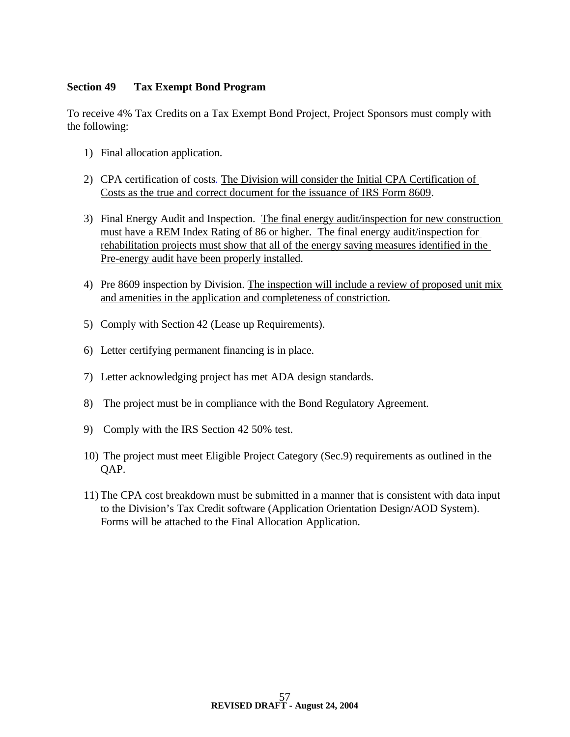## Section 49 Tax Exempt Bond Program

To receive 4% Tax Credits on a Tax Exempt Bond Project, Project Sponsors must comply with the following:

1) Final allocation application.

2) CPA certification of costs. <u>The Division will consider the Initial CPA Certification of Costs as the true and correct document for the issuance of IRS Form 8609</u>.

3) Final Energy Audit and Inspection. <u>The final energy audit/inspection for new construction must have a REM Index Rating of 86 or higher. The final energy audit/inspection for rehabilitation projects must show that all of the energy saving measures identified in the Pre-energy audit have been properly installed</u>.

4) Pre 8609 inspection by Division. <u>The inspection will include a review of proposed unit mix and amenities in the application and completeness of constriction</u>.

5) Comply with Section 42 (Lease up Requirements).

6) Letter certifying permanent financing is in place.

7) Letter acknowledging project has met ADA design standards.

8) The project must be in compliance with the Bond Regulatory Agreement.

9) Comply with the IRS Section 42 50% test.

10) The project must meet Eligible Project Category (Sec.9) requirements as outlined in the QAP.

11) The CPA cost breakdown must be submitted in a manner that is consistent with data input to the Division's Tax Credit software (Application Orientation Design/AOD System). Forms will be attached to the Final Allocation Application.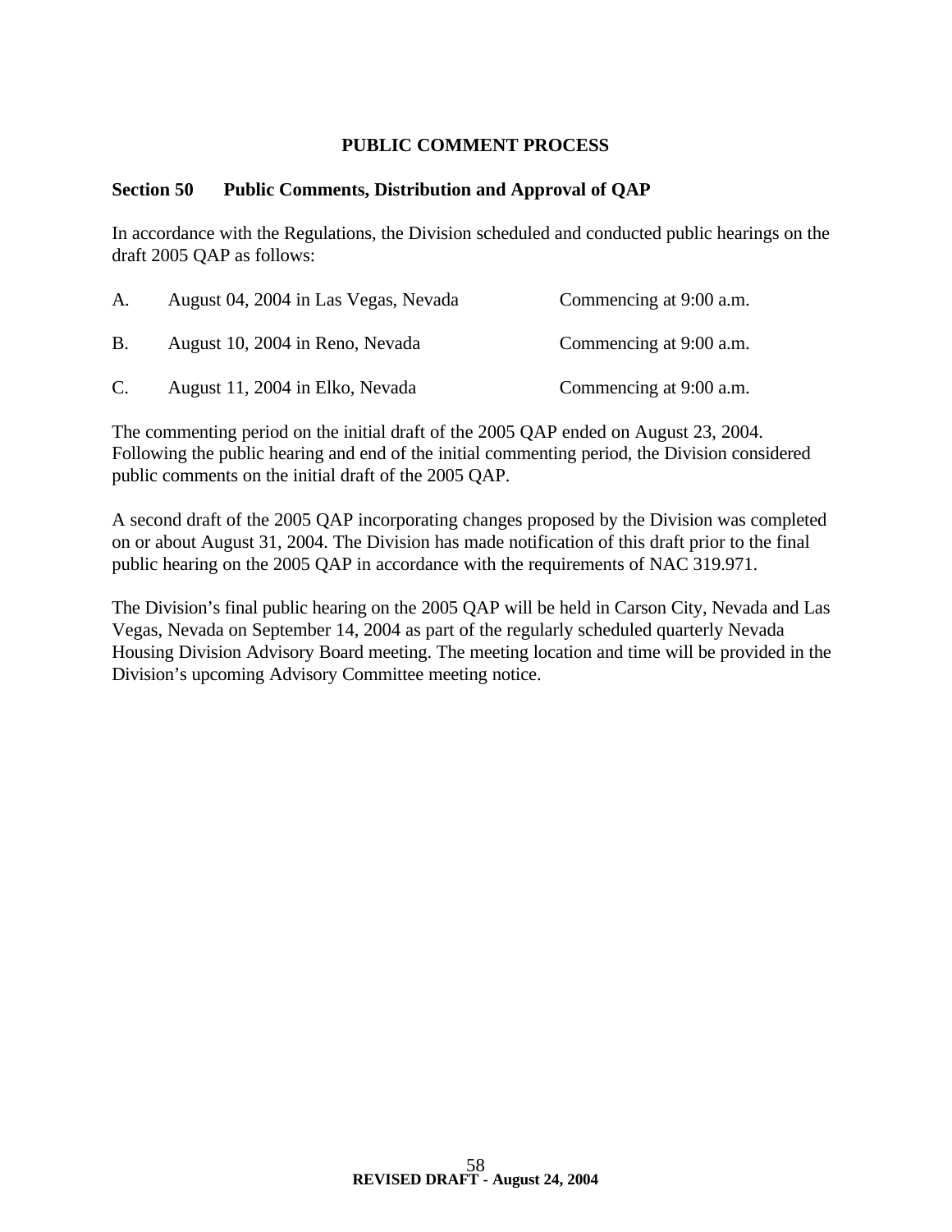## PUBLIC COMMENT PROCESS

### Section 50 Public Comments, Distribution and Approval of QAP

In accordance with the Regulations, the Division scheduled and conducted public hearings on the draft 2005 QAP as follows:

A. August 04, 2004 in Las Vegas, Nevada — Commencing at 9:00 a.m.

B. August 10, 2004 in Reno, Nevada — Commencing at 9:00 a.m.

C. August 11, 2004 in Elko, Nevada — Commencing at 9:00 a.m.

The commenting period on the initial draft of the 2005 QAP ended on August 23, 2004. Following the public hearing and end of the initial commenting period, the Division considered public comments on the initial draft of the 2005 QAP.

A second draft of the 2005 QAP incorporating changes proposed by the Division was completed on or about August 31, 2004. The Division has made notification of this draft prior to the final public hearing on the 2005 QAP in accordance with the requirements of NAC 319.971.

The Division's final public hearing on the 2005 QAP will be held in Carson City, Nevada and Las Vegas, Nevada on September 14, 2004 as part of the regularly scheduled quarterly Nevada Housing Division Advisory Board meeting. The meeting location and time will be provided in the Division's upcoming Advisory Committee meeting notice.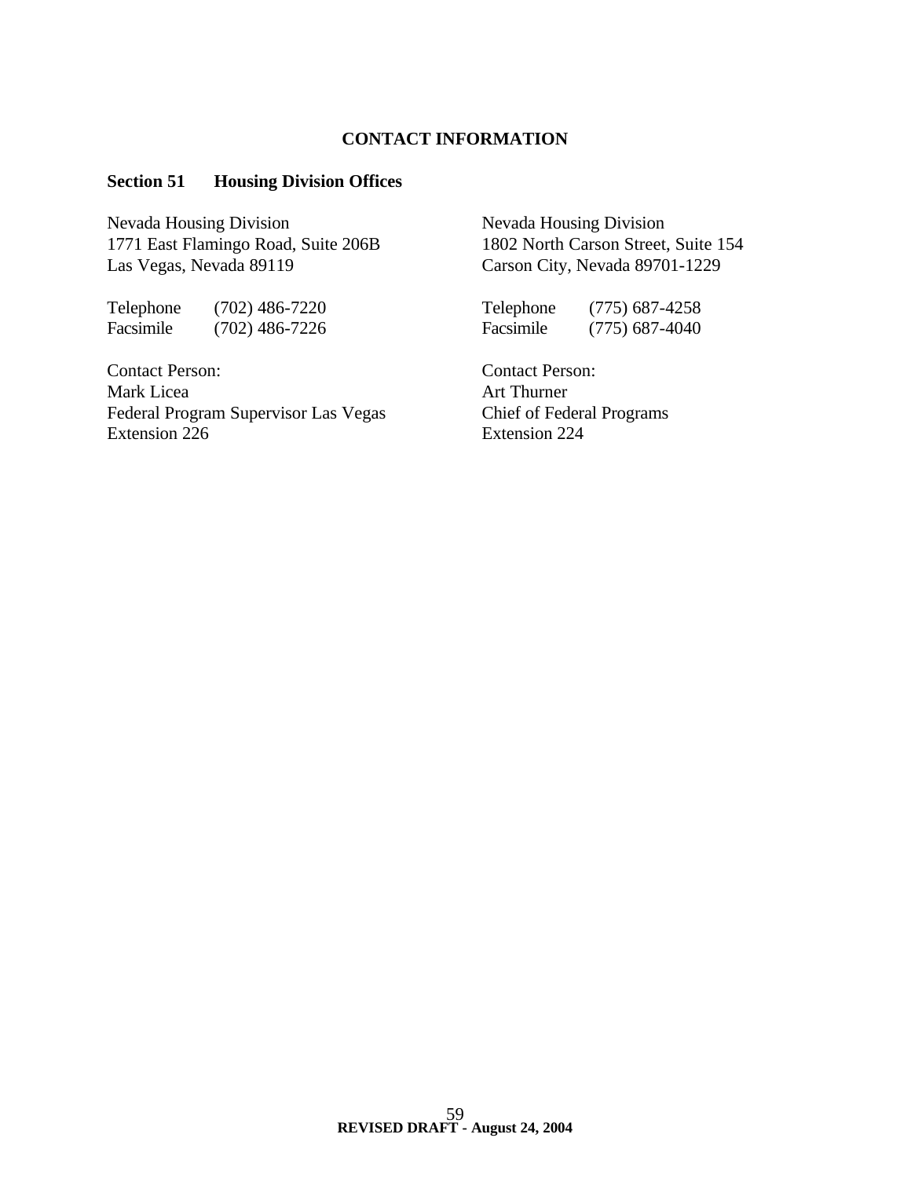## CONTACT INFORMATION

### Section 51 Housing Division Offices

Nevada Housing Division
1771 East Flamingo Road, Suite 206B
Las Vegas, Nevada 89119

Telephone (702) 486-7220
Facsimile (702) 486-7226

Contact Person:
Mark Licea
Federal Program Supervisor Las Vegas
Extension 226

Nevada Housing Division
1802 North Carson Street, Suite 154
Carson City, Nevada 89701-1229

Telephone (775) 687-4258
Facsimile (775) 687-4040

Contact Person:
Art Thurner
Chief of Federal Programs
Extension 224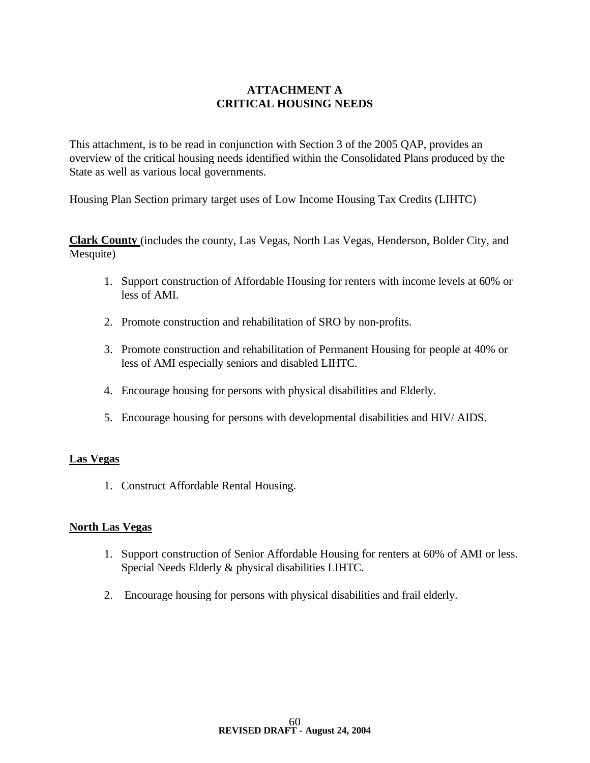# ATTACHMENT A
# CRITICAL HOUSING NEEDS

This attachment, is to be read in conjunction with Section 3 of the 2005 QAP, provides an overview of the critical housing needs identified within the Consolidated Plans produced by the State as well as various local governments.

Housing Plan Section primary target uses of Low Income Housing Tax Credits (LIHTC)

**Clark County** (includes the county, Las Vegas, North Las Vegas, Henderson, Bolder City, and Mesquite)

1. Support construction of Affordable Housing for renters with income levels at 60% or less of AMI.

2. Promote construction and rehabilitation of SRO by non-profits.

3. Promote construction and rehabilitation of Permanent Housing for people at 40% or less of AMI especially seniors and disabled LIHTC.

4. Encourage housing for persons with physical disabilities and Elderly.

5. Encourage housing for persons with developmental disabilities and HIV/ AIDS.

**Las Vegas**

1. Construct Affordable Rental Housing.

**North Las Vegas**

1. Support construction of Senior Affordable Housing for renters at 60% of AMI or less. Special Needs Elderly & physical disabilities LIHTC.

2. Encourage housing for persons with physical disabilities and frail elderly.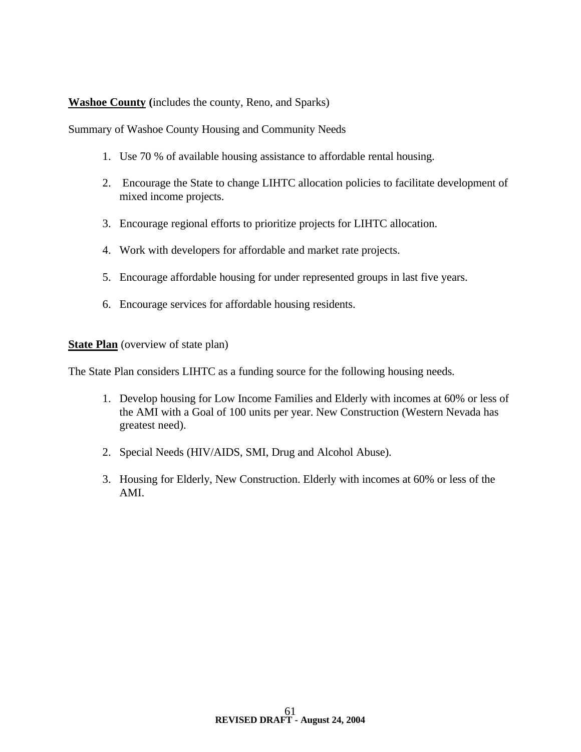**Washoe County** (includes the county, Reno, and Sparks)

Summary of Washoe County Housing and Community Needs

1. Use 70 % of available housing assistance to affordable rental housing.

2. Encourage the State to change LIHTC allocation policies to facilitate development of mixed income projects.

3. Encourage regional efforts to prioritize projects for LIHTC allocation.

4. Work with developers for affordable and market rate projects.

5. Encourage affordable housing for under represented groups in last five years.

6. Encourage services for affordable housing residents.

**State Plan** (overview of state plan)

The State Plan considers LIHTC as a funding source for the following housing needs.

1. Develop housing for Low Income Families and Elderly with incomes at 60% or less of the AMI with a Goal of 100 units per year. New Construction (Western Nevada has greatest need).

2. Special Needs (HIV/AIDS, SMI, Drug and Alcohol Abuse).

3. Housing for Elderly, New Construction. Elderly with incomes at 60% or less of the AMI.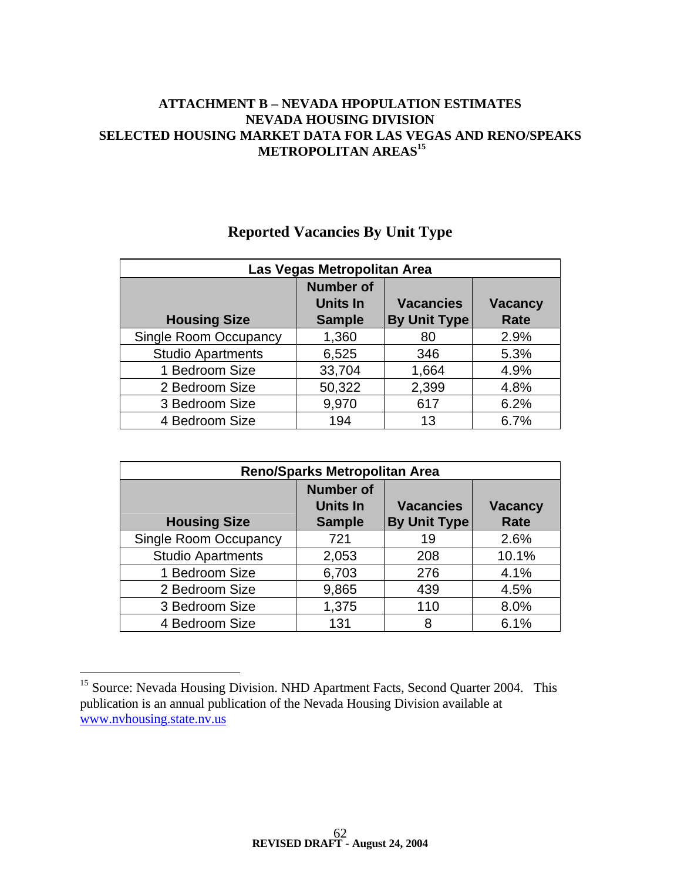# ATTACHMENT B – NEVADA HPOPULATION ESTIMATES
## NEVADA HOUSING DIVISION
## SELECTED HOUSING MARKET DATA FOR LAS VEGAS AND RENO/SPEAKS METROPOLITAN AREAS[15]

## Reported Vacancies By Unit Type

| Las Vegas Metropolitan Area | | | |
|---|---|---|---|
| **Housing Size** | **Number of Units In Sample** | **Vacancies By Unit Type** | **Vacancy Rate** |
| Single Room Occupancy | 1,360 | 80 | 2.9% |
| Studio Apartments | 6,525 | 346 | 5.3% |
| 1 Bedroom Size | 33,704 | 1,664 | 4.9% |
| 2 Bedroom Size | 50,322 | 2,399 | 4.8% |
| 3 Bedroom Size | 9,970 | 617 | 6.2% |
| 4 Bedroom Size | 194 | 13 | 6.7% |

| Reno/Sparks Metropolitan Area | | | |
|---|---|---|---|
| **Housing Size** | **Number of Units In Sample** | **Vacancies By Unit Type** | **Vacancy Rate** |
| Single Room Occupancy | 721 | 19 | 2.6% |
| Studio Apartments | 2,053 | 208 | 10.1% |
| 1 Bedroom Size | 6,703 | 276 | 4.1% |
| 2 Bedroom Size | 9,865 | 439 | 4.5% |
| 3 Bedroom Size | 1,375 | 110 | 8.0% |
| 4 Bedroom Size | 131 | 8 | 6.1% |

[15] Source: Nevada Housing Division. NHD Apartment Facts, Second Quarter 2004. This publication is an annual publication of the Nevada Housing Division available at www.nvhousing.state.nv.us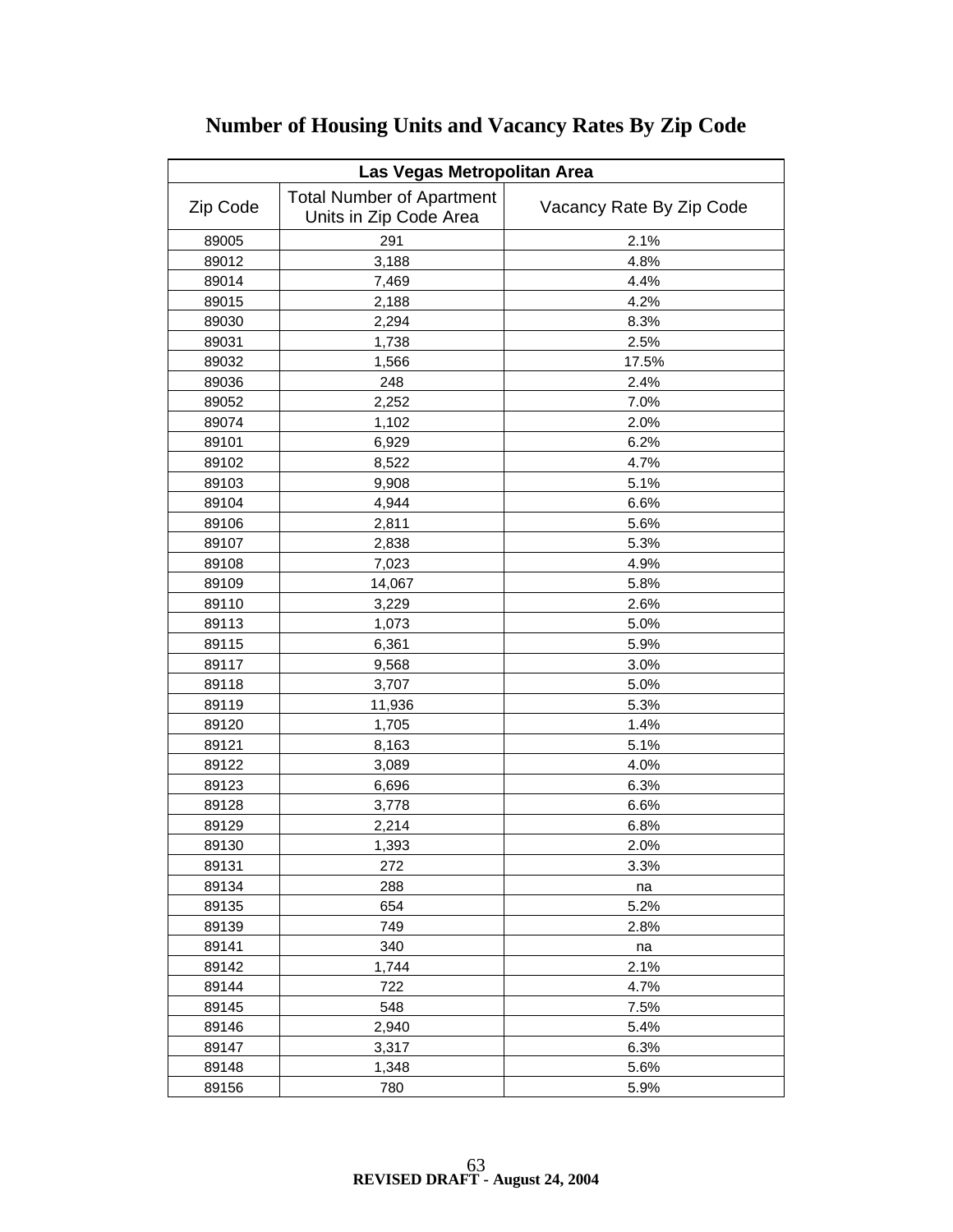# Number of Housing Units and Vacancy Rates By Zip Code

| Las Vegas Metropolitan Area | | |
|---|---|---|
| Zip Code | Total Number of Apartment Units in Zip Code Area | Vacancy Rate By Zip Code |
| 89005 | 291 | 2.1% |
| 89012 | 3,188 | 4.8% |
| 89014 | 7,469 | 4.4% |
| 89015 | 2,188 | 4.2% |
| 89030 | 2,294 | 8.3% |
| 89031 | 1,738 | 2.5% |
| 89032 | 1,566 | 17.5% |
| 89036 | 248 | 2.4% |
| 89052 | 2,252 | 7.0% |
| 89074 | 1,102 | 2.0% |
| 89101 | 6,929 | 6.2% |
| 89102 | 8,522 | 4.7% |
| 89103 | 9,908 | 5.1% |
| 89104 | 4,944 | 6.6% |
| 89106 | 2,811 | 5.6% |
| 89107 | 2,838 | 5.3% |
| 89108 | 7,023 | 4.9% |
| 89109 | 14,067 | 5.8% |
| 89110 | 3,229 | 2.6% |
| 89113 | 1,073 | 5.0% |
| 89115 | 6,361 | 5.9% |
| 89117 | 9,568 | 3.0% |
| 89118 | 3,707 | 5.0% |
| 89119 | 11,936 | 5.3% |
| 89120 | 1,705 | 1.4% |
| 89121 | 8,163 | 5.1% |
| 89122 | 3,089 | 4.0% |
| 89123 | 6,696 | 6.3% |
| 89128 | 3,778 | 6.6% |
| 89129 | 2,214 | 6.8% |
| 89130 | 1,393 | 2.0% |
| 89131 | 272 | 3.3% |
| 89134 | 288 | na |
| 89135 | 654 | 5.2% |
| 89139 | 749 | 2.8% |
| 89141 | 340 | na |
| 89142 | 1,744 | 2.1% |
| 89144 | 722 | 4.7% |
| 89145 | 548 | 7.5% |
| 89146 | 2,940 | 5.4% |
| 89147 | 3,317 | 6.3% |
| 89148 | 1,348 | 5.6% |
| 89156 | 780 | 5.9% |

**REVISED DRAFT - August 24, 2004**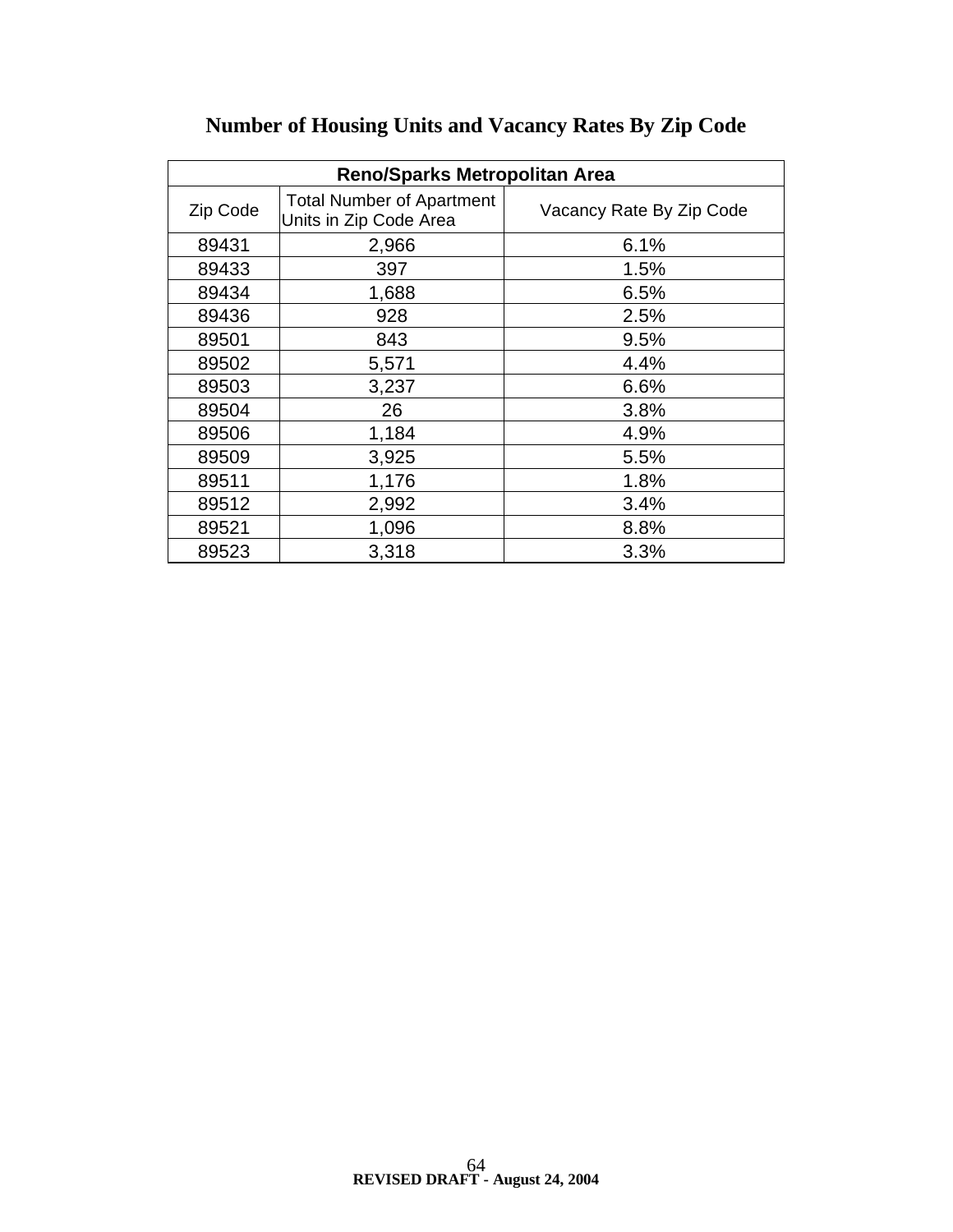## Number of Housing Units and Vacancy Rates By Zip Code

| Reno/Sparks Metropolitan Area | | |
|---|---|---|
| Zip Code | Total Number of Apartment Units in Zip Code Area | Vacancy Rate By Zip Code |
| 89431 | 2,966 | 6.1% |
| 89433 | 397 | 1.5% |
| 89434 | 1,688 | 6.5% |
| 89436 | 928 | 2.5% |
| 89501 | 843 | 9.5% |
| 89502 | 5,571 | 4.4% |
| 89503 | 3,237 | 6.6% |
| 89504 | 26 | 3.8% |
| 89506 | 1,184 | 4.9% |
| 89509 | 3,925 | 5.5% |
| 89511 | 1,176 | 1.8% |
| 89512 | 2,992 | 3.4% |
| 89521 | 1,096 | 8.8% |
| 89523 | 3,318 | 3.3% |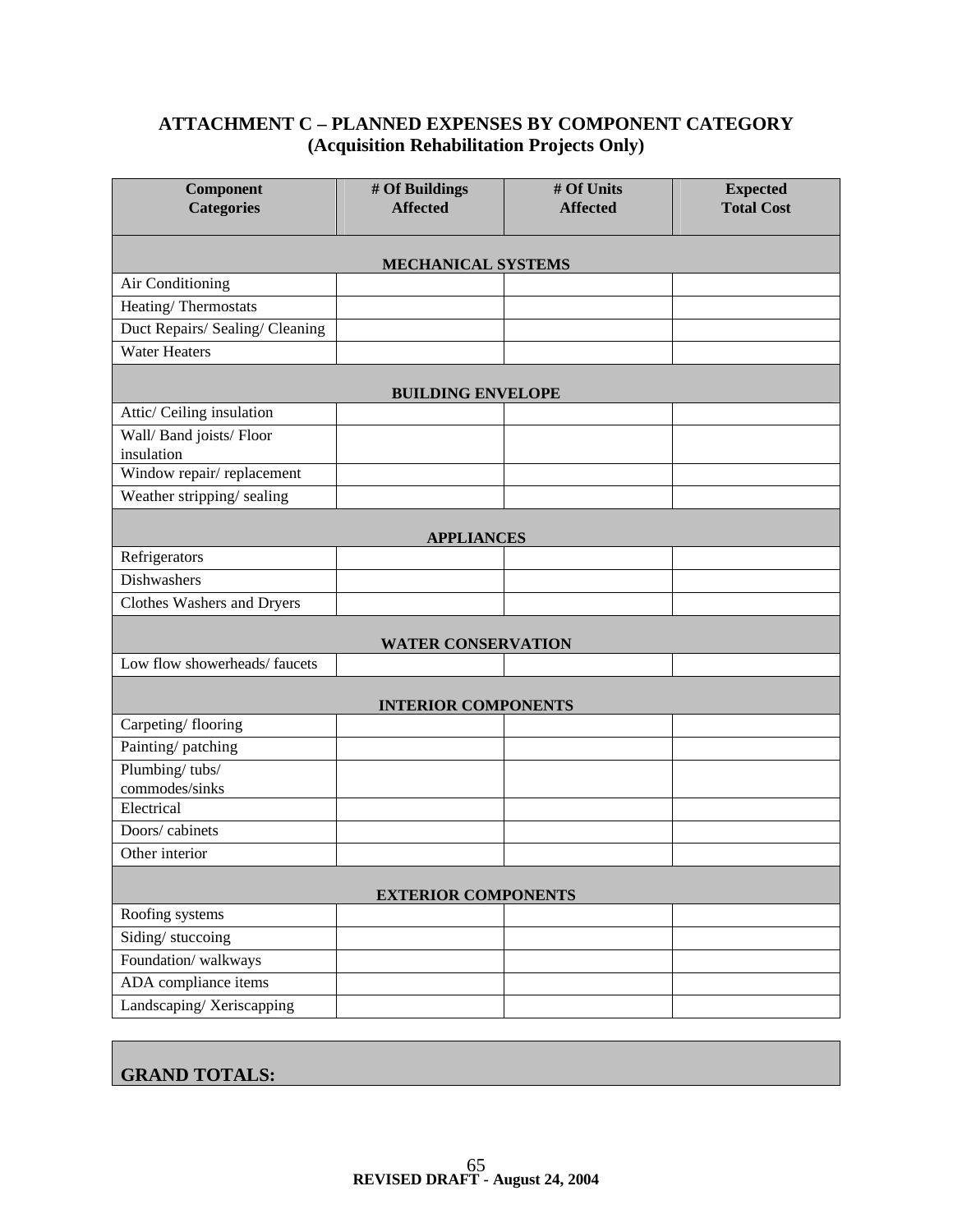## ATTACHMENT C – PLANNED EXPENSES BY COMPONENT CATEGORY
### (Acquisition Rehabilitation Projects Only)

| Component Categories | # Of Buildings Affected | # Of Units Affected | Expected Total Cost |
|---|---|---|---|
| **MECHANICAL SYSTEMS** | | | |
| Air Conditioning | | | |
| Heating/ Thermostats | | | |
| Duct Repairs/ Sealing/ Cleaning | | | |
| Water Heaters | | | |
| **BUILDING ENVELOPE** | | | |
| Attic/ Ceiling insulation | | | |
| Wall/ Band joists/ Floor insulation | | | |
| Window repair/ replacement | | | |
| Weather stripping/ sealing | | | |
| **APPLIANCES** | | | |
| Refrigerators | | | |
| Dishwashers | | | |
| Clothes Washers and Dryers | | | |
| **WATER CONSERVATION** | | | |
| Low flow showerheads/ faucets | | | |
| **INTERIOR COMPONENTS** | | | |
| Carpeting/ flooring | | | |
| Painting/ patching | | | |
| Plumbing/ tubs/ commodes/sinks | | | |
| Electrical | | | |
| Doors/ cabinets | | | |
| Other interior | | | |
| **EXTERIOR COMPONENTS** | | | |
| Roofing systems | | | |
| Siding/ stuccoing | | | |
| Foundation/ walkways | | | |
| ADA compliance items | | | |
| Landscaping/ Xeriscapping | | | |

**GRAND TOTALS:**

**REVISED DRAFT - August 24, 2004**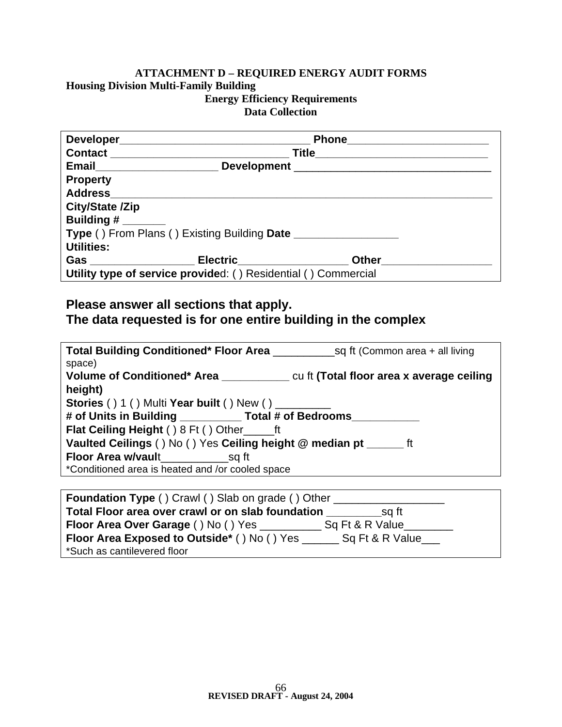**ATTACHMENT D – REQUIRED ENERGY AUDIT FORMS**

**Housing Division Multi-Family Building**

**Energy Efficiency Requirements**

**Data Collection**

**Developer**_______________________________ **Phone**_______________________

**Contact** _____________________________ **Title**____________________________

**Email**___________________ **Development** ________________________________

**Property Address**______________________________________________________________

**City/State /Zip**

**Building #** _______

**Type** ( ) From Plans ( ) Existing Building **Date** _________________

**Utilities:**

**Gas** _________________ **Electric**_________________ **Other**_________________

**Utility type of service provide**d: ( ) Residential ( ) Commercial

**Please answer all sections that apply.**

**The data requested is for one entire building in the complex**

**Total Building Conditioned\* Floor Area** __________sq ft (Common area + all living space)

**Volume of Conditioned\* Area** ___________ cu ft **(Total floor area x average ceiling height)**

**Stories** ( ) 1 ( ) Multi **Year built** ( ) New ( ) _________

**# of Units in Building** __________ **Total # of Bedrooms**___________

**Flat Ceiling Height** ( ) 8 Ft ( ) Other_____ft

**Vaulted Ceilings** ( ) No ( ) Yes **Ceiling height @ median pt** ______ ft

**Floor Area w/vaul**t___________sq ft

\*Conditioned area is heated and /or cooled space

**Foundation Type** ( ) Crawl ( ) Slab on grade ( ) Other __________________

**Total Floor area over crawl or on slab foundation** _________sq ft

**Floor Area Over Garage** ( ) No ( ) Yes __________ Sq Ft & R Value________

**Floor Area Exposed to Outside\*** ( ) No ( ) Yes ______ Sq Ft & R Value___

\*Such as cantilevered floor

**REVISED DRAFT - August 24, 2004**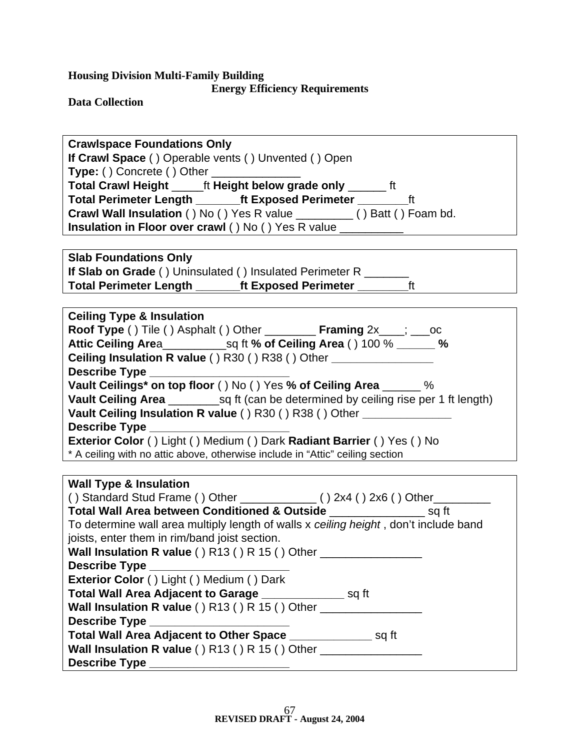**Housing Division Multi-Family Building**

**Energy Efficiency Requirements**

**Data Collection**

**Crawlspace Foundations Only**
**If Crawl Space** ( ) Operable vents ( ) Unvented ( ) Open
**Type:** ( ) Concrete ( ) Other ______________
**Total Crawl Height** _____ft **Height below grade only** ______ ft
**Total Perimeter Length** _______**ft Exposed Perimeter** ________ft
**Crawl Wall Insulation** ( ) No ( ) Yes R value _________ ( ) Batt ( ) Foam bd.
**Insulation in Floor over crawl** ( ) No ( ) Yes R value __________

**Slab Foundations Only**
**If Slab on Grade** ( ) Uninsulated ( ) Insulated Perimeter R _______
**Total Perimeter Length** _______**ft Exposed Perimeter** ________ft

**Ceiling Type & Insulation**
**Roof Type** ( ) Tile ( ) Asphalt ( ) Other ________ **Framing** 2x____; ___oc
**Attic Ceiling Are**a__________sq ft **% of Ceiling Area** ( ) 100 % ______ **%**
**Ceiling Insulation R value** ( ) R30 ( ) R38 ( ) Other ________________
**Describe Type** ______________________
**Vault Ceilings\* on top floor** ( ) No ( ) Yes **% of Ceiling Area** ______ %
**Vault Ceiling Area** ________sq ft (can be determined by ceiling rise per 1 ft length)
**Vault Ceiling Insulation R value** ( ) R30 ( ) R38 ( ) Other ______________
**Describe Type** ______________________
**Exterior Color** ( ) Light ( ) Medium ( ) Dark **Radiant Barrier** ( ) Yes ( ) No
\* A ceiling with no attic above, otherwise include in "Attic" ceiling section

**Wall Type & Insulation**
( ) Standard Stud Frame ( ) Other ____________ ( ) 2x4 ( ) 2x6 ( ) Other_________
**Total Wall Area between Conditioned & Outside** _______________ sq ft
To determine wall area multiply length of walls x *ceiling height* , don't include band joists, enter them in rim/band joist section.
**Wall Insulation R value** ( ) R13 ( ) R 15 ( ) Other ________________
**Describe Type** ______________________
**Exterior Color** ( ) Light ( ) Medium ( ) Dark
**Total Wall Area Adjacent to Garage** _____________ sq ft
**Wall Insulation R value** ( ) R13 ( ) R 15 ( ) Other ________________
**Describe Type** ______________________
**Total Wall Area Adjacent to Other Space** _____________ sq ft
**Wall Insulation R value** ( ) R13 ( ) R 15 ( ) Other ________________
**Describe Type** ______________________

**REVISED DRAFT - August 24, 2004**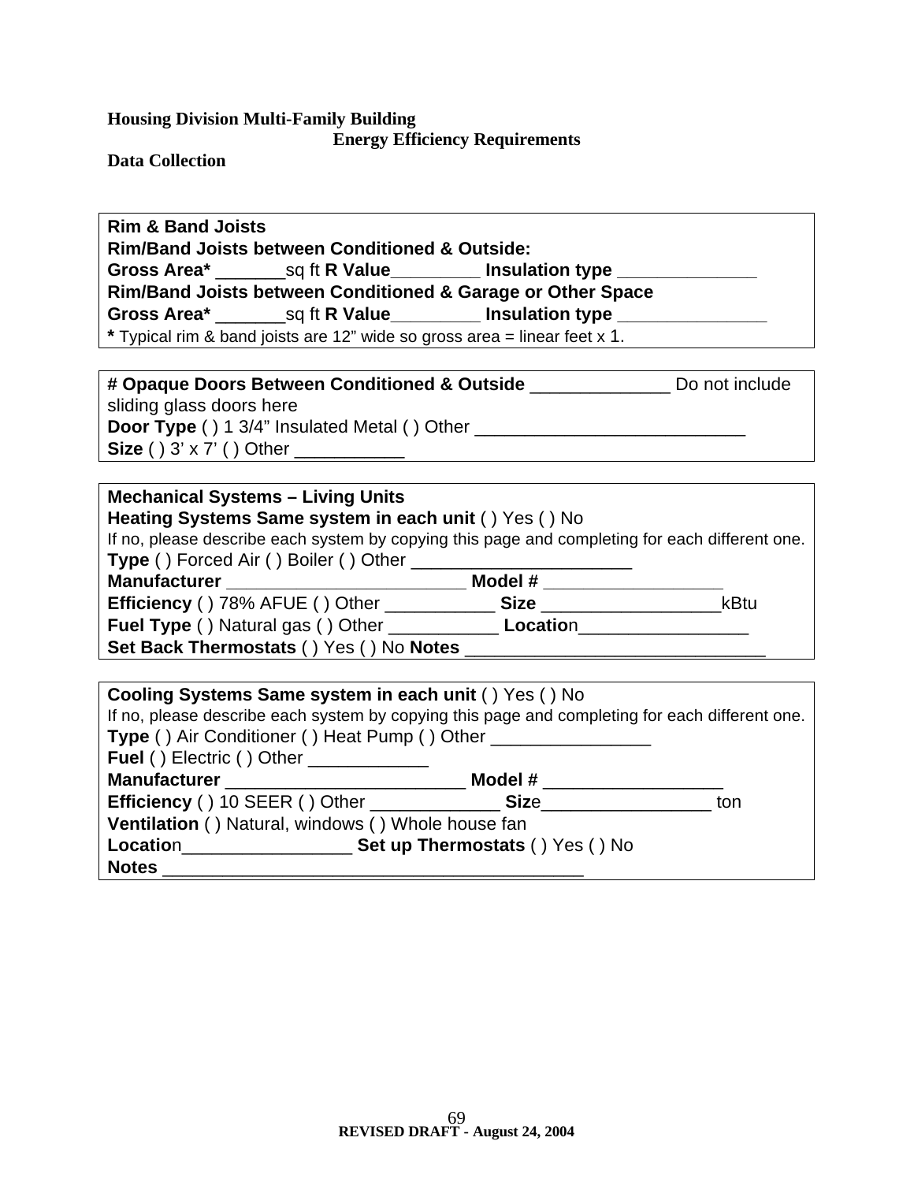**Housing Division Multi-Family Building**
**Energy Efficiency Requirements**
**Data Collection**

**Rim & Band Joists**
**Rim/Band Joists between Conditioned & Outside:**
**Gross Area*** _______sq ft **R Value**_________ **Insulation type** ______________
**Rim/Band Joists between Conditioned & Garage or Other Space**
**Gross Area*** _______sq ft **R Value**_________ **Insulation type** _______________
**\*** Typical rim & band joists are 12" wide so gross area = linear feet x 1.

---

**# Opaque Doors Between Conditioned & Outside** ______________ Do not include sliding glass doors here
**Door Type** ( ) 1 3/4" Insulated Metal ( ) Other ___________________________
**Size** ( ) 3' x 7' ( ) Other ___________

---

**Mechanical Systems – Living Units**
**Heating Systems Same system in each unit** ( ) Yes ( ) No
If no, please describe each system by copying this page and completing for each different one.
**Type** ( ) Forced Air ( ) Boiler ( ) Other ______________________
**Manufacturer** ________________________ **Model #** __________________
**Efficiency** ( ) 78% AFUE ( ) Other ___________ **Size** __________________kBtu
**Fuel Type** ( ) Natural gas ( ) Other ___________ **Locatio**n_________________
**Set Back Thermostats** ( ) Yes ( ) No **Notes** ______________________________

---

**Cooling Systems Same system in each unit** ( ) Yes ( ) No
If no, please describe each system by copying this page and completing for each different one.
**Type** ( ) Air Conditioner ( ) Heat Pump ( ) Other ________________
**Fuel** ( ) Electric ( ) Other ____________
**Manufacturer** ________________________ **Model #** __________________
**Efficiency** ( ) 10 SEER ( ) Other _____________ **Siz**e_________________ ton
**Ventilation** ( ) Natural, windows ( ) Whole house fan
**Locatio**n_________________ **Set up Thermostats** ( ) Yes ( ) No
**Notes** ___________________________________________

**REVISED DRAFT - August 24, 2004**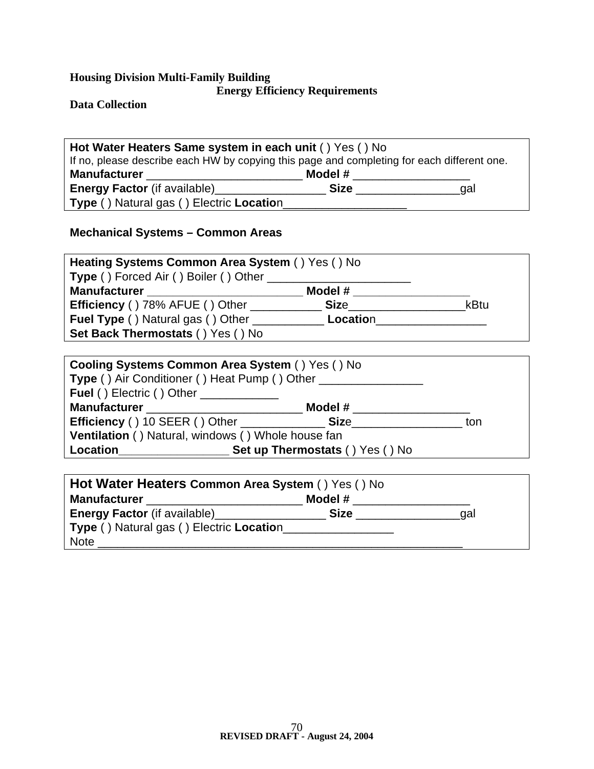**Housing Division Multi-Family Building**
**Energy Efficiency Requirements**
**Data Collection**

**Hot Water Heaters Same system in each unit** ( ) Yes ( ) No
If no, please describe each HW by copying this page and completing for each different one.
**Manufacturer** ________________________ **Model #** __________________
**Energy Factor** (if available)_________________ **Size** ________________gal
**Type** ( ) Natural gas ( ) Electric **Location**___________________

**Mechanical Systems – Common Areas**

**Heating Systems Common Area System** ( ) Yes ( ) No
**Type** ( ) Forced Air ( ) Boiler ( ) Other ______________________
**Manufacturer** ________________________ **Model #** __________________
**Efficiency** ( ) 78% AFUE ( ) Other ___________ **Size**__________________kBtu
**Fuel Type** ( ) Natural gas ( ) Other ___________ **Location**_________________
**Set Back Thermostats** ( ) Yes ( ) No

**Cooling Systems Common Area System** ( ) Yes ( ) No
**Type** ( ) Air Conditioner ( ) Heat Pump ( ) Other ________________
**Fuel** ( ) Electric ( ) Other ____________
**Manufacturer** ________________________ **Model #** __________________
**Efficiency** ( ) 10 SEER ( ) Other _____________ **Size**_________________ ton
**Ventilation** ( ) Natural, windows ( ) Whole house fan
**Location**_________________ **Set up Thermostats** ( ) Yes ( ) No

**Hot Water Heaters Common Area System** ( ) Yes ( ) No
**Manufacturer** ________________________ **Model #** __________________
**Energy Factor** (if available)_________________ **Size** ________________gal
**Type** ( ) Natural gas ( ) Electric **Location**_________________
Note ________________________________________________________

REVISED DRAFT - August 24, 2004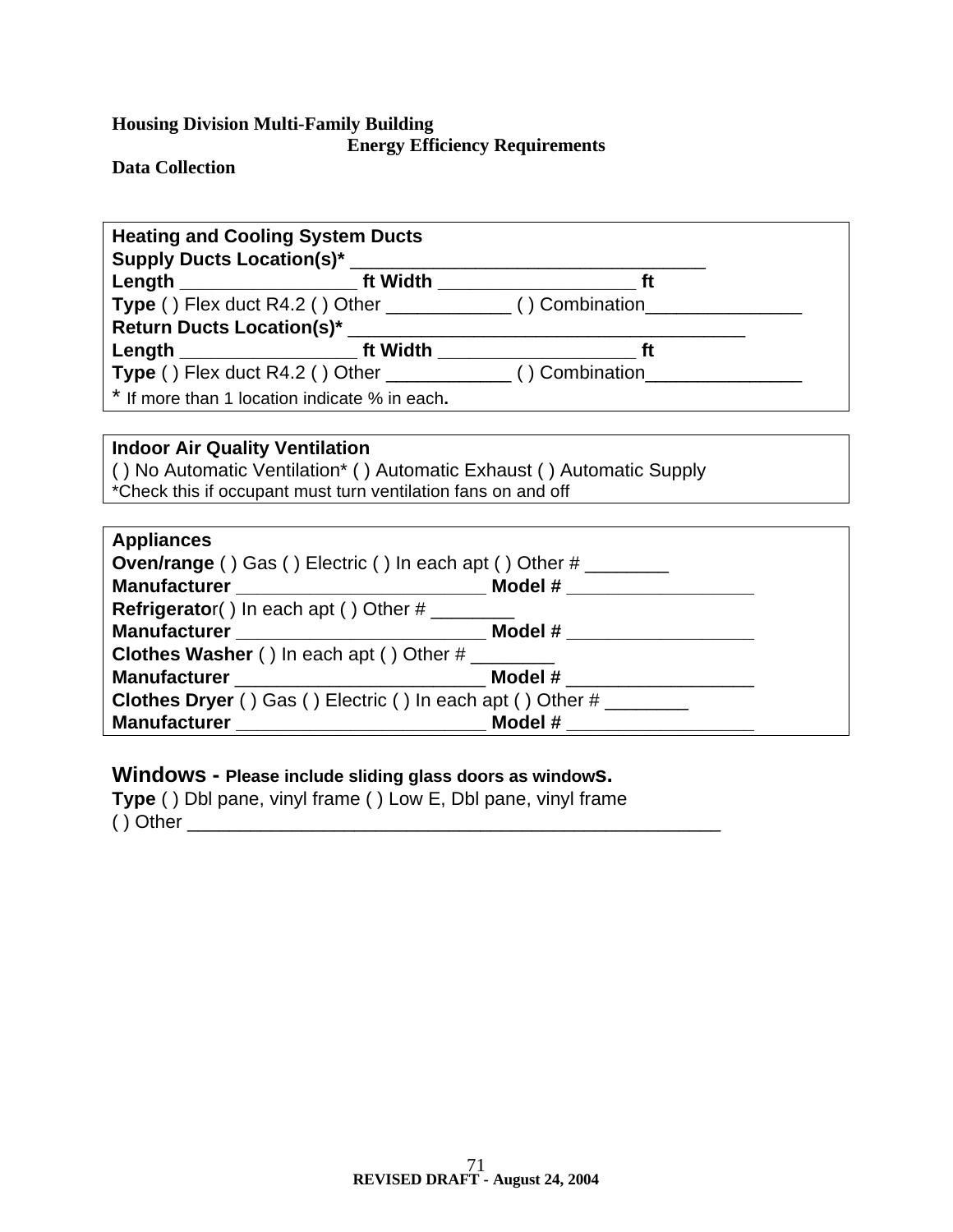**Housing Division Multi-Family Building**

**Energy Efficiency Requirements**

**Data Collection**

**Heating and Cooling System Ducts**
**Supply Ducts Location(s)*** ___________________________________
**Length** _________________ **ft Width** ___________________ **ft**
**Type** ( ) Flex duct R4.2 ( ) Other ____________ ( ) Combination_______________
**Return Ducts Location(s)*** _______________________________________
**Length** _________________ **ft Width** ___________________ **ft**
**Type** ( ) Flex duct R4.2 ( ) Other ____________ ( ) Combination_______________
* If more than 1 location indicate % in each**.**

**Indoor Air Quality Ventilation**
( ) No Automatic Ventilation* ( ) Automatic Exhaust ( ) Automatic Supply
*Check this if occupant must turn ventilation fans on and off

**Appliances**
**Oven/range** ( ) Gas ( ) Electric ( ) In each apt ( ) Other # ________
**Manufacturer** ________________________ **Model #** __________________
**Refrigerato**r( ) In each apt ( ) Other # ________
**Manufacturer** ________________________ **Model #** __________________
**Clothes Washer** ( ) In each apt ( ) Other # ________
**Manufacturer** ________________________ **Model #** __________________
**Clothes Dryer** ( ) Gas ( ) Electric ( ) In each apt ( ) Other # ________
**Manufacturer** ________________________ **Model #** __________________

**Windows - Please include sliding glass doors as windows.**
**Type** ( ) Dbl pane, vinyl frame ( ) Low E, Dbl pane, vinyl frame
( ) Other ____________________________________________________

REVISED DRAFT - August 24, 2004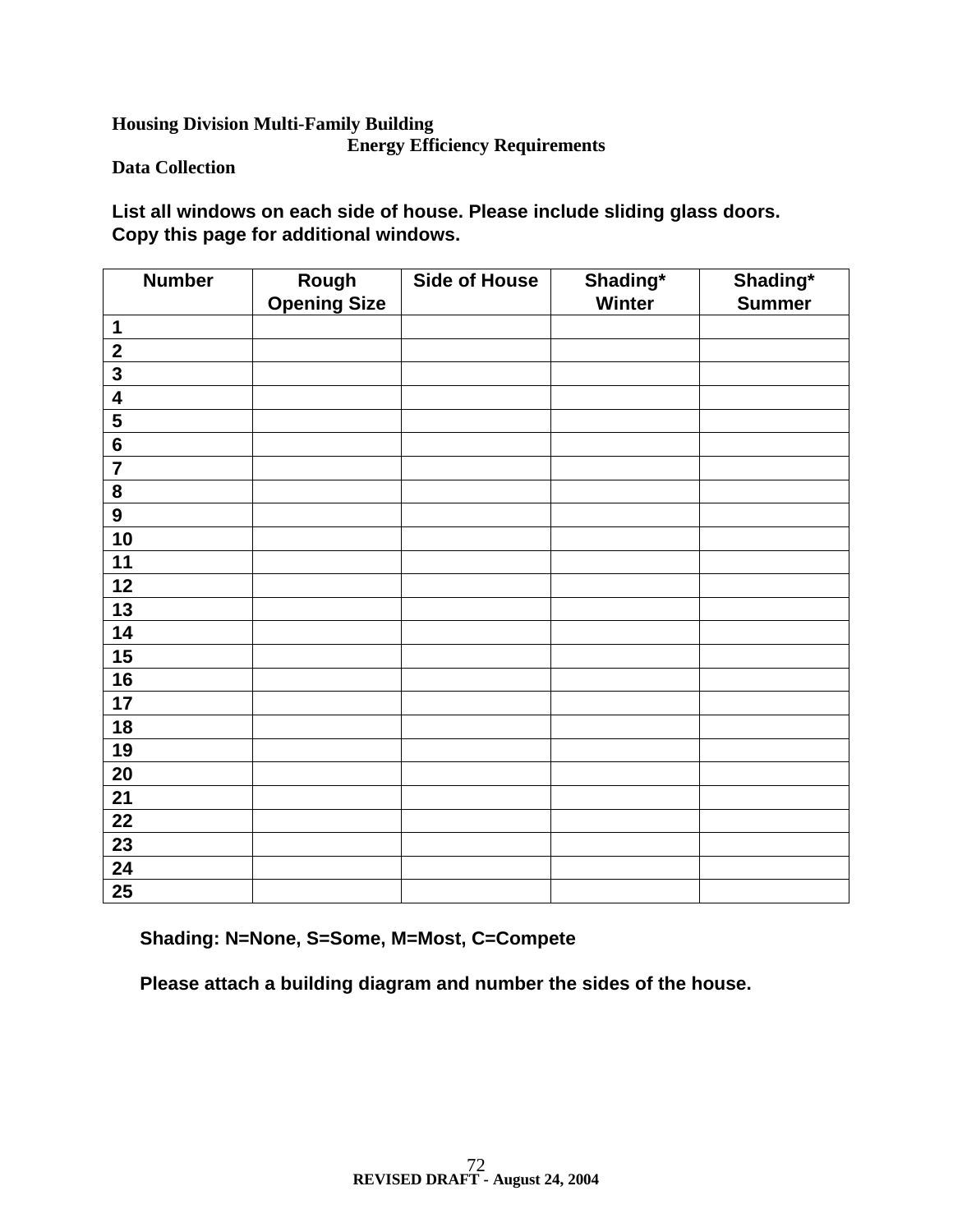**Housing Division Multi-Family Building**
**Energy Efficiency Requirements**
**Data Collection**

**List all windows on each side of house. Please include sliding glass doors. Copy this page for additional windows.**

| Number | Rough Opening Size | Side of House | Shading* Winter | Shading* Summer |
|---|---|---|---|---|
| 1 | | | | |
| 2 | | | | |
| 3 | | | | |
| 4 | | | | |
| 5 | | | | |
| 6 | | | | |
| 7 | | | | |
| 8 | | | | |
| 9 | | | | |
| 10 | | | | |
| 11 | | | | |
| 12 | | | | |
| 13 | | | | |
| 14 | | | | |
| 15 | | | | |
| 16 | | | | |
| 17 | | | | |
| 18 | | | | |
| 19 | | | | |
| 20 | | | | |
| 21 | | | | |
| 22 | | | | |
| 23 | | | | |
| 24 | | | | |
| 25 | | | | |

**Shading: N=None, S=Some, M=Most, C=Compete**

**Please attach a building diagram and number the sides of the house.**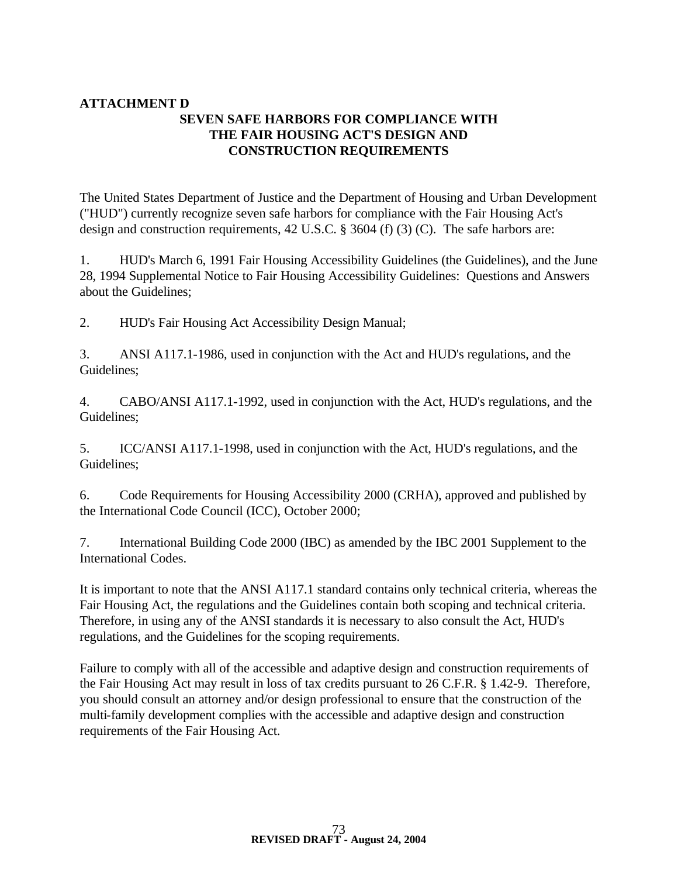**ATTACHMENT D**

## SEVEN SAFE HARBORS FOR COMPLIANCE WITH THE FAIR HOUSING ACT'S DESIGN AND CONSTRUCTION REQUIREMENTS

The United States Department of Justice and the Department of Housing and Urban Development ("HUD") currently recognize seven safe harbors for compliance with the Fair Housing Act's design and construction requirements, 42 U.S.C. § 3604 (f) (3) (C). The safe harbors are:

1. HUD's March 6, 1991 Fair Housing Accessibility Guidelines (the Guidelines), and the June 28, 1994 Supplemental Notice to Fair Housing Accessibility Guidelines: Questions and Answers about the Guidelines;

2. HUD's Fair Housing Act Accessibility Design Manual;

3. ANSI A117.1-1986, used in conjunction with the Act and HUD's regulations, and the Guidelines;

4. CABO/ANSI A117.1-1992, used in conjunction with the Act, HUD's regulations, and the Guidelines;

5. ICC/ANSI A117.1-1998, used in conjunction with the Act, HUD's regulations, and the Guidelines;

6. Code Requirements for Housing Accessibility 2000 (CRHA), approved and published by the International Code Council (ICC), October 2000;

7. International Building Code 2000 (IBC) as amended by the IBC 2001 Supplement to the International Codes.

It is important to note that the ANSI A117.1 standard contains only technical criteria, whereas the Fair Housing Act, the regulations and the Guidelines contain both scoping and technical criteria. Therefore, in using any of the ANSI standards it is necessary to also consult the Act, HUD's regulations, and the Guidelines for the scoping requirements.

Failure to comply with all of the accessible and adaptive design and construction requirements of the Fair Housing Act may result in loss of tax credits pursuant to 26 C.F.R. § 1.42-9. Therefore, you should consult an attorney and/or design professional to ensure that the construction of the multi-family development complies with the accessible and adaptive design and construction requirements of the Fair Housing Act.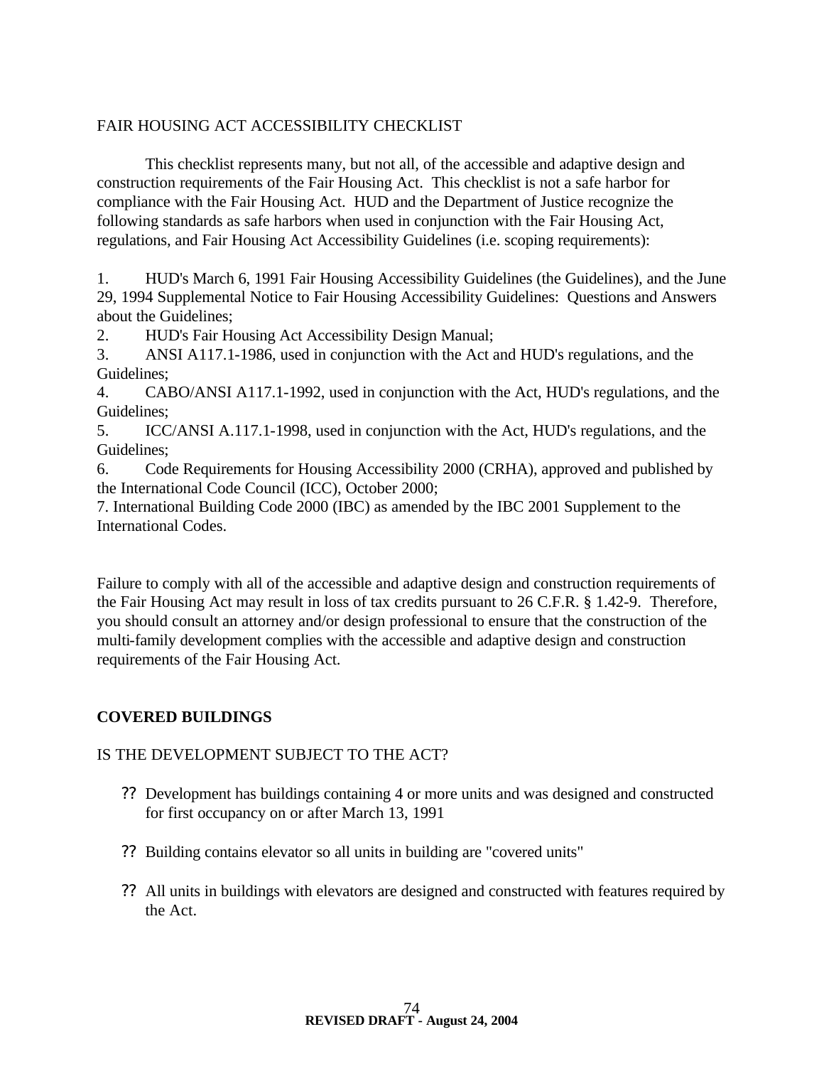FAIR HOUSING ACT ACCESSIBILITY CHECKLIST

This checklist represents many, but not all, of the accessible and adaptive design and construction requirements of the Fair Housing Act. This checklist is not a safe harbor for compliance with the Fair Housing Act. HUD and the Department of Justice recognize the following standards as safe harbors when used in conjunction with the Fair Housing Act, regulations, and Fair Housing Act Accessibility Guidelines (i.e. scoping requirements):

1. HUD's March 6, 1991 Fair Housing Accessibility Guidelines (the Guidelines), and the June 29, 1994 Supplemental Notice to Fair Housing Accessibility Guidelines: Questions and Answers about the Guidelines;
2. HUD's Fair Housing Act Accessibility Design Manual;
3. ANSI A117.1-1986, used in conjunction with the Act and HUD's regulations, and the Guidelines;
4. CABO/ANSI A117.1-1992, used in conjunction with the Act, HUD's regulations, and the Guidelines;
5. ICC/ANSI A.117.1-1998, used in conjunction with the Act, HUD's regulations, and the Guidelines;
6. Code Requirements for Housing Accessibility 2000 (CRHA), approved and published by the International Code Council (ICC), October 2000;
7. International Building Code 2000 (IBC) as amended by the IBC 2001 Supplement to the International Codes.

Failure to comply with all of the accessible and adaptive design and construction requirements of the Fair Housing Act may result in loss of tax credits pursuant to 26 C.F.R. § 1.42-9. Therefore, you should consult an attorney and/or design professional to ensure that the construction of the multi-family development complies with the accessible and adaptive design and construction requirements of the Fair Housing Act.

**COVERED BUILDINGS**

IS THE DEVELOPMENT SUBJECT TO THE ACT?

?? Development has buildings containing 4 or more units and was designed and constructed for first occupancy on or after March 13, 1991

?? Building contains elevator so all units in building are "covered units"

?? All units in buildings with elevators are designed and constructed with features required by the Act.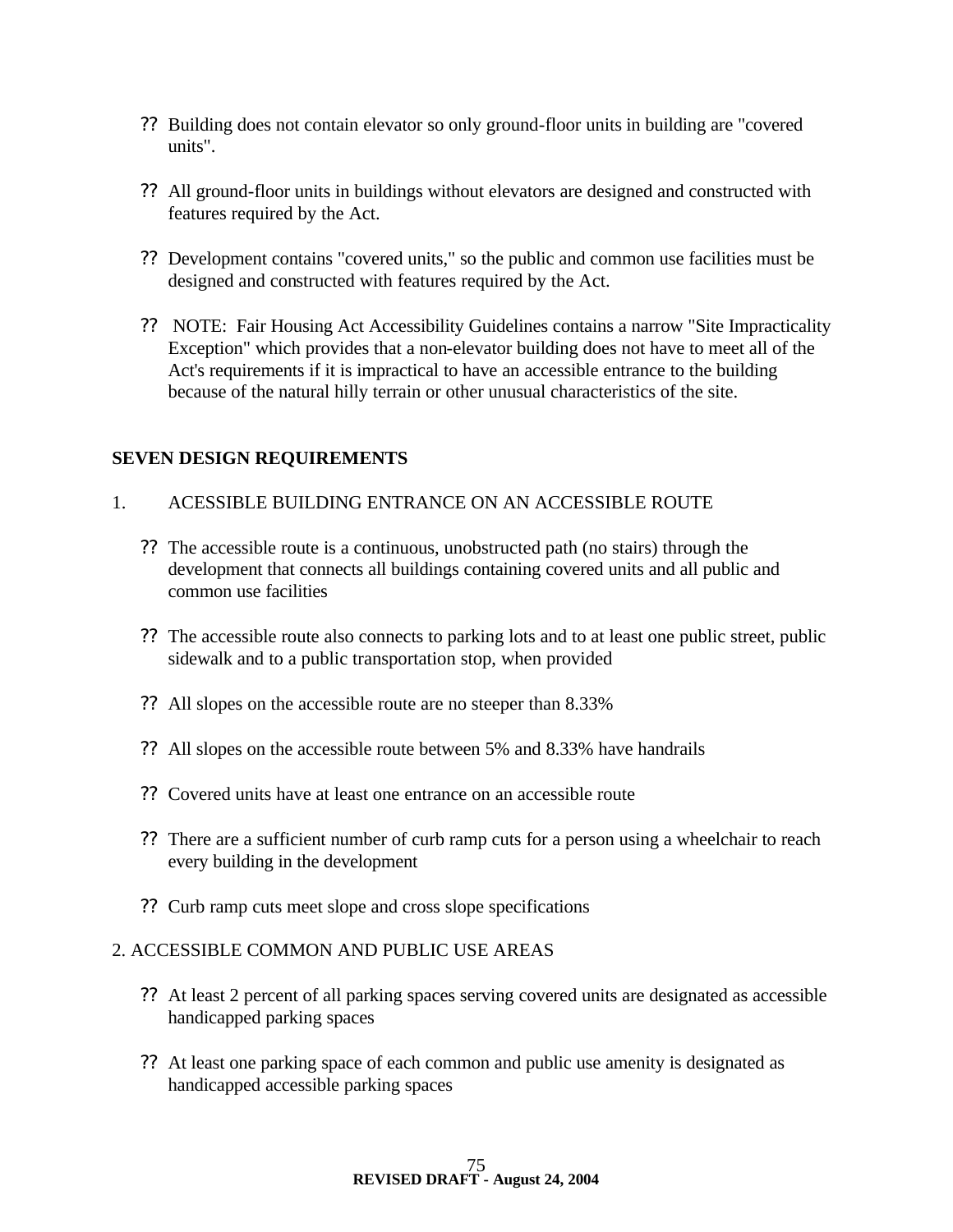- Building does not contain elevator so only ground-floor units in building are "covered units".

- All ground-floor units in buildings without elevators are designed and constructed with features required by the Act.

- Development contains "covered units," so the public and common use facilities must be designed and constructed with features required by the Act.

- NOTE: Fair Housing Act Accessibility Guidelines contains a narrow "Site Impracticality Exception" which provides that a non-elevator building does not have to meet all of the Act's requirements if it is impractical to have an accessible entrance to the building because of the natural hilly terrain or other unusual characteristics of the site.

**SEVEN DESIGN REQUIREMENTS**

1. ACESSIBLE BUILDING ENTRANCE ON AN ACCESSIBLE ROUTE

   - The accessible route is a continuous, unobstructed path (no stairs) through the development that connects all buildings containing covered units and all public and common use facilities

   - The accessible route also connects to parking lots and to at least one public street, public sidewalk and to a public transportation stop, when provided

   - All slopes on the accessible route are no steeper than 8.33%

   - All slopes on the accessible route between 5% and 8.33% have handrails

   - Covered units have at least one entrance on an accessible route

   - There are a sufficient number of curb ramp cuts for a person using a wheelchair to reach every building in the development

   - Curb ramp cuts meet slope and cross slope specifications

2. ACCESSIBLE COMMON AND PUBLIC USE AREAS

   - At least 2 percent of all parking spaces serving covered units are designated as accessible handicapped parking spaces

   - At least one parking space of each common and public use amenity is designated as handicapped accessible parking spaces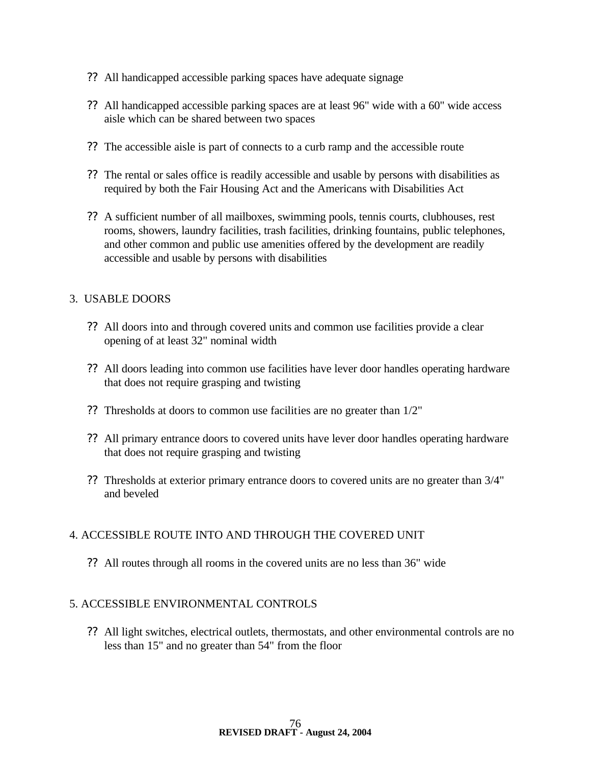- ?? All handicapped accessible parking spaces have adequate signage

- ?? All handicapped accessible parking spaces are at least 96" wide with a 60" wide access aisle which can be shared between two spaces

- ?? The accessible aisle is part of connects to a curb ramp and the accessible route

- ?? The rental or sales office is readily accessible and usable by persons with disabilities as required by both the Fair Housing Act and the Americans with Disabilities Act

- ?? A sufficient number of all mailboxes, swimming pools, tennis courts, clubhouses, rest rooms, showers, laundry facilities, trash facilities, drinking fountains, public telephones, and other common and public use amenities offered by the development are readily accessible and usable by persons with disabilities

## 3. USABLE DOORS

- ?? All doors into and through covered units and common use facilities provide a clear opening of at least 32" nominal width

- ?? All doors leading into common use facilities have lever door handles operating hardware that does not require grasping and twisting

- ?? Thresholds at doors to common use facilities are no greater than 1/2"

- ?? All primary entrance doors to covered units have lever door handles operating hardware that does not require grasping and twisting

- ?? Thresholds at exterior primary entrance doors to covered units are no greater than 3/4" and beveled

## 4. ACCESSIBLE ROUTE INTO AND THROUGH THE COVERED UNIT

- ?? All routes through all rooms in the covered units are no less than 36" wide

## 5. ACCESSIBLE ENVIRONMENTAL CONTROLS

- ?? All light switches, electrical outlets, thermostats, and other environmental controls are no less than 15" and no greater than 54" from the floor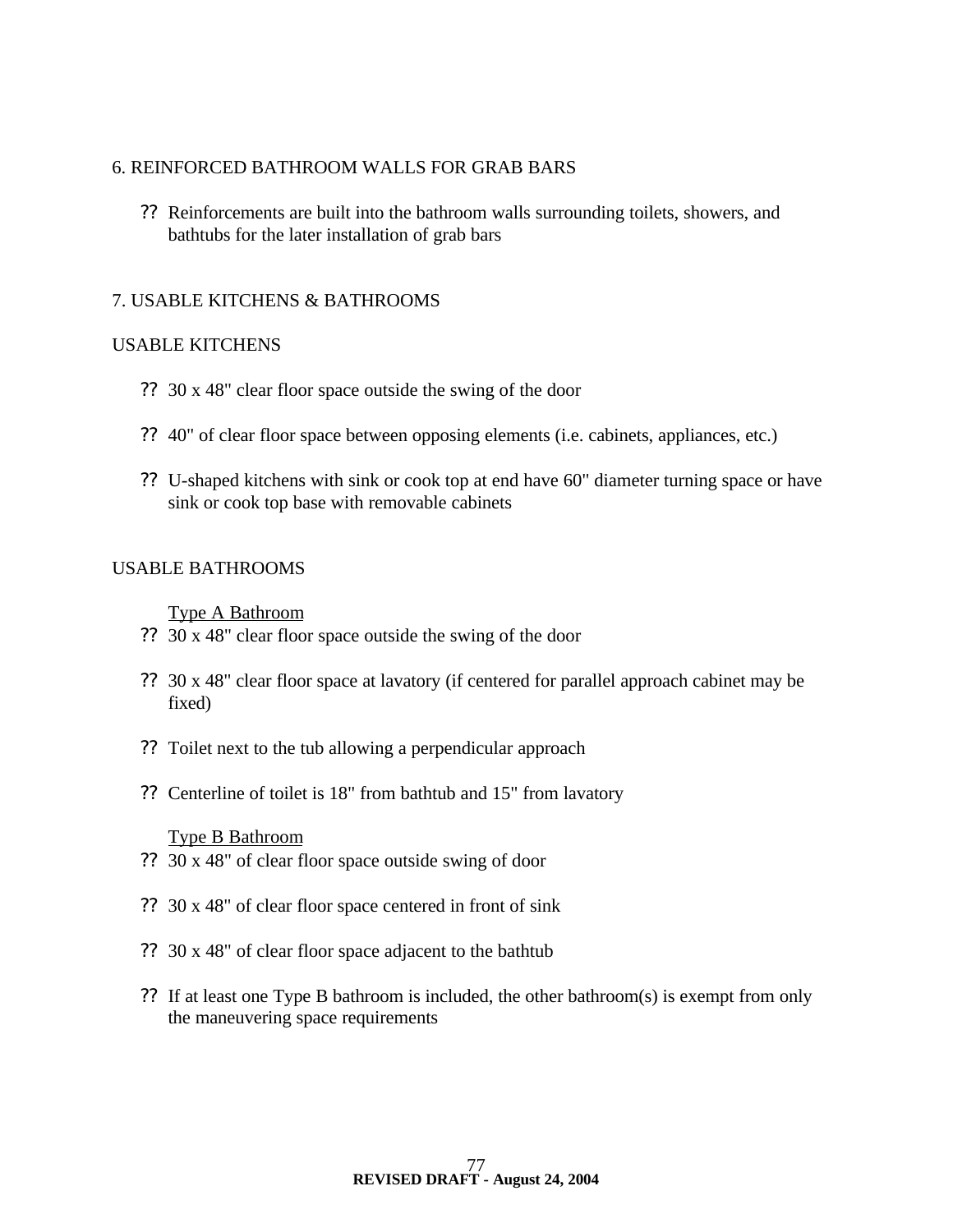## 6. REINFORCED BATHROOM WALLS FOR GRAB BARS

- Reinforcements are built into the bathroom walls surrounding toilets, showers, and bathtubs for the later installation of grab bars

## 7. USABLE KITCHENS & BATHROOMS

### USABLE KITCHENS

- 30 x 48" clear floor space outside the swing of the door
- 40" of clear floor space between opposing elements (i.e. cabinets, appliances, etc.)
- U-shaped kitchens with sink or cook top at end have 60" diameter turning space or have sink or cook top base with removable cabinets

### USABLE BATHROOMS

<u>Type A Bathroom</u>

- 30 x 48" clear floor space outside the swing of the door
- 30 x 48" clear floor space at lavatory (if centered for parallel approach cabinet may be fixed)
- Toilet next to the tub allowing a perpendicular approach
- Centerline of toilet is 18" from bathtub and 15" from lavatory

<u>Type B Bathroom</u>

- 30 x 48" of clear floor space outside swing of door
- 30 x 48" of clear floor space centered in front of sink
- 30 x 48" of clear floor space adjacent to the bathtub
- If at least one Type B bathroom is included, the other bathroom(s) is exempt from only the maneuvering space requirements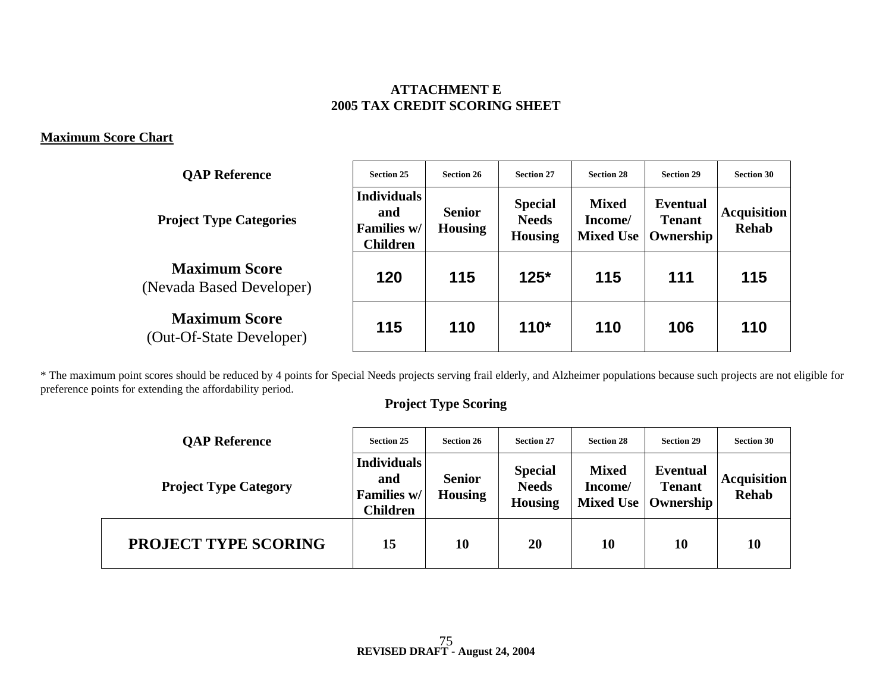**ATTACHMENT E**
**2005 TAX CREDIT SCORING SHEET**

**Maximum Score Chart**

| QAP Reference | Section 25 | Section 26 | Section 27 | Section 28 | Section 29 | Section 30 |
|---|---|---|---|---|---|---|
| **Project Type Categories** | **Individuals and Families w/ Children** | **Senior Housing** | **Special Needs Housing** | **Mixed Income/ Mixed Use** | **Eventual Tenant Ownership** | **Acquisition Rehab** |
| **Maximum Score** (Nevada Based Developer) | **120** | **115** | **125*** | **115** | **111** | **115** |
| **Maximum Score** (Out-Of-State Developer) | **115** | **110** | **110*** | **110** | **106** | **110** |

* The maximum point scores should be reduced by 4 points for Special Needs projects serving frail elderly, and Alzheimer populations because such projects are not eligible for preference points for extending the affordability period.

**Project Type Scoring**

| QAP Reference | Section 25 | Section 26 | Section 27 | Section 28 | Section 29 | Section 30 |
|---|---|---|---|---|---|---|
| **Project Type Category** | **Individuals and Families w/ Children** | **Senior Housing** | **Special Needs Housing** | **Mixed Income/ Mixed Use** | **Eventual Tenant Ownership** | **Acquisition Rehab** |
| **PROJECT TYPE SCORING** | **15** | **10** | **20** | **10** | **10** | **10** |

**REVISED DRAFT - August 24, 2004**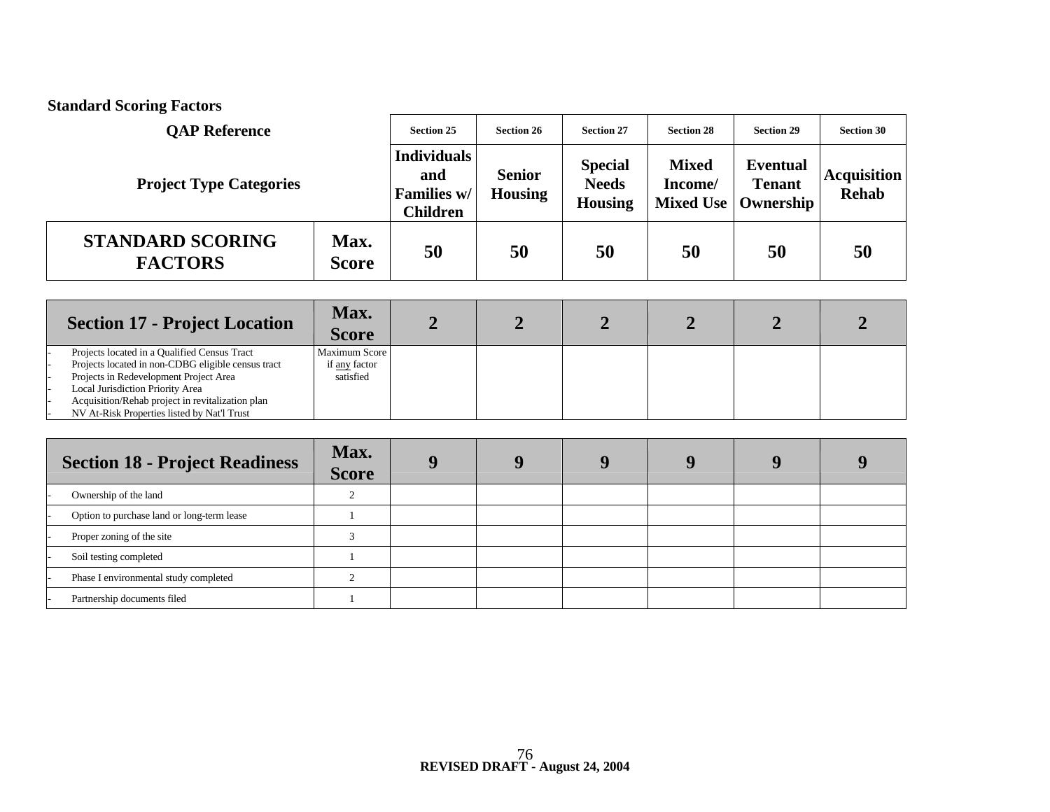**Standard Scoring Factors**

| QAP Reference | | Section 25 | Section 26 | Section 27 | Section 28 | Section 29 | Section 30 |
|---|---|---|---|---|---|---|---|
| **Project Type Categories** | | **Individuals and Families w/ Children** | **Senior Housing** | **Special Needs Housing** | **Mixed Income/ Mixed Use** | **Eventual Tenant Ownership** | **Acquisition Rehab** |
| **STANDARD SCORING FACTORS** | **Max. Score** | **50** | **50** | **50** | **50** | **50** | **50** |

| Section 17 - Project Location | Max. Score | 2 | 2 | 2 | 2 | 2 | 2 |
|---|---|---|---|---|---|---|---|
| - Projects located in a Qualified Census Tract<br>- Projects located in non-CDBG eligible census tract<br>- Projects in Redevelopment Project Area<br>- Local Jurisdiction Priority Area<br>- Acquisition/Rehab project in revitalization plan<br>- NV At-Risk Properties listed by Nat'l Trust | Maximum Score if any factor satisfied | | | | | | |

| Section 18 - Project Readiness | Max. Score | 9 | 9 | 9 | 9 | 9 | 9 |
|---|---|---|---|---|---|---|---|
| - Ownership of the land | 2 | | | | | | |
| - Option to purchase land or long-term lease | 1 | | | | | | |
| - Proper zoning of the site | 3 | | | | | | |
| - Soil testing completed | 1 | | | | | | |
| - Phase I environmental study completed | 2 | | | | | | |
| - Partnership documents filed | 1 | | | | | | |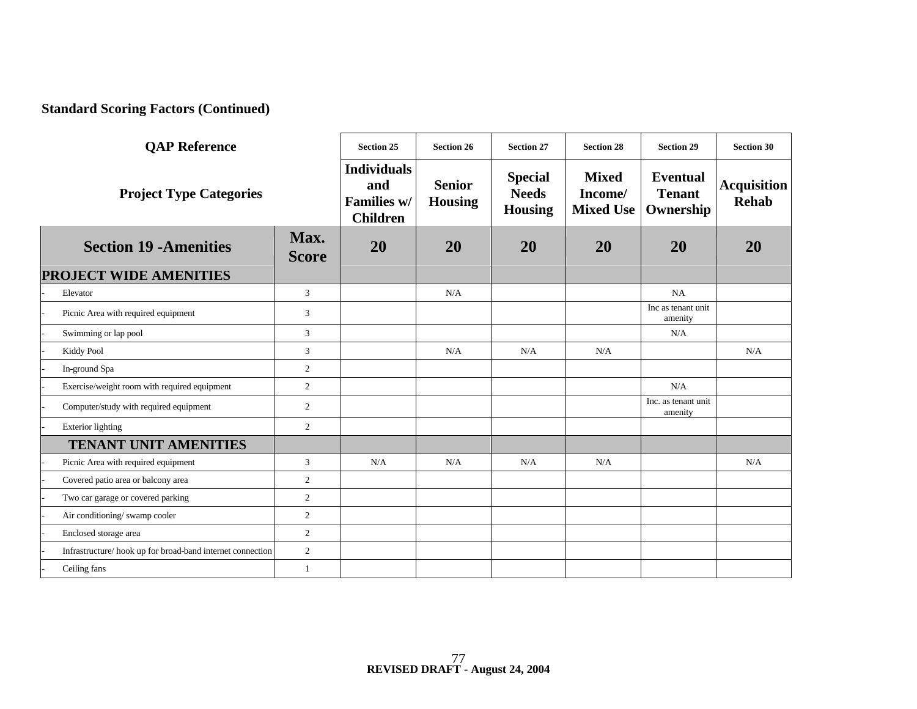**Standard Scoring Factors (Continued)**

| QAP Reference | | Section 25 | Section 26 | Section 27 | Section 28 | Section 29 | Section 30 |
|---|---|---|---|---|---|---|---|
| **Project Type Categories** | | **Individuals and Families w/ Children** | **Senior Housing** | **Special Needs Housing** | **Mixed Income/ Mixed Use** | **Eventual Tenant Ownership** | **Acquisition Rehab** |
| **Section 19 -Amenities** | **Max. Score** | **20** | **20** | **20** | **20** | **20** | **20** |
| **PROJECT WIDE AMENITIES** | | | | | | | |
| - Elevator | 3 | | N/A | | | NA | |
| - Picnic Area with required equipment | 3 | | | | | Inc as tenant unit amenity | |
| - Swimming or lap pool | 3 | | | | | N/A | |
| - Kiddy Pool | 3 | | N/A | N/A | N/A | | N/A |
| - In-ground Spa | 2 | | | | | | |
| - Exercise/weight room with required equipment | 2 | | | | | N/A | |
| - Computer/study with required equipment | 2 | | | | | Inc. as tenant unit amenity | |
| - Exterior lighting | 2 | | | | | | |
| **TENANT UNIT AMENITIES** | | | | | | | |
| - Picnic Area with required equipment | 3 | N/A | N/A | N/A | N/A | | N/A |
| - Covered patio area or balcony area | 2 | | | | | | |
| - Two car garage or covered parking | 2 | | | | | | |
| - Air conditioning/ swamp cooler | 2 | | | | | | |
| - Enclosed storage area | 2 | | | | | | |
| - Infrastructure/ hook up for broad-band internet connection | 2 | | | | | | |
| - Ceiling fans | 1 | | | | | | |

**REVISED DRAFT - August 24, 2004**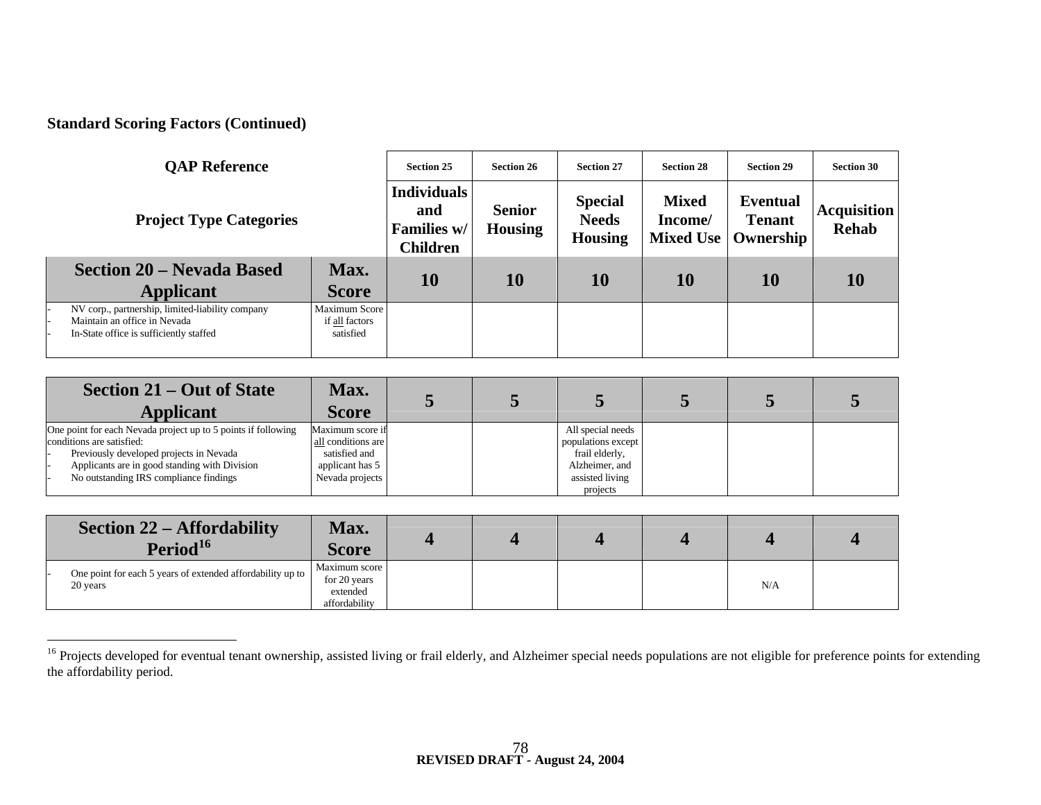**Standard Scoring Factors (Continued)**

| QAP Reference | | Section 25 | Section 26 | Section 27 | Section 28 | Section 29 | Section 30 |
|---|---|---|---|---|---|---|---|
| **Project Type Categories** | | **Individuals and Families w/ Children** | **Senior Housing** | **Special Needs Housing** | **Mixed Income/ Mixed Use** | **Eventual Tenant Ownership** | **Acquisition Rehab** |
| **Section 20 – Nevada Based Applicant** | **Max. Score** | **10** | **10** | **10** | **10** | **10** | **10** |
| - NV corp., partnership, limited-liability company<br>- Maintain an office in Nevada<br>- In-State office is sufficiently staffed | Maximum Score if all factors satisfied | | | | | | |
| **Section 21 – Out of State Applicant** | **Max. Score** | **5** | **5** | **5** | **5** | **5** | **5** |
| One point for each Nevada project up to 5 points if following conditions are satisfied:<br>- Previously developed projects in Nevada<br>- Applicants are in good standing with Division<br>- No outstanding IRS compliance findings | Maximum score if all conditions are satisfied and applicant has 5 Nevada projects | | | All special needs populations except frail elderly, Alzheimer, and assisted living projects | | | |
| **Section 22 – Affordability Period**[16] | **Max. Score** | **4** | **4** | **4** | **4** | **4** | **4** |
| - One point for each 5 years of extended affordability up to 20 years | Maximum score for 20 years extended affordability | | | | | N/A | |

[16] Projects developed for eventual tenant ownership, assisted living or frail elderly, and Alzheimer special needs populations are not eligible for preference points for extending the affordability period.

**REVISED DRAFT - August 24, 2004**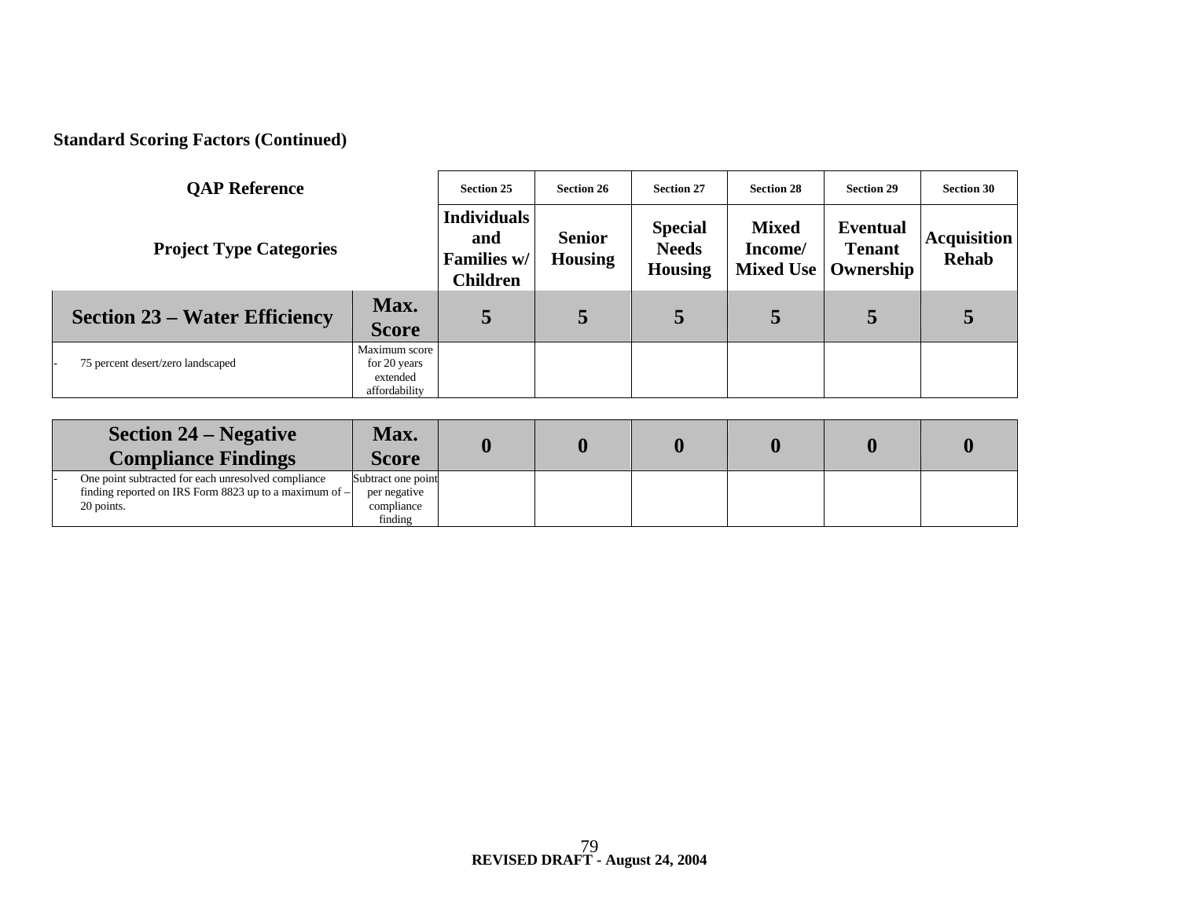**Standard Scoring Factors (Continued)**

| QAP Reference | | Section 25 | Section 26 | Section 27 | Section 28 | Section 29 | Section 30 |
|---|---|---|---|---|---|---|---|
| **Project Type Categories** | | **Individuals and Families w/ Children** | **Senior Housing** | **Special Needs Housing** | **Mixed Income/ Mixed Use** | **Eventual Tenant Ownership** | **Acquisition Rehab** |
| **Section 23 – Water Efficiency** | **Max. Score** | **5** | **5** | **5** | **5** | **5** | **5** |
| - 75 percent desert/zero landscaped | Maximum score for 20 years extended affordability | | | | | | |
| **Section 24 – Negative Compliance Findings** | **Max. Score** | **0** | **0** | **0** | **0** | **0** | **0** |
| - One point subtracted for each unresolved compliance finding reported on IRS Form 8823 up to a maximum of – 20 points. | Subtract one point per negative compliance finding | | | | | | |

**REVISED DRAFT - August 24, 2004**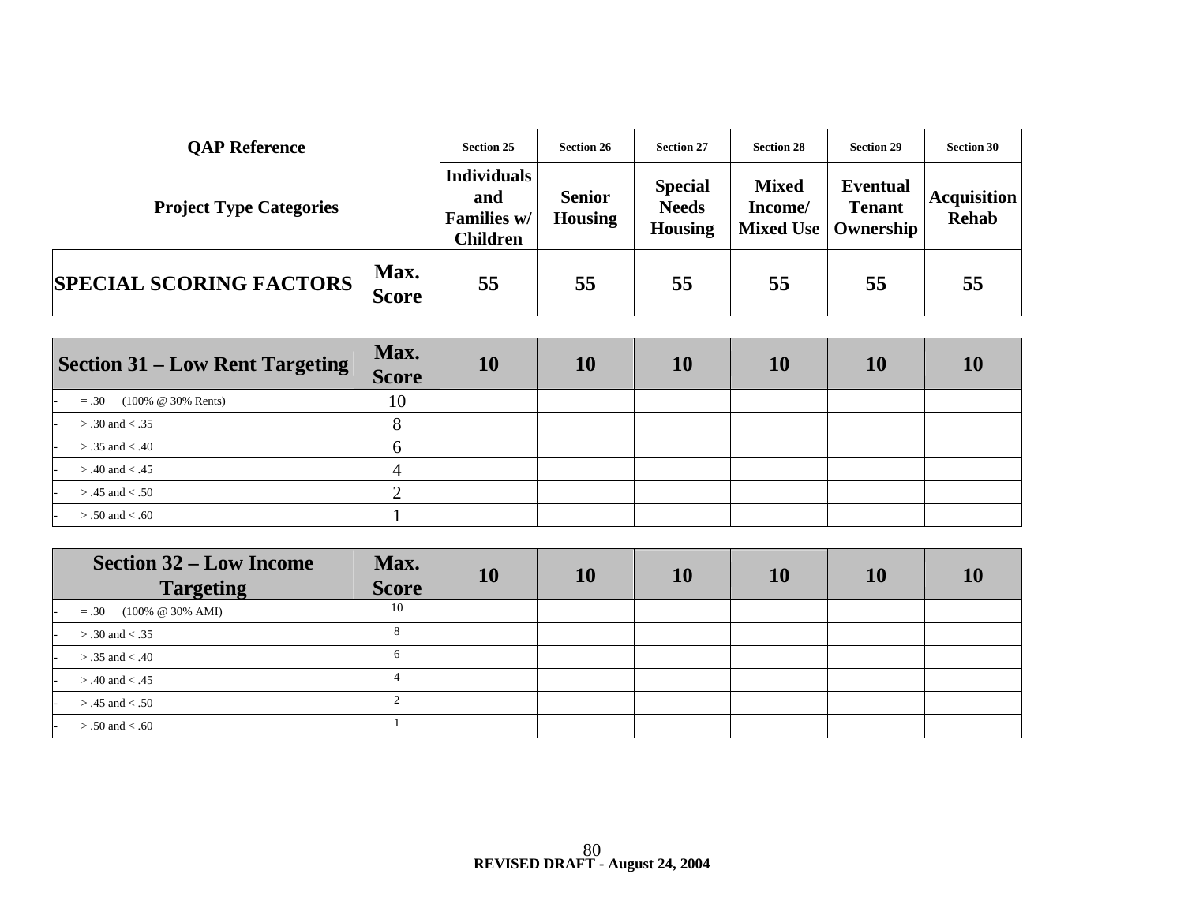| QAP Reference | | Section 25 | Section 26 | Section 27 | Section 28 | Section 29 | Section 30 |
|---|---|---|---|---|---|---|---|
| Project Type Categories | | Individuals and Families w/ Children | Senior Housing | Special Needs Housing | Mixed Income/ Mixed Use | Eventual Tenant Ownership | Acquisition Rehab |
| **SPECIAL SCORING FACTORS** | **Max. Score** | **55** | **55** | **55** | **55** | **55** | **55** |

| Section 31 – Low Rent Targeting | Max. Score | 10 | 10 | 10 | 10 | 10 | 10 |
|---|---|---|---|---|---|---|---|
| - = .30 (100% @ 30% Rents) | 10 | | | | | | |
| - > .30 and < .35 | 8 | | | | | | |
| - > .35 and < .40 | 6 | | | | | | |
| - > .40 and < .45 | 4 | | | | | | |
| - > .45 and < .50 | 2 | | | | | | |
| - > .50 and < .60 | 1 | | | | | | |

| Section 32 – Low Income Targeting | Max. Score | 10 | 10 | 10 | 10 | 10 | 10 |
|---|---|---|---|---|---|---|---|
| - = .30 (100% @ 30% AMI) | 10 | | | | | | |
| - > .30 and < .35 | 8 | | | | | | |
| - > .35 and < .40 | 6 | | | | | | |
| - > .40 and < .45 | 4 | | | | | | |
| - > .45 and < .50 | 2 | | | | | | |
| - > .50 and < .60 | 1 | | | | | | |

**REVISED DRAFT - August 24, 2004**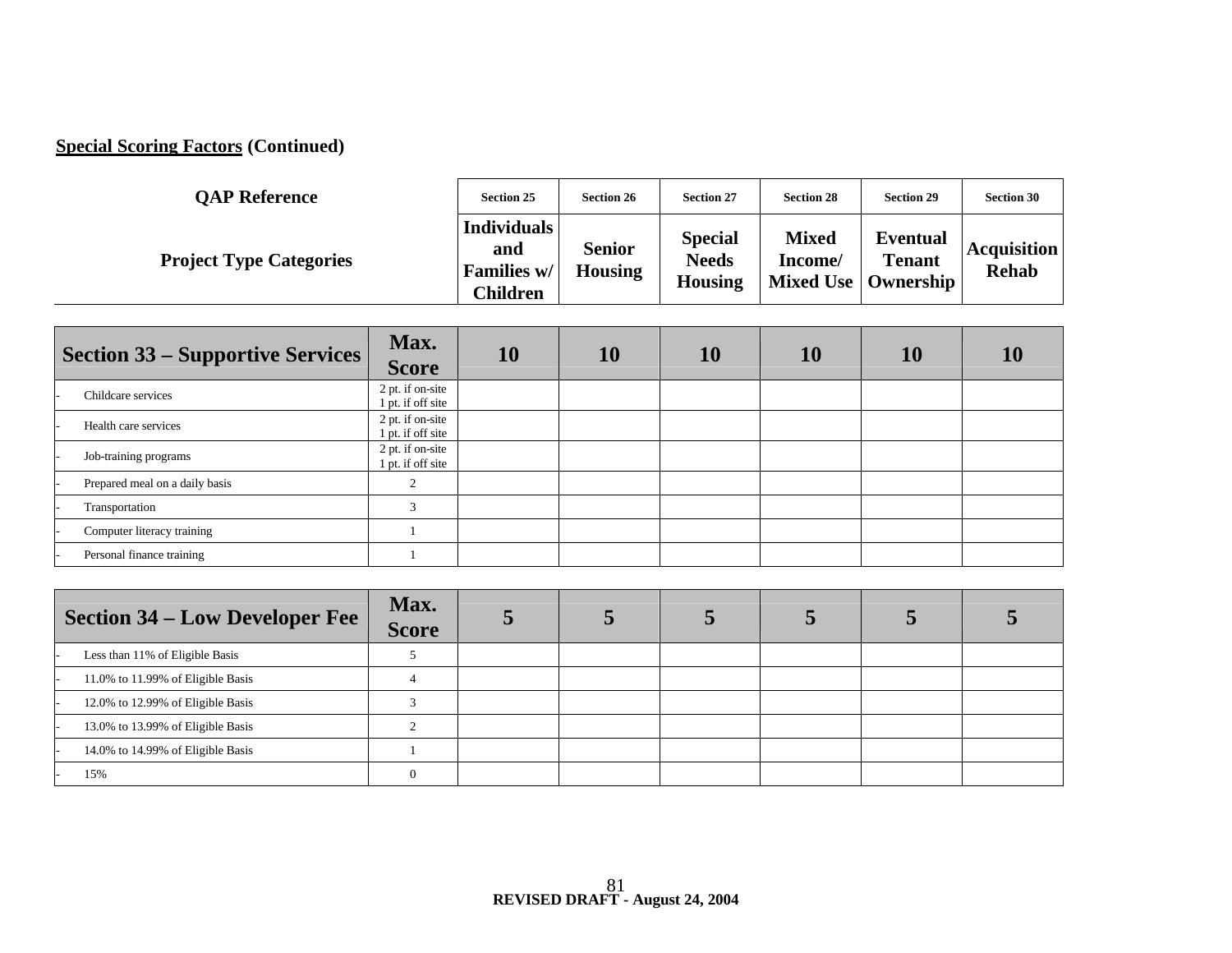**Special Scoring Factors** (Continued)

| QAP Reference | | Section 25 | Section 26 | Section 27 | Section 28 | Section 29 | Section 30 |
|---|---|---|---|---|---|---|---|
| **Project Type Categories** | | **Individuals and Families w/ Children** | **Senior Housing** | **Special Needs Housing** | **Mixed Income/ Mixed Use** | **Eventual Tenant Ownership** | **Acquisition Rehab** |
| **Section 33 – Supportive Services** | **Max. Score** | **10** | **10** | **10** | **10** | **10** | **10** |
| - Childcare services | 2 pt. if on-site 1 pt. if off site | | | | | | |
| - Health care services | 2 pt. if on-site 1 pt. if off site | | | | | | |
| - Job-training programs | 2 pt. if on-site 1 pt. if off site | | | | | | |
| - Prepared meal on a daily basis | 2 | | | | | | |
| - Transportation | 3 | | | | | | |
| - Computer literacy training | 1 | | | | | | |
| - Personal finance training | 1 | | | | | | |
| **Section 34 – Low Developer Fee** | **Max. Score** | **5** | **5** | **5** | **5** | **5** | **5** |
| - Less than 11% of Eligible Basis | 5 | | | | | | |
| - 11.0% to 11.99% of Eligible Basis | 4 | | | | | | |
| - 12.0% to 12.99% of Eligible Basis | 3 | | | | | | |
| - 13.0% to 13.99% of Eligible Basis | 2 | | | | | | |
| - 14.0% to 14.99% of Eligible Basis | 1 | | | | | | |
| - 15% | 0 | | | | | | |

**REVISED DRAFT - August 24, 2004**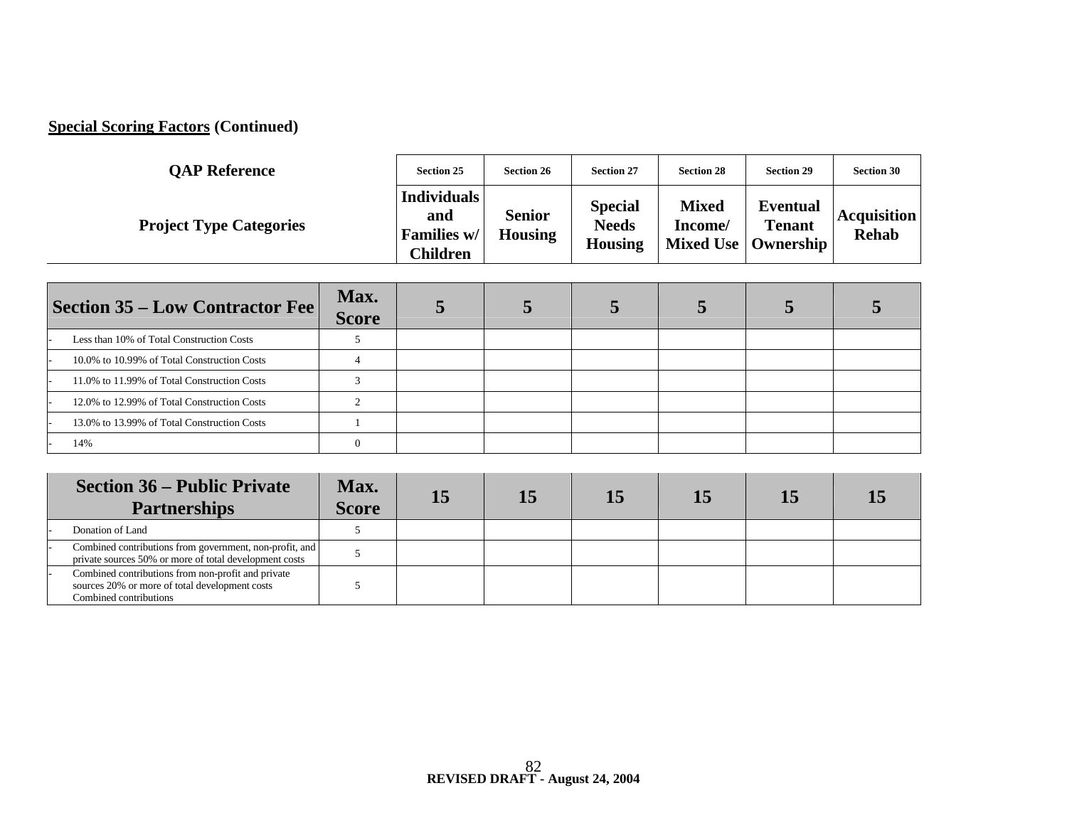**Special Scoring Factors** (Continued)

| QAP Reference | | Section 25 | Section 26 | Section 27 | Section 28 | Section 29 | Section 30 |
|---|---|---|---|---|---|---|---|
| **Project Type Categories** | | **Individuals and Families w/ Children** | **Senior Housing** | **Special Needs Housing** | **Mixed Income/ Mixed Use** | **Eventual Tenant Ownership** | **Acquisition Rehab** |
| **Section 35 – Low Contractor Fee** | **Max. Score** | **5** | **5** | **5** | **5** | **5** | **5** |
| - Less than 10% of Total Construction Costs | 5 | | | | | | |
| - 10.0% to 10.99% of Total Construction Costs | 4 | | | | | | |
| - 11.0% to 11.99% of Total Construction Costs | 3 | | | | | | |
| - 12.0% to 12.99% of Total Construction Costs | 2 | | | | | | |
| - 13.0% to 13.99% of Total Construction Costs | 1 | | | | | | |
| - 14% | 0 | | | | | | |
| **Section 36 – Public Private Partnerships** | **Max. Score** | **15** | **15** | **15** | **15** | **15** | **15** |
| - Donation of Land | 5 | | | | | | |
| - Combined contributions from government, non-profit, and private sources 50% or more of total development costs | 5 | | | | | | |
| - Combined contributions from non-profit and private sources 20% or more of total development costs Combined contributions | 5 | | | | | | |

**REVISED DRAFT - August 24, 2004**